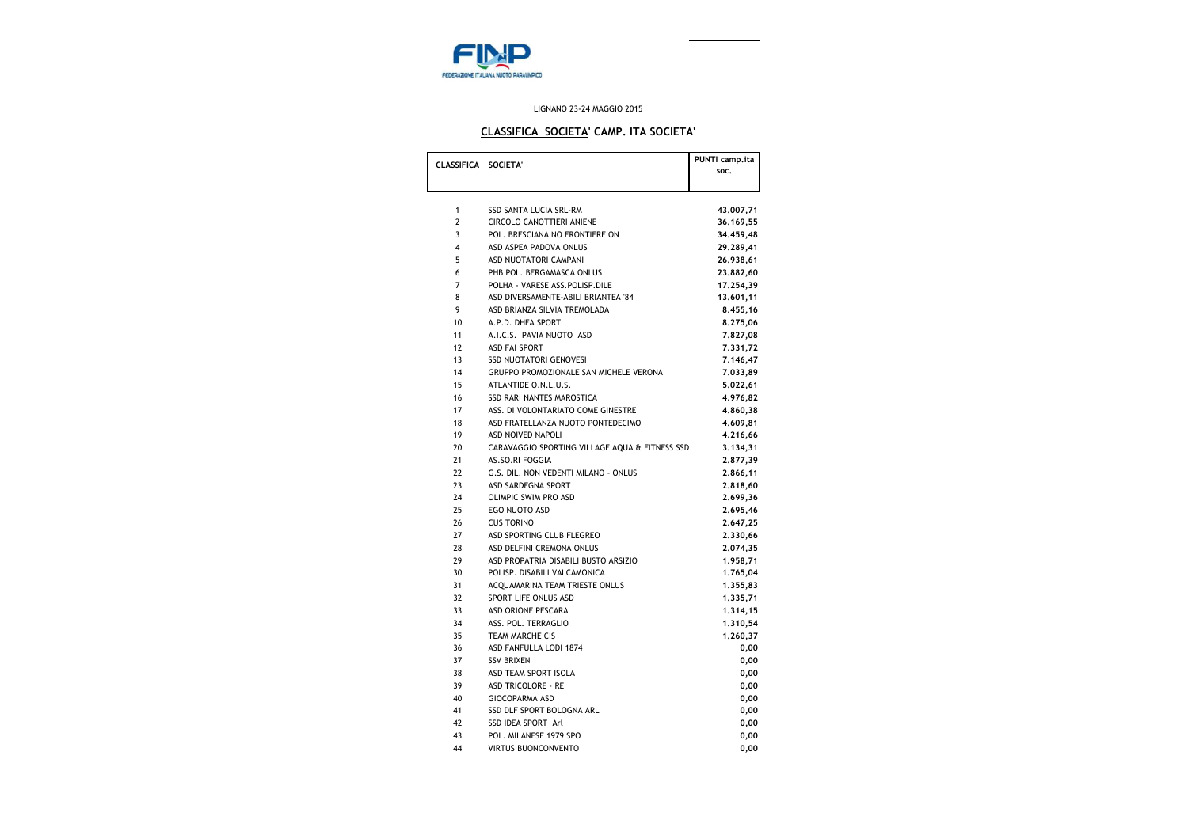LIGNANO 23-24 MAGGIO 2015

## CLASSIFICA SOCIETA' CAMP. ITA SOCIETA'

| CLASSIFICA | SOCIETA' | PUNTI camp.ita soc. |
|---|---|---|
| 1 | SSD SANTA LUCIA SRL-RM | 43.007,71 |
| 2 | CIRCOLO CANOTTIERI ANIENE | 36.169,55 |
| 3 | POL. BRESCIANA NO FRONTIERE ON | 34.459,48 |
| 4 | ASD ASPEA PADOVA ONLUS | 29.289,41 |
| 5 | ASD NUOTATORI CAMPANI | 26.938,61 |
| 6 | PHB POL. BERGAMASCA ONLUS | 23.882,60 |
| 7 | POLHA - VARESE ASS.POLISP.DILE | 17.254,39 |
| 8 | ASD DIVERSAMENTE-ABILI BRIANTEA '84 | 13.601,11 |
| 9 | ASD BRIANZA SILVIA TREMOLADA | 8.455,16 |
| 10 | A.P.D. DHEA SPORT | 8.275,06 |
| 11 | A.I.C.S. PAVIA NUOTO ASD | 7.827,08 |
| 12 | ASD FAI SPORT | 7.331,72 |
| 13 | SSD NUOTATORI GENOVESI | 7.146,47 |
| 14 | GRUPPO PROMOZIONALE SAN MICHELE VERONA | 7.033,89 |
| 15 | ATLANTIDE O.N.L.U.S. | 5.022,61 |
| 16 | SSD RARI NANTES MAROSTICA | 4.976,82 |
| 17 | ASS. DI VOLONTARIATO COME GINESTRE | 4.860,38 |
| 18 | ASD FRATELLANZA NUOTO PONTEDECIMO | 4.609,81 |
| 19 | ASD NOIVED NAPOLI | 4.216,66 |
| 20 | CARAVAGGIO SPORTING VILLAGE AQUA & FITNESS SSD | 3.134,31 |
| 21 | AS.SO.RI FOGGIA | 2.877,39 |
| 22 | G.S. DIL. NON VEDENTI MILANO - ONLUS | 2.866,11 |
| 23 | ASD SARDEGNA SPORT | 2.818,60 |
| 24 | OLIMPIC SWIM PRO ASD | 2.699,36 |
| 25 | EGO NUOTO ASD | 2.695,46 |
| 26 | CUS TORINO | 2.647,25 |
| 27 | ASD SPORTING CLUB FLEGREO | 2.330,66 |
| 28 | ASD DELFINI CREMONA ONLUS | 2.074,35 |
| 29 | ASD PROPATRIA DISABILI BUSTO ARSIZIO | 1.958,71 |
| 30 | POLISP. DISABILI VALCAMONICA | 1.765,04 |
| 31 | ACQUAMARINA TEAM TRIESTE ONLUS | 1.355,83 |
| 32 | SPORT LIFE ONLUS ASD | 1.335,71 |
| 33 | ASD ORIONE PESCARA | 1.314,15 |
| 34 | ASS. POL. TERRAGLIO | 1.310,54 |
| 35 | TEAM MARCHE CIS | 1.260,37 |
| 36 | ASD FANFULLA LODI 1874 | 0,00 |
| 37 | SSV BRIXEN | 0,00 |
| 38 | ASD TEAM SPORT ISOLA | 0,00 |
| 39 | ASD TRICOLORE - RE | 0,00 |
| 40 | GIOCOPARMA ASD | 0,00 |
| 41 | SSD DLF SPORT BOLOGNA ARL | 0,00 |
| 42 | SSD IDEA SPORT Arl | 0,00 |
| 43 | POL. MILANESE 1979 SPO | 0,00 |
| 44 | VIRTUS BUONCONVENTO | 0,00 |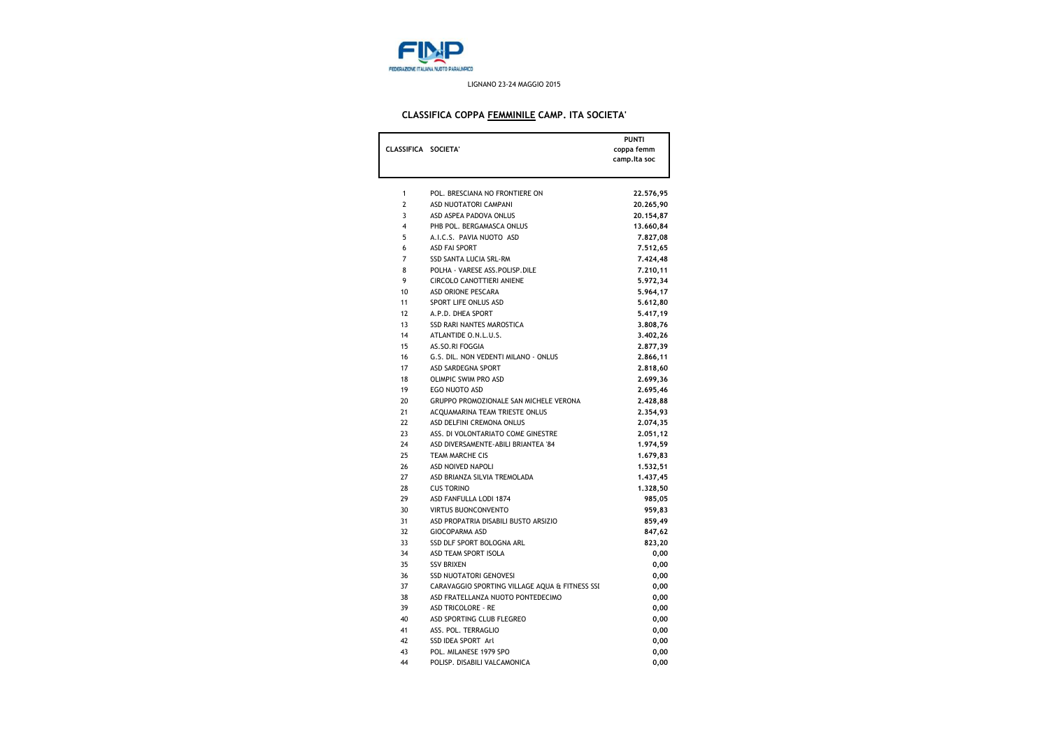LIGNANO 23-24 MAGGIO 2015

## CLASSIFICA COPPA FEMMINILE CAMP. ITA SOCIETA'

| CLASSIFICA | SOCIETA' | PUNTI coppa femm camp.Ita soc |
|---|---|---|
| 1 | POL. BRESCIANA NO FRONTIERE ON | 22.576,95 |
| 2 | ASD NUOTATORI CAMPANI | 20.265,90 |
| 3 | ASD ASPEA PADOVA ONLUS | 20.154,87 |
| 4 | PHB POL. BERGAMASCA ONLUS | 13.660,84 |
| 5 | A.I.C.S. PAVIA NUOTO ASD | 7.827,08 |
| 6 | ASD FAI SPORT | 7.512,65 |
| 7 | SSD SANTA LUCIA SRL-RM | 7.424,48 |
| 8 | POLHA - VARESE ASS.POLISP.DILE | 7.210,11 |
| 9 | CIRCOLO CANOTTIERI ANIENE | 5.972,34 |
| 10 | ASD ORIONE PESCARA | 5.964,17 |
| 11 | SPORT LIFE ONLUS ASD | 5.612,80 |
| 12 | A.P.D. DHEA SPORT | 5.417,19 |
| 13 | SSD RARI NANTES MAROSTICA | 3.808,76 |
| 14 | ATLANTIDE O.N.L.U.S. | 3.402,26 |
| 15 | AS.SO.RI FOGGIA | 2.877,39 |
| 16 | G.S. DIL. NON VEDENTI MILANO - ONLUS | 2.866,11 |
| 17 | ASD SARDEGNA SPORT | 2.818,60 |
| 18 | OLIMPIC SWIM PRO ASD | 2.699,36 |
| 19 | EGO NUOTO ASD | 2.695,46 |
| 20 | GRUPPO PROMOZIONALE SAN MICHELE VERONA | 2.428,88 |
| 21 | ACQUAMARINA TEAM TRIESTE ONLUS | 2.354,93 |
| 22 | ASD DELFINI CREMONA ONLUS | 2.074,35 |
| 23 | ASS. DI VOLONTARIATO COME GINESTRE | 2.051,12 |
| 24 | ASD DIVERSAMENTE-ABILI BRIANTEA '84 | 1.974,59 |
| 25 | TEAM MARCHE CIS | 1.679,83 |
| 26 | ASD NOIVED NAPOLI | 1.532,51 |
| 27 | ASD BRIANZA SILVIA TREMOLADA | 1.437,45 |
| 28 | CUS TORINO | 1.328,50 |
| 29 | ASD FANFULLA LODI 1874 | 985,05 |
| 30 | VIRTUS BUONCONVENTO | 959,83 |
| 31 | ASD PROPATRIA DISABILI BUSTO ARSIZIO | 859,49 |
| 32 | GIOCOPARMA ASD | 847,62 |
| 33 | SSD DLF SPORT BOLOGNA ARL | 823,20 |
| 34 | ASD TEAM SPORT ISOLA | 0,00 |
| 35 | SSV BRIXEN | 0,00 |
| 36 | SSD NUOTATORI GENOVESI | 0,00 |
| 37 | CARAVAGGIO SPORTING VILLAGE AQUA & FITNESS SSI | 0,00 |
| 38 | ASD FRATELLANZA NUOTO PONTEDECIMO | 0,00 |
| 39 | ASD TRICOLORE - RE | 0,00 |
| 40 | ASD SPORTING CLUB FLEGREO | 0,00 |
| 41 | ASS. POL. TERRAGLIO | 0,00 |
| 42 | SSD IDEA SPORT Arl | 0,00 |
| 43 | POL. MILANESE 1979 SPO | 0,00 |
| 44 | POLISP. DISABILI VALCAMONICA | 0,00 |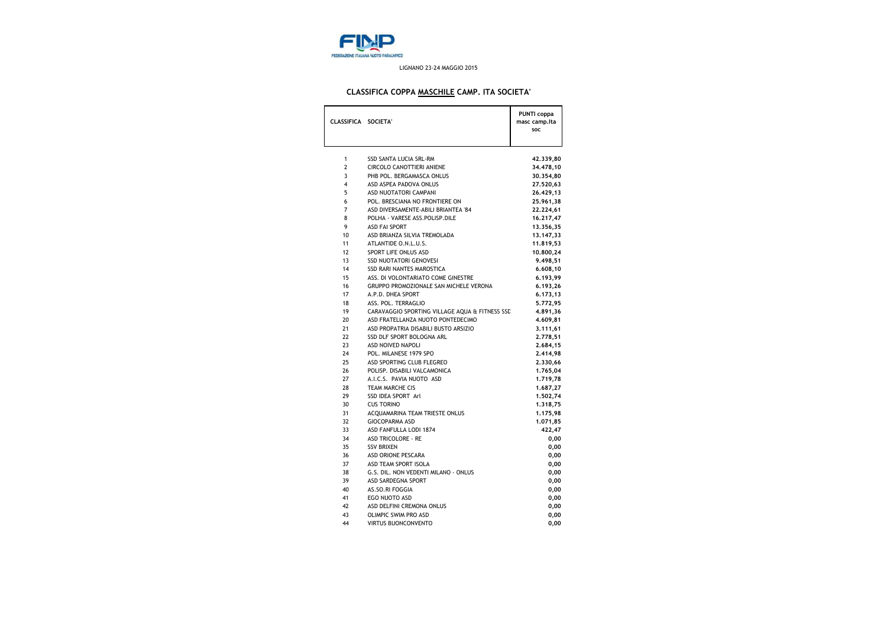FINP
FEDERAZIONE ITALIANA NUOTO PARALIMPICO

LIGNANO 23-24 MAGGIO 2015

## CLASSIFICA COPPA MASCHILE CAMP. ITA SOCIETA'

| CLASSIFICA | SOCIETA' | PUNTI coppa masc camp.Ita soc |
|---|---|---|
| 1 | SSD SANTA LUCIA SRL-RM | 42.339,80 |
| 2 | CIRCOLO CANOTTIERI ANIENE | 34.478,10 |
| 3 | PHB POL. BERGAMASCA ONLUS | 30.354,80 |
| 4 | ASD ASPEA PADOVA ONLUS | 27.520,63 |
| 5 | ASD NUOTATORI CAMPANI | 26.429,13 |
| 6 | POL. BRESCIANA NO FRONTIERE ON | 25.961,38 |
| 7 | ASD DIVERSAMENTE-ABILI BRIANTEA '84 | 22.224,61 |
| 8 | POLHA - VARESE ASS.POLISP.DILE | 16.217,47 |
| 9 | ASD FAI SPORT | 13.356,35 |
| 10 | ASD BRIANZA SILVIA TREMOLADA | 13.147,33 |
| 11 | ATLANTIDE O.N.L.U.S. | 11.819,53 |
| 12 | SPORT LIFE ONLUS ASD | 10.800,24 |
| 13 | SSD NUOTATORI GENOVESI | 9.498,51 |
| 14 | SSD RARI NANTES MAROSTICA | 6.608,10 |
| 15 | ASS. DI VOLONTARIATO COME GINESTRE | 6.193,99 |
| 16 | GRUPPO PROMOZIONALE SAN MICHELE VERONA | 6.193,26 |
| 17 | A.P.D. DHEA SPORT | 6.173,13 |
| 18 | ASS. POL. TERRAGLIO | 5.772,95 |
| 19 | CARAVAGGIO SPORTING VILLAGE AQUA & FITNESS SSD | 4.891,36 |
| 20 | ASD FRATELLANZA NUOTO PONTEDECIMO | 4.609,81 |
| 21 | ASD PROPATRIA DISABILI BUSTO ARSIZIO | 3.111,61 |
| 22 | SSD DLF SPORT BOLOGNA ARL | 2.778,51 |
| 23 | ASD NOIVED NAPOLI | 2.684,15 |
| 24 | POL. MILANESE 1979 SPO | 2.414,98 |
| 25 | ASD SPORTING CLUB FLEGREO | 2.330,66 |
| 26 | POLISP. DISABILI VALCAMONICA | 1.765,04 |
| 27 | A.I.C.S. PAVIA NUOTO ASD | 1.719,78 |
| 28 | TEAM MARCHE CIS | 1.687,27 |
| 29 | SSD IDEA SPORT Arl | 1.502,74 |
| 30 | CUS TORINO | 1.318,75 |
| 31 | ACQUAMARINA TEAM TRIESTE ONLUS | 1.175,98 |
| 32 | GIOCOPARMA ASD | 1.071,85 |
| 33 | ASD FANFULLA LODI 1874 | 422,47 |
| 34 | ASD TRICOLORE - RE | 0,00 |
| 35 | SSV BRIXEN | 0,00 |
| 36 | ASD ORIONE PESCARA | 0,00 |
| 37 | ASD TEAM SPORT ISOLA | 0,00 |
| 38 | G.S. DIL. NON VEDENTI MILANO - ONLUS | 0,00 |
| 39 | ASD SARDEGNA SPORT | 0,00 |
| 40 | AS.SO.RI FOGGIA | 0,00 |
| 41 | EGO NUOTO ASD | 0,00 |
| 42 | ASD DELFINI CREMONA ONLUS | 0,00 |
| 43 | OLIMPIC SWIM PRO ASD | 0,00 |
| 44 | VIRTUS BUONCONVENTO | 0,00 |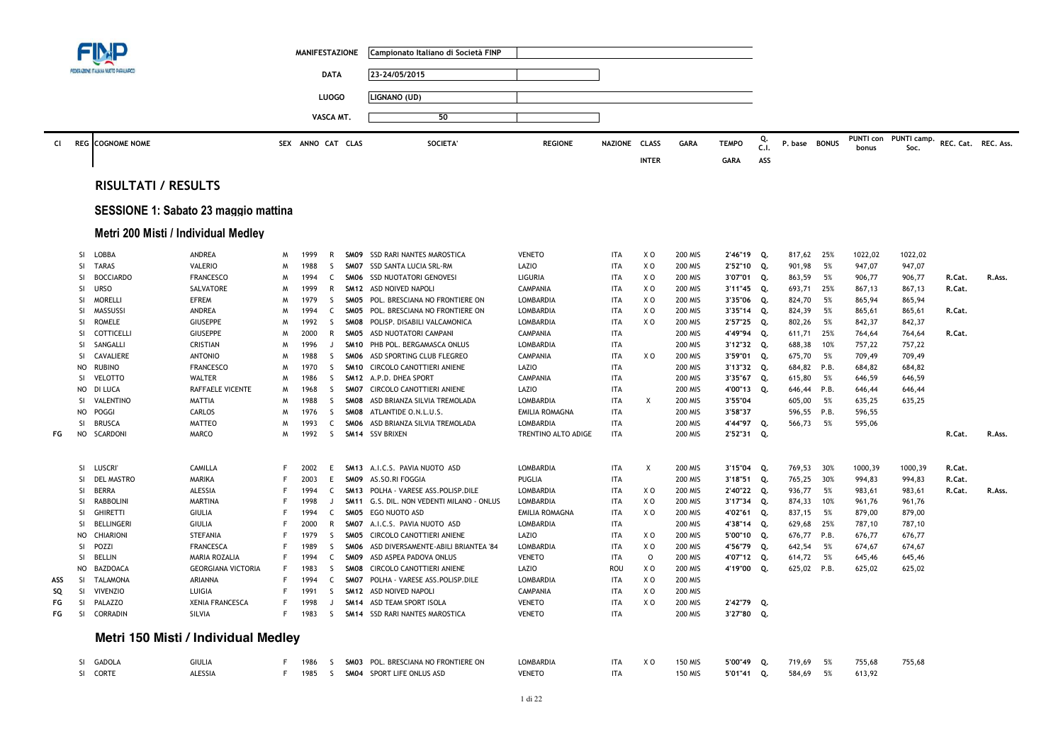| MANIFESTAZIONE | Campionato Italiano di Società FINP |
|---|---|
| DATA | 23-24/05/2015 |
| LUOGO | LIGNANO (UD) |
| VASCA MT. | 50 |

## RISULTATI / RESULTS

### SESSIONE 1: Sabato 23 maggio mattina

#### Metri 200 Misti / Individual Medley

| Cl | REG | COGNOME NOME | | SEX | ANNO | CAT | CLAS | SOCIETA' | REGIONE | NAZIONE | CLASS INTER | GARA | TEMPO GARA | Q. C.I. ASS | P. base | BONUS | PUNTI con bonus | PUNTI camp. Soc. | REC. Cat. | REC. Ass. |
|---|---|---|---|---|---|---|---|---|---|---|---|---|---|---|---|---|---|---|---|---|
| | SI | LOBBA | ANDREA | M | 1999 | R | SM09 | SSD RARI NANTES MAROSTICA | VENETO | ITA | X O | 200 MIS | 2'46"19 | Q. | 817,62 | 25% | 1022,02 | 1022,02 | | |
| | SI | TARAS | VALERIO | M | 1988 | S | SM07 | SSD SANTA LUCIA SRL-RM | LAZIO | ITA | X O | 200 MIS | 2'52"10 | Q. | 901,98 | 5% | 947,07 | 947,07 | | |
| | SI | BOCCIARDO | FRANCESCO | M | 1994 | C | SM06 | SSD NUOTATORI GENOVESI | LIGURIA | ITA | X O | 200 MIS | 3'07"01 | Q. | 863,59 | 5% | 906,77 | 906,77 | R.Cat. | R.Ass. |
| | SI | URSO | SALVATORE | M | 1999 | R | SM12 | ASD NOIVED NAPOLI | CAMPANIA | ITA | X O | 200 MIS | 3'11"45 | Q. | 693,71 | 25% | 867,13 | 867,13 | R.Cat. | |
| | SI | MORELLI | EFREM | M | 1979 | S | SM05 | POL. BRESCIANA NO FRONTIERE ON | LOMBARDIA | ITA | X O | 200 MIS | 3'35"06 | Q. | 824,70 | 5% | 865,94 | 865,94 | | |
| | SI | MASSUSSI | ANDREA | M | 1994 | C | SM05 | POL. BRESCIANA NO FRONTIERE ON | LOMBARDIA | ITA | X O | 200 MIS | 3'35"14 | Q. | 824,39 | 5% | 865,61 | 865,61 | R.Cat. | |
| | SI | ROMELE | GIUSEPPE | M | 1992 | S | SM08 | POLISP. DISABILI VALCAMONICA | LOMBARDIA | ITA | X O | 200 MIS | 2'57"25 | Q. | 802,26 | 5% | 842,37 | 842,37 | | |
| | SI | COTTICELLI | GIUSEPPE | M | 2000 | R | SM05 | ASD NUOTATORI CAMPANI | CAMPANIA | ITA | | 200 MIS | 4'49"94 | Q. | 611,71 | 25% | 764,64 | 764,64 | R.Cat. | |
| | SI | SANGALLI | CRISTIAN | M | 1996 | J | SM10 | PHB POL. BERGAMASCA ONLUS | LOMBARDIA | ITA | | 200 MIS | 3'12"32 | Q. | 688,38 | 10% | 757,22 | 757,22 | | |
| | SI | CAVALIERE | ANTONIO | M | 1988 | S | SM06 | ASD SPORTING CLUB FLEGREO | CAMPANIA | ITA | X O | 200 MIS | 3'59"01 | Q. | 675,70 | 5% | 709,49 | 709,49 | | |
| | NO | RUBINO | FRANCESCO | M | 1970 | S | SM10 | CIRCOLO CANOTTIERI ANIENE | LAZIO | ITA | | 200 MIS | 3'13"32 | Q. | 684,82 | P.B. | 684,82 | 684,82 | | |
| | SI | VELOTTO | WALTER | M | 1986 | S | SM12 | A.P.D. DHEA SPORT | CAMPANIA | ITA | | 200 MIS | 3'35"67 | Q. | 615,80 | 5% | 646,59 | 646,59 | | |
| | NO | DI LUCA | RAFFAELE VICENTE | M | 1968 | S | SM07 | CIRCOLO CANOTTIERI ANIENE | LAZIO | ITA | | 200 MIS | 4'00"13 | Q. | 646,44 | P.B. | 646,44 | 646,44 | | |
| | SI | VALENTINO | MATTIA | M | 1988 | S | SM08 | ASD BRIANZA SILVIA TREMOLADA | LOMBARDIA | ITA | X | 200 MIS | 3'55"04 | | 605,00 | 5% | 635,25 | 635,25 | | |
| | NO | POGGI | CARLOS | M | 1976 | S | SM08 | ATLANTIDE O.N.L.U.S. | EMILIA ROMAGNA | ITA | | 200 MIS | 3'58"37 | | 596,55 | P.B. | 596,55 | | | |
| | SI | BRUSCA | MATTEO | M | 1993 | C | SM06 | ASD BRIANZA SILVIA TREMOLADA | LOMBARDIA | ITA | | 200 MIS | 4'44"97 | Q. | 566,73 | 5% | 595,06 | | | |
| FG | NO | SCARDONI | MARCO | M | 1992 | S | SM14 | SSV BRIXEN | TRENTINO ALTO ADIGE | ITA | | 200 MIS | 2'52"31 | Q. | | | | | R.Cat. | R.Ass. |
| | SI | LUSCRI' | CAMILLA | F | 2002 | E | SM13 | A.I.C.S. PAVIA NUOTO ASD | LOMBARDIA | ITA | X | 200 MIS | 3'15"04 | Q. | 769,53 | 30% | 1000,39 | 1000,39 | R.Cat. | |
| | SI | DEL MASTRO | MARIKA | F | 2003 | E | SM09 | AS.SO.RI FOGGIA | PUGLIA | ITA | | 200 MIS | 3'18"51 | Q. | 765,25 | 30% | 994,83 | 994,83 | R.Cat. | |
| | SI | BERRA | ALESSIA | F | 1994 | C | SM13 | POLHA - VARESE ASS.POLISP.DILE | LOMBARDIA | ITA | X O | 200 MIS | 2'40"22 | Q. | 936,77 | 5% | 983,61 | 983,61 | R.Cat. | R.Ass. |
| | SI | RABBOLINI | MARTINA | F | 1998 | J | SM11 | G.S. DIL. NON VEDENTI MILANO - ONLUS | LOMBARDIA | ITA | X O | 200 MIS | 3'17"34 | Q. | 874,33 | 10% | 961,76 | 961,76 | | |
| | SI | GHIRETTI | GIULIA | F | 1994 | C | SM05 | EGO NUOTO ASD | EMILIA ROMAGNA | ITA | X O | 200 MIS | 4'02"61 | Q. | 837,15 | 5% | 879,00 | 879,00 | | |
| | SI | BELLINGERI | GIULIA | F | 2000 | R | SM07 | A.I.C.S. PAVIA NUOTO ASD | LOMBARDIA | ITA | | 200 MIS | 4'38"14 | Q. | 629,68 | 25% | 787,10 | 787,10 | | |
| | NO | CHIARIONI | STEFANIA | F | 1979 | S | SM05 | CIRCOLO CANOTTIERI ANIENE | LAZIO | ITA | X O | 200 MIS | 5'00"10 | Q. | 676,77 | P.B. | 676,77 | 676,77 | | |
| | SI | POZZI | FRANCESCA | F | 1989 | S | SM06 | ASD DIVERSAMENTE-ABILI BRIANTEA '84 | LOMBARDIA | ITA | X O | 200 MIS | 4'56"79 | Q. | 642,54 | 5% | 674,67 | 674,67 | | |
| | SI | BELLIN | MARIA ROZALIA | F | 1994 | C | SM09 | ASD ASPEA PADOVA ONLUS | VENETO | ITA | O | 200 MIS | 4'07"12 | Q. | 614,72 | 5% | 645,46 | 645,46 | | |
| | NO | BAZDOACA | GEORGIANA VICTORIA | F | 1983 | S | SM08 | CIRCOLO CANOTTIERI ANIENE | LAZIO | ROU | X O | 200 MIS | 4'19"00 | Q. | 625,02 | P.B. | 625,02 | 625,02 | | |
| ASS | SI | TALAMONA | ARIANNA | F | 1994 | C | SM07 | POLHA - VARESE ASS.POLISP.DILE | LOMBARDIA | ITA | X O | 200 MIS | | | | | | | | |
| SQ | SI | VIVENZIO | LUIGIA | F | 1991 | S | SM12 | ASD NOIVED NAPOLI | CAMPANIA | ITA | X O | 200 MIS | | | | | | | | |
| FG | SI | PALAZZO | XENIA FRANCESCA | F | 1998 | J | SM14 | ASD TEAM SPORT ISOLA | VENETO | ITA | X O | 200 MIS | 2'42"79 | Q. | | | | | | |
| FG | SI | CORRADIN | SILVIA | F | 1983 | S | SM14 | SSD RARI NANTES MAROSTICA | VENETO | ITA | | 200 MIS | 3'27"80 | Q. | | | | | | |

#### Metri 150 Misti / Individual Medley

| Cl | REG | COGNOME NOME | | SEX | ANNO | CAT | CLAS | SOCIETA' | REGIONE | NAZIONE | CLASS INTER | GARA | TEMPO GARA | Q. C.I. ASS | P. base | BONUS | PUNTI con bonus | PUNTI camp. Soc. | REC. Cat. | REC. Ass. |
|---|---|---|---|---|---|---|---|---|---|---|---|---|---|---|---|---|---|---|---|---|
| | SI | GADOLA | GIULIA | F | 1986 | S | SM03 | POL. BRESCIANA NO FRONTIERE ON | LOMBARDIA | ITA | X O | 150 MIS | 5'00"49 | Q. | 719,69 | 5% | 755,68 | 755,68 | | |
| | SI | CORTE | ALESSIA | F | 1985 | S | SM04 | SPORT LIFE ONLUS ASD | VENETO | ITA | | 150 MIS | 5'01"41 | Q. | 584,69 | 5% | 613,92 | | | |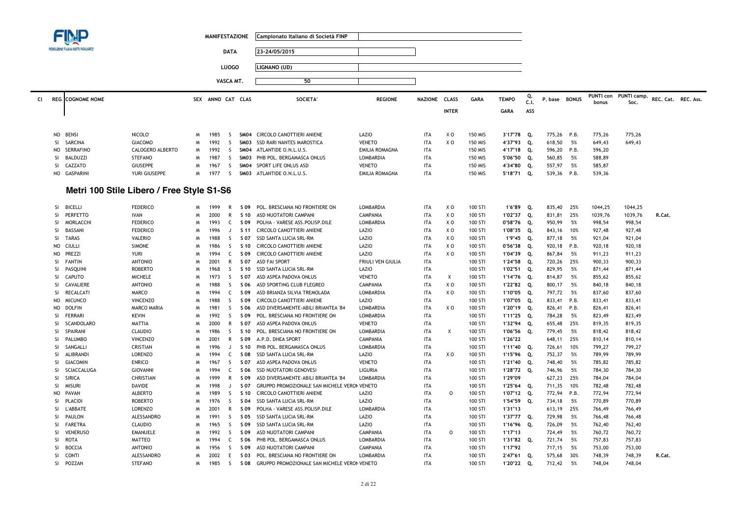| | | |
|---|---|---|
| MANIFESTAZIONE | Campionato Italiano di Società FINP | |
| DATA | 23-24/05/2015 | |
| LUOGO | LIGNANO (UD) | |
| VASCA MT. | 50 | |

| Cl | REG | COGNOME NOME | | SEX | ANNO | CAT | CLAS | SOCIETA' | REGIONE | NAZIONE | CLASS INTER | GARA | TEMPO GARA | Q. C.I. ASS | P. base | BONUS | PUNTI con bonus | PUNTI camp. Soc. | REC. Cat. | REC. Ass. |
|---|---|---|---|---|---|---|---|---|---|---|---|---|---|---|---|---|---|---|---|---|
| | NO | BENSI | NICOLO' | M | 1985 | S | SM04 | CIRCOLO CANOTTIERI ANIENE | LAZIO | ITA | X O | 150 MIS | 3'17"78 | Q. | 775,26 | P.B. | 775,26 | 775,26 | | |
| | SI | SARCINA | GIACOMO | M | 1992 | S | SM03 | SSD RARI NANTES MAROSTICA | VENETO | ITA | X O | 150 MIS | 4'37"93 | Q. | 618,50 | 5% | 649,43 | 649,43 | | |
| | NO | SERRAFINO | CALOGERO ALBERTO | M | 1992 | S | SM04 | ATLANTIDE O.N.L.U.S. | EMILIA ROMAGNA | ITA | | 150 MIS | 4'17"18 | Q. | 596,20 | P.B. | 596,20 | | | |
| | SI | BALDUZZI | STEFANO | M | 1987 | S | SM03 | PHB POL. BERGAMASCA ONLUS | LOMBARDIA | ITA | | 150 MIS | 5'06"50 | Q. | 560,85 | 5% | 588,89 | | | |
| | SI | CAZZATO | GIUSEPPE | M | 1967 | S | SM04 | SPORT LIFE ONLUS ASD | VENETO | ITA | | 150 MIS | 4'34"80 | Q. | 557,97 | 5% | 585,87 | | | |
| | NO | GASPARINI | YURI GIUSEPPE | M | 1977 | S | SM03 | ATLANTIDE O.N.L.U.S. | EMILIA ROMAGNA | ITA | | 150 MIS | 5'18"71 | Q. | 539,36 | P.B. | 539,36 | | | |

## Metri 100 Stile Libero / Free Style S1-S6

| Cl | REG | COGNOME NOME | | SEX | ANNO | CAT | CLAS | SOCIETA' | REGIONE | NAZIONE | CLASS INTER | GARA | TEMPO GARA | Q. C.I. ASS | P. base | BONUS | PUNTI con bonus | PUNTI camp. Soc. | REC. Cat. | REC. Ass. |
|---|---|---|---|---|---|---|---|---|---|---|---|---|---|---|---|---|---|---|---|---|
| | SI | BICELLI | FEDERICO | M | 1999 | R | S 09 | POL. BRESCIANA NO FRONTIERE ON | LOMBARDIA | ITA | X O | 100 STI | 1'6"89 | Q. | 835,40 | 25% | 1044,25 | 1044,25 | | |
| | SI | PERFETTO | IVAN | M | 2000 | R | S 10 | ASD NUOTATORI CAMPANI | CAMPANIA | ITA | X O | 100 STI | 1'02"37 | Q. | 831,81 | 25% | 1039,76 | 1039,76 | R.Cat. | |
| | SI | MORLACCHI | FEDERICO | M | 1993 | C | S 09 | POLHA - VARESE ASS.POLISP.DILE | LOMBARDIA | ITA | X O | 100 STI | 0'58"76 | Q. | 950,99 | 5% | 998,54 | 998,54 | | |
| | SI | BASSANI | FEDERICO | M | 1996 | J | S 11 | CIRCOLO CANOTTIERI ANIENE | LAZIO | ITA | X O | 100 STI | 1'08"35 | Q. | 843,16 | 10% | 927,48 | 927,48 | | |
| | SI | TARAS | VALERIO | M | 1988 | S | S 07 | SSD SANTA LUCIA SRL-RM | LAZIO | ITA | X O | 100 STI | 1'9"45 | Q. | 877,18 | 5% | 921,04 | 921,04 | | |
| | NO | CIULLI | SIMONE | M | 1986 | S | S 10 | CIRCOLO CANOTTIERI ANIENE | LAZIO | ITA | X O | 100 STI | 0'56"38 | Q. | 920,18 | P.B. | 920,18 | 920,18 | | |
| | NO | PREZZI | YURI | M | 1994 | C | S 09 | CIRCOLO CANOTTIERI ANIENE | LAZIO | ITA | X O | 100 STI | 1'04"39 | Q. | 867,84 | 5% | 911,23 | 911,23 | | |
| | SI | FANTIN | ANTONIO | M | 2001 | R | S 07 | ASD FAI SPORT | FRIULI VEN GIULIA | ITA | | 100 STI | 1'24"58 | Q. | 720,26 | 25% | 900,33 | 900,33 | | |
| | SI | PASQUINI | ROBERTO | M | 1968 | S | S 10 | SSD SANTA LUCIA SRL-RM | LAZIO | ITA | | 100 STI | 1'02"51 | Q. | 829,95 | 5% | 871,44 | 871,44 | | |
| | SI | CAPUTO | MICHELE | M | 1973 | S | S 07 | ASD ASPEA PADOVA ONLUS | VENETO | ITA | X | 100 STI | 1'14"76 | Q. | 814,87 | 5% | 855,62 | 855,62 | | |
| | SI | CAVALIERE | ANTONIO | M | 1988 | S | S 06 | ASD SPORTING CLUB FLEGREO | CAMPANIA | ITA | X O | 100 STI | 1'22"82 | Q. | 800,17 | 5% | 840,18 | 840,18 | | |
| | SI | RECALCATI | MARCO | M | 1994 | C | S 09 | ASD BRIANZA SILVIA TREMOLADA | LOMBARDIA | ITA | X O | 100 STI | 1'10"05 | Q. | 797,72 | 5% | 837,60 | 837,60 | | |
| | NO | MICUNCO | VINCENZO | M | 1988 | S | S 09 | CIRCOLO CANOTTIERI ANIENE | LAZIO | ITA | | 100 STI | 1'07"05 | Q. | 833,41 | P.B. | 833,41 | 833,41 | | |
| | NO | DOLFIN | MARCO MARIA | M | 1981 | S | S 06 | ASD DIVERSAMENTE-ABILI BRIANTEA '84 | LOMBARDIA | ITA | X O | 100 STI | 1'20"19 | Q. | 826,41 | P.B. | 826,41 | 826,41 | | |
| | SI | FERRARI | KEVIN | M | 1992 | S | S 09 | POL. BRESCIANA NO FRONTIERE ON | LOMBARDIA | ITA | | 100 STI | 1'11"25 | Q. | 784,28 | 5% | 823,49 | 823,49 | | |
| | SI | SCANDOLARO | MATTIA | M | 2000 | R | S 07 | ASD ASPEA PADOVA ONLUS | VENETO | ITA | | 100 STI | 1'32"94 | Q. | 655,48 | 25% | 819,35 | 819,35 | | |
| | SI | SPAIRANI | CLAUDIO | M | 1986 | S | S 10 | POL. BRESCIANA NO FRONTIERE ON | LOMBARDIA | ITA | X | 100 STI | 1'06"56 | Q. | 779,45 | 5% | 818,42 | 818,42 | | |
| | SI | PALUMBO | VINCENZO | M | 2001 | R | S 09 | A.P.D. DHEA SPORT | CAMPANIA | ITA | | 100 STI | 1'26"22 | | 648,11 | 25% | 810,14 | 810,14 | | |
| | SI | SANGALLI | CRISTIAN | M | 1996 | J | S 10 | PHB POL. BERGAMASCA ONLUS | LOMBARDIA | ITA | | 100 STI | 1'11"40 | Q. | 726,61 | 10% | 799,27 | 799,27 | | |
| | SI | ALIBRANDI | LORENZO | M | 1994 | C | S 08 | SSD SANTA LUCIA SRL-RM | LAZIO | ITA | X O | 100 STI | 1'15"96 | Q. | 752,37 | 5% | 789,99 | 789,99 | | |
| | SI | GIACOMIN | ENRICO | M | 1967 | S | S 07 | ASD ASPEA PADOVA ONLUS | VENETO | ITA | | 100 STI | 1'21"40 | Q. | 748,40 | 5% | 785,82 | 785,82 | | |
| | SI | SCIACCALUGA | GIOVANNI | M | 1994 | C | S 06 | SSD NUOTATORI GENOVESI | LIGURIA | ITA | | 100 STI | 1'28"72 | Q. | 746,96 | 5% | 784,30 | 784,30 | | |
| | SI | SIRICA | CHRISTIAN | M | 1999 | R | S 09 | ASD DIVERSAMENTE-ABILI BRIANTEA '84 | LOMBARDIA | ITA | | 100 STI | 1'29"09 | | 627,23 | 25% | 784,04 | 784,04 | | |
| | SI | MISURI | DAVIDE | M | 1998 | J | S 07 | GRUPPO PROMOZIONALE SAN MICHELE VERON | VENETO | ITA | | 100 STI | 1'25"64 | Q. | 711,35 | 10% | 782,48 | 782,48 | | |
| | NO | PAVAN | ALBERTO | M | 1989 | S | S 10 | CIRCOLO CANOTTIERI ANIENE | LAZIO | ITA | O | 100 STI | 1'07"12 | Q. | 772,94 | P.B. | 772,94 | 772,94 | | |
| | SI | PLACIDI | ROBERTO | M | 1976 | S | S 04 | SSD SANTA LUCIA SRL-RM | LAZIO | ITA | | 100 STI | 1'54"59 | Q. | 734,18 | 5% | 770,89 | 770,89 | | |
| | SI | L'ABBATE | LORENZO | M | 2001 | R | S 09 | POLHA - VARESE ASS.POLISP.DILE | LOMBARDIA | ITA | | 100 STI | 1'31"13 | | 613,19 | 25% | 766,49 | 766,49 | | |
| | SI | PAULON | ALESSANDRO | M | 1991 | S | S 05 | SSD SANTA LUCIA SRL-RM | LAZIO | ITA | | 100 STI | 1'37"77 | Q. | 729,98 | 5% | 766,48 | 766,48 | | |
| | SI | FARETRA | CLAUDIO | M | 1965 | S | S 09 | SSD SANTA LUCIA SRL-RM | LAZIO | ITA | | 100 STI | 1'16"96 | Q. | 726,09 | 5% | 762,40 | 762,40 | | |
| | SI | VENERUSO | EMANUELE | M | 1992 | S | S 09 | ASD NUOTATORI CAMPANI | CAMPANIA | ITA | O | 100 STI | 1'17"13 | | 724,49 | 5% | 760,72 | 760,72 | | |
| | SI | ROTA | MATTEO | M | 1994 | C | S 06 | PHB POL. BERGAMASCA ONLUS | LOMBARDIA | ITA | | 100 STI | 1'31"82 | Q. | 721,74 | 5% | 757,83 | 757,83 | | |
| | SI | BOCCIA | ANTONIO | M | 1956 | S | S 09 | ASD NUOTATORI CAMPANI | CAMPANIA | ITA | | 100 STI | 1'17"92 | | 717,15 | 5% | 753,00 | 753,00 | | |
| | SI | CONTI | ALESSANDRO | M | 2002 | E | S 03 | POL. BRESCIANA NO FRONTIERE ON | LOMBARDIA | ITA | | 100 STI | 2'47"61 | Q. | 575,68 | 30% | 748,39 | 748,39 | R.Cat. | |
| | SI | POZZAN | STEFANO | M | 1985 | S | S 08 | GRUPPO PROMOZIONALE SAN MICHELE VERON | VENETO | ITA | | 100 STI | 1'20"22 | Q. | 712,42 | 5% | 748,04 | 748,04 | | |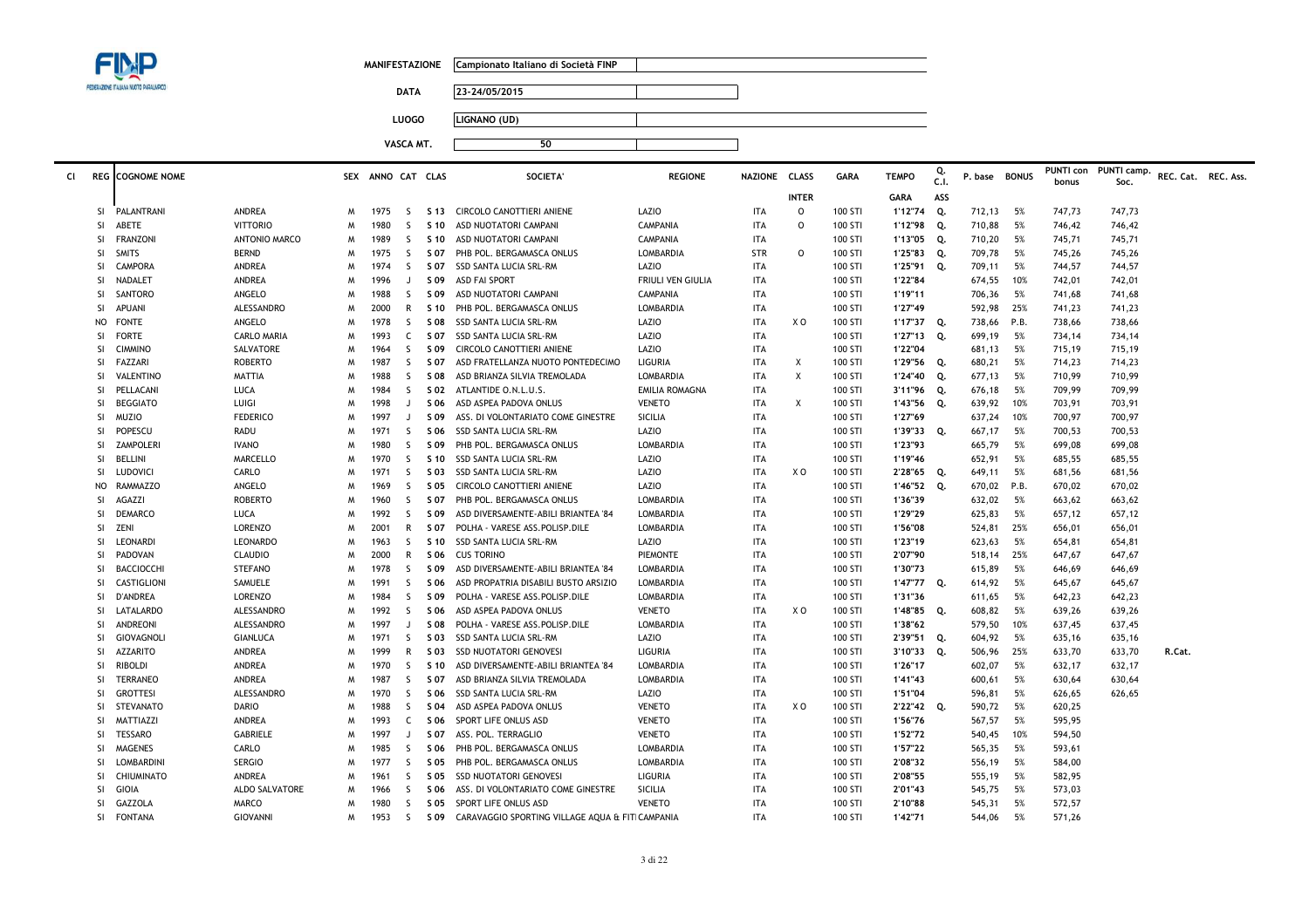| | |
|---|---|
| MANIFESTAZIONE | Campionato Italiano di Società FINP |
| DATA | 23-24/05/2015 |
| LUOGO | LIGNANO (UD) |
| VASCA MT. | 50 |

| Cl | REG | COGNOME NOME | | SEX | ANNO | CAT | CLAS | SOCIETA' | REGIONE | NAZIONE | CLASS | GARA | TEMPO | Q. C.I. | P. base | BONUS | PUNTI con bonus | PUNTI camp. Soc. | REC. Cat. | REC. Ass. |
|---|---|---|---|---|---|---|---|---|---|---|---|---|---|---|---|---|---|---|---|---|
| | | | | | | | | | | | INTER | | GARA | ASS | | | | | | |
| | SI | PALANTRANI | ANDREA | M | 1975 | S | S 13 | CIRCOLO CANOTTIERI ANIENE | LAZIO | ITA | O | 100 STI | 1'12"74 | Q. | 712,13 | 5% | 747,73 | 747,73 | | |
| | SI | ABETE | VITTORIO | M | 1980 | S | S 10 | ASD NUOTATORI CAMPANI | CAMPANIA | ITA | O | 100 STI | 1'12"98 | Q. | 710,88 | 5% | 746,42 | 746,42 | | |
| | SI | FRANZONI | ANTONIO MARCO | M | 1989 | S | S 10 | ASD NUOTATORI CAMPANI | CAMPANIA | ITA | | 100 STI | 1'13"05 | Q. | 710,20 | 5% | 745,71 | 745,71 | | |
| | SI | SMITS | BERND | M | 1975 | S | S 07 | PHB POL. BERGAMASCA ONLUS | LOMBARDIA | STR | O | 100 STI | 1'25"83 | Q. | 709,78 | 5% | 745,26 | 745,26 | | |
| | SI | CAMPORA | ANDREA | M | 1974 | S | S 07 | SSD SANTA LUCIA SRL-RM | LAZIO | ITA | | 100 STI | 1'25"91 | Q. | 709,11 | 5% | 744,57 | 744,57 | | |
| | SI | NADALET | ANDREA | M | 1996 | J | S 09 | ASD FAI SPORT | FRIULI VEN GIULIA | ITA | | 100 STI | 1'22"84 | | 674,55 | 10% | 742,01 | 742,01 | | |
| | SI | SANTORO | ANGELO | M | 1988 | S | S 09 | ASD NUOTATORI CAMPANI | CAMPANIA | ITA | | 100 STI | 1'19"11 | | 706,36 | 5% | 741,68 | 741,68 | | |
| | SI | APUANI | ALESSANDRO | M | 2000 | R | S 10 | PHB POL. BERGAMASCA ONLUS | LOMBARDIA | ITA | | 100 STI | 1'27"49 | | 592,98 | 25% | 741,23 | 741,23 | | |
| | NO | FONTE | ANGELO | M | 1978 | S | S 08 | SSD SANTA LUCIA SRL-RM | LAZIO | ITA | X O | 100 STI | 1'17"37 | Q. | 738,66 | P.B. | 738,66 | 738,66 | | |
| | SI | FORTE | CARLO MARIA | M | 1993 | C | S 07 | SSD SANTA LUCIA SRL-RM | LAZIO | ITA | | 100 STI | 1'27"13 | Q. | 699,19 | 5% | 734,14 | 734,14 | | |
| | SI | CIMMINO | SALVATORE | M | 1964 | S | S 09 | CIRCOLO CANOTTIERI ANIENE | LAZIO | ITA | | 100 STI | 1'22"04 | | 681,13 | 5% | 715,19 | 715,19 | | |
| | SI | FAZZARI | ROBERTO | M | 1987 | S | S 07 | ASD FRATELLANZA NUOTO PONTEDECIMO | LIGURIA | ITA | X | 100 STI | 1'29"56 | Q. | 680,21 | 5% | 714,23 | 714,23 | | |
| | SI | VALENTINO | MATTIA | M | 1988 | S | S 08 | ASD BRIANZA SILVIA TREMOLADA | LOMBARDIA | ITA | X | 100 STI | 1'24"40 | Q. | 677,13 | 5% | 710,99 | 710,99 | | |
| | SI | PELLACANI | LUCA | M | 1984 | S | S 02 | ATLANTIDE O.N.L.U.S. | EMILIA ROMAGNA | ITA | | 100 STI | 3'11"96 | Q. | 676,18 | 5% | 709,99 | 709,99 | | |
| | SI | BEGGIATO | LUIGI | M | 1998 | J | S 06 | ASD ASPEA PADOVA ONLUS | VENETO | ITA | X | 100 STI | 1'43"56 | Q. | 639,92 | 10% | 703,91 | 703,91 | | |
| | SI | MUZIO | FEDERICO | M | 1997 | J | S 09 | ASS. DI VOLONTARIATO COME GINESTRE | SICILIA | ITA | | 100 STI | 1'27"69 | | 637,24 | 10% | 700,97 | 700,97 | | |
| | SI | POPESCU | RADU | M | 1971 | S | S 06 | SSD SANTA LUCIA SRL-RM | LAZIO | ITA | | 100 STI | 1'39"33 | Q. | 667,17 | 5% | 700,53 | 700,53 | | |
| | SI | ZAMPOLERI | IVANO | M | 1980 | S | S 09 | PHB POL. BERGAMASCA ONLUS | LOMBARDIA | ITA | | 100 STI | 1'23"93 | | 665,79 | 5% | 699,08 | 699,08 | | |
| | SI | BELLINI | MARCELLO | M | 1970 | S | S 10 | SSD SANTA LUCIA SRL-RM | LAZIO | ITA | | 100 STI | 1'19"46 | | 652,91 | 5% | 685,55 | 685,55 | | |
| | SI | LUDOVICI | CARLO | M | 1971 | S | S 03 | SSD SANTA LUCIA SRL-RM | LAZIO | ITA | X O | 100 STI | 2'28"65 | Q. | 649,11 | 5% | 681,56 | 681,56 | | |
| | NO | RAMMAZZO | ANGELO | M | 1969 | S | S 05 | CIRCOLO CANOTTIERI ANIENE | LAZIO | ITA | | 100 STI | 1'46"52 | Q. | 670,02 | P.B. | 670,02 | 670,02 | | |
| | SI | AGAZZI | ROBERTO | M | 1960 | S | S 07 | PHB POL. BERGAMASCA ONLUS | LOMBARDIA | ITA | | 100 STI | 1'36"39 | | 632,02 | 5% | 663,62 | 663,62 | | |
| | SI | DEMARCO | LUCA | M | 1992 | S | S 09 | ASD DIVERSAMENTE-ABILI BRIANTEA '84 | LOMBARDIA | ITA | | 100 STI | 1'29"29 | | 625,83 | 5% | 657,12 | 657,12 | | |
| | SI | ZENI | LORENZO | M | 2001 | R | S 07 | POLHA - VARESE ASS.POLISP.DILE | LOMBARDIA | ITA | | 100 STI | 1'56"08 | | 524,81 | 25% | 656,01 | 656,01 | | |
| | SI | LEONARDI | LEONARDO | M | 1963 | S | S 10 | SSD SANTA LUCIA SRL-RM | LAZIO | ITA | | 100 STI | 1'23"19 | | 623,63 | 5% | 654,81 | 654,81 | | |
| | SI | PADOVAN | CLAUDIO | M | 2000 | R | S 06 | CUS TORINO | PIEMONTE | ITA | | 100 STI | 2'07"90 | | 518,14 | 25% | 647,67 | 647,67 | | |
| | SI | BACCIOCCHI | STEFANO | M | 1978 | S | S 09 | ASD DIVERSAMENTE-ABILI BRIANTEA '84 | LOMBARDIA | ITA | | 100 STI | 1'30"73 | | 615,89 | 5% | 646,69 | 646,69 | | |
| | SI | CASTIGLIONI | SAMUELE | M | 1991 | S | S 06 | ASD PROPATRIA DISABILI BUSTO ARSIZIO | LOMBARDIA | ITA | | 100 STI | 1'47"77 | Q. | 614,92 | 5% | 645,67 | 645,67 | | |
| | SI | D'ANDREA | LORENZO | M | 1984 | S | S 09 | POLHA - VARESE ASS.POLISP.DILE | LOMBARDIA | ITA | | 100 STI | 1'31"36 | | 611,65 | 5% | 642,23 | 642,23 | | |
| | SI | LATALARDO | ALESSANDRO | M | 1992 | S | S 06 | ASD ASPEA PADOVA ONLUS | VENETO | ITA | X O | 100 STI | 1'48"85 | Q. | 608,82 | 5% | 639,26 | 639,26 | | |
| | SI | ANDREONI | ALESSANDRO | M | 1997 | J | S 08 | POLHA - VARESE ASS.POLISP.DILE | LOMBARDIA | ITA | | 100 STI | 1'38"62 | | 579,50 | 10% | 637,45 | 637,45 | | |
| | SI | GIOVAGNOLI | GIANLUCA | M | 1971 | S | S 03 | SSD SANTA LUCIA SRL-RM | LAZIO | ITA | | 100 STI | 2'39"51 | Q. | 604,92 | 5% | 635,16 | 635,16 | | |
| | SI | AZZARITO | ANDREA | M | 1999 | R | S 03 | SSD NUOTATORI GENOVESI | LIGURIA | ITA | | 100 STI | 3'10"33 | Q. | 506,96 | 25% | 633,70 | 633,70 | R.Cat. | |
| | SI | RIBOLDI | ANDREA | M | 1970 | S | S 10 | ASD DIVERSAMENTE-ABILI BRIANTEA '84 | LOMBARDIA | ITA | | 100 STI | 1'26"17 | | 602,07 | 5% | 632,17 | 632,17 | | |
| | SI | TERRANEO | ANDREA | M | 1987 | S | S 07 | ASD BRIANZA SILVIA TREMOLADA | LOMBARDIA | ITA | | 100 STI | 1'41"43 | | 600,61 | 5% | 630,64 | 630,64 | | |
| | SI | GROTTESI | ALESSANDRO | M | 1970 | S | S 06 | SSD SANTA LUCIA SRL-RM | LAZIO | ITA | | 100 STI | 1'51"04 | | 596,81 | 5% | 626,65 | 626,65 | | |
| | SI | STEVANATO | DARIO | M | 1988 | S | S 04 | ASD ASPEA PADOVA ONLUS | VENETO | ITA | X O | 100 STI | 2'22"42 | Q. | 590,72 | 5% | 620,25 | | | |
| | SI | MATTIAZZI | ANDREA | M | 1993 | C | S 06 | SPORT LIFE ONLUS ASD | VENETO | ITA | | 100 STI | 1'56"76 | | 567,57 | 5% | 595,95 | | | |
| | SI | TESSARO | GABRIELE | M | 1997 | J | S 07 | ASS. POL. TERRAGLIO | VENETO | ITA | | 100 STI | 1'52"72 | | 540,45 | 10% | 594,50 | | | |
| | SI | MAGENES | CARLO | M | 1985 | S | S 06 | PHB POL. BERGAMASCA ONLUS | LOMBARDIA | ITA | | 100 STI | 1'57"22 | | 565,35 | 5% | 593,61 | | | |
| | SI | LOMBARDINI | SERGIO | M | 1977 | S | S 05 | PHB POL. BERGAMASCA ONLUS | LOMBARDIA | ITA | | 100 STI | 2'08"32 | | 556,19 | 5% | 584,00 | | | |
| | SI | CHIUMINATO | ANDREA | M | 1961 | S | S 05 | SSD NUOTATORI GENOVESI | LIGURIA | ITA | | 100 STI | 2'08"55 | | 555,19 | 5% | 582,95 | | | |
| | SI | GIOIA | ALDO SALVATORE | M | 1966 | S | S 06 | ASS. DI VOLONTARIATO COME GINESTRE | SICILIA | ITA | | 100 STI | 2'01"43 | | 545,75 | 5% | 573,03 | | | |
| | SI | GAZZOLA | MARCO | M | 1980 | S | S 05 | SPORT LIFE ONLUS ASD | VENETO | ITA | | 100 STI | 2'10"88 | | 545,31 | 5% | 572,57 | | | |
| | SI | FONTANA | GIOVANNI | M | 1953 | S | S 09 | CARAVAGGIO SPORTING VILLAGE AQUA & FIT | CAMPANIA | ITA | | 100 STI | 1'42"71 | | 544,06 | 5% | 571,26 | | | |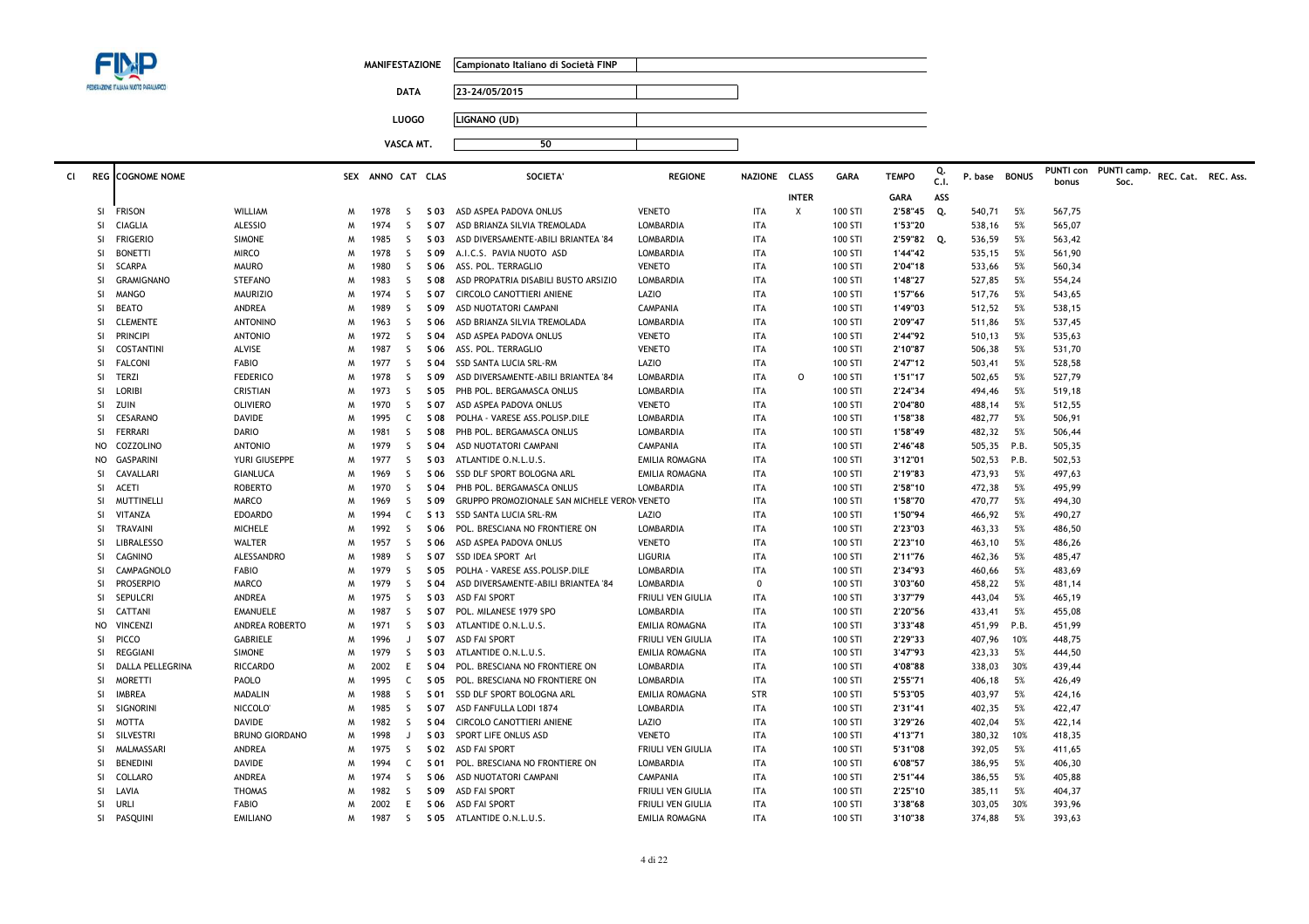| | |
|---|---|
| MANIFESTAZIONE | Campionato Italiano di Società FINP |
| DATA | 23-24/05/2015 |
| LUOGO | LIGNANO (UD) |
| VASCA MT. | 50 |

| Cl | REG | COGNOME NOME | | SEX | ANNO | CAT | CLAS | SOCIETA' | REGIONE | NAZIONE | CLASS | GARA | TEMPO | Q. C.I. | P. base | BONUS | PUNTI con bonus | PUNTI camp. Soc. | REC. Cat. | REC. Ass. |
|---|---|---|---|---|---|---|---|---|---|---|---|---|---|---|---|---|---|---|---|---|
| | | | | | | | | | | | INTER | | GARA | ASS | | | | | | |
| | SI | FRISON | WILLIAM | M | 1978 | S | S 03 | ASD ASPEA PADOVA ONLUS | VENETO | ITA | X | 100 STI | 2'58"45 | Q. | 540,71 | 5% | 567,75 | | | |
| | SI | CIAGLIA | ALESSIO | M | 1974 | S | S 07 | ASD BRIANZA SILVIA TREMOLADA | LOMBARDIA | ITA | | 100 STI | 1'53"20 | | 538,16 | 5% | 565,07 | | | |
| | SI | FRIGERIO | SIMONE | M | 1985 | S | S 03 | ASD DIVERSAMENTE-ABILI BRIANTEA '84 | LOMBARDIA | ITA | | 100 STI | 2'59"82 | Q. | 536,59 | 5% | 563,42 | | | |
| | SI | BONETTI | MIRCO | M | 1978 | S | S 09 | A.I.C.S. PAVIA NUOTO ASD | LOMBARDIA | ITA | | 100 STI | 1'44"42 | | 535,15 | 5% | 561,90 | | | |
| | SI | SCARPA | MAURO | M | 1980 | S | S 06 | ASS. POL. TERRAGLIO | VENETO | ITA | | 100 STI | 2'04"18 | | 533,66 | 5% | 560,34 | | | |
| | SI | GRAMIGNANO | STEFANO | M | 1983 | S | S 08 | ASD PROPATRIA DISABILI BUSTO ARSIZIO | LOMBARDIA | ITA | | 100 STI | 1'48"27 | | 527,85 | 5% | 554,24 | | | |
| | SI | MANGO | MAURIZIO | M | 1974 | S | S 07 | CIRCOLO CANOTTIERI ANIENE | LAZIO | ITA | | 100 STI | 1'57"66 | | 517,76 | 5% | 543,65 | | | |
| | SI | BEATO | ANDREA | M | 1989 | S | S 09 | ASD NUOTATORI CAMPANI | CAMPANIA | ITA | | 100 STI | 1'49"03 | | 512,52 | 5% | 538,15 | | | |
| | SI | CLEMENTE | ANTONINO | M | 1963 | S | S 06 | ASD BRIANZA SILVIA TREMOLADA | LOMBARDIA | ITA | | 100 STI | 2'09"47 | | 511,86 | 5% | 537,45 | | | |
| | SI | PRINCIPI | ANTONIO | M | 1972 | S | S 04 | ASD ASPEA PADOVA ONLUS | VENETO | ITA | | 100 STI | 2'44"92 | | 510,13 | 5% | 535,63 | | | |
| | SI | COSTANTINI | ALVISE | M | 1987 | S | S 06 | ASS. POL. TERRAGLIO | VENETO | ITA | | 100 STI | 2'10"87 | | 506,38 | 5% | 531,70 | | | |
| | SI | FALCONI | FABIO | M | 1977 | S | S 04 | SSD SANTA LUCIA SRL-RM | LAZIO | ITA | | 100 STI | 2'47"12 | | 503,41 | 5% | 528,58 | | | |
| | SI | TERZI | FEDERICO | M | 1978 | S | S 09 | ASD DIVERSAMENTE-ABILI BRIANTEA '84 | LOMBARDIA | ITA | O | 100 STI | 1'51"17 | | 502,65 | 5% | 527,79 | | | |
| | SI | LORIBI | CRISTIAN | M | 1973 | S | S 05 | PHB POL. BERGAMASCA ONLUS | LOMBARDIA | ITA | | 100 STI | 2'24"34 | | 494,46 | 5% | 519,18 | | | |
| | SI | ZUIN | OLIVIERO | M | 1970 | S | S 07 | ASD ASPEA PADOVA ONLUS | VENETO | ITA | | 100 STI | 2'04"80 | | 488,14 | 5% | 512,55 | | | |
| | SI | CESARANO | DAVIDE | M | 1995 | C | S 08 | POLHA - VARESE ASS.POLISP.DILE | LOMBARDIA | ITA | | 100 STI | 1'58"38 | | 482,77 | 5% | 506,91 | | | |
| | SI | FERRARI | DARIO | M | 1981 | S | S 08 | PHB POL. BERGAMASCA ONLUS | LOMBARDIA | ITA | | 100 STI | 1'58"49 | | 482,32 | 5% | 506,44 | | | |
| | NO | COZZOLINO | ANTONIO | M | 1979 | S | S 04 | ASD NUOTATORI CAMPANI | CAMPANIA | ITA | | 100 STI | 2'46"48 | | 505,35 | P.B. | 505,35 | | | |
| | NO | GASPARINI | YURI GIUSEPPE | M | 1977 | S | S 03 | ATLANTIDE O.N.L.U.S. | EMILIA ROMAGNA | ITA | | 100 STI | 3'12"01 | | 502,53 | P.B. | 502,53 | | | |
| | SI | CAVALLARI | GIANLUCA | M | 1969 | S | S 06 | SSD DLF SPORT BOLOGNA ARL | EMILIA ROMAGNA | ITA | | 100 STI | 2'19"83 | | 473,93 | 5% | 497,63 | | | |
| | SI | ACETI | ROBERTO | M | 1970 | S | S 04 | PHB POL. BERGAMASCA ONLUS | LOMBARDIA | ITA | | 100 STI | 2'58"10 | | 472,38 | 5% | 495,99 | | | |
| | SI | MUTTINELLI | MARCO | M | 1969 | S | S 09 | GRUPPO PROMOZIONALE SAN MICHELE VERON | VENETO | ITA | | 100 STI | 1'58"70 | | 470,77 | 5% | 494,30 | | | |
| | SI | VITANZA | EDOARDO | M | 1994 | C | S 13 | SSD SANTA LUCIA SRL-RM | LAZIO | ITA | | 100 STI | 1'50"94 | | 466,92 | 5% | 490,27 | | | |
| | SI | TRAVAINI | MICHELE | M | 1992 | S | S 06 | POL. BRESCIANA NO FRONTIERE ON | LOMBARDIA | ITA | | 100 STI | 2'23"03 | | 463,33 | 5% | 486,50 | | | |
| | SI | LIBRALESSO | WALTER | M | 1957 | S | S 06 | ASD ASPEA PADOVA ONLUS | VENETO | ITA | | 100 STI | 2'23"10 | | 463,10 | 5% | 486,26 | | | |
| | SI | CAGNINO | ALESSANDRO | M | 1989 | S | S 07 | SSD IDEA SPORT Arl | LIGURIA | ITA | | 100 STI | 2'11"76 | | 462,36 | 5% | 485,47 | | | |
| | SI | CAMPAGNOLO | FABIO | M | 1979 | S | S 05 | POLHA - VARESE ASS.POLISP.DILE | LOMBARDIA | ITA | | 100 STI | 2'34"93 | | 460,66 | 5% | 483,69 | | | |
| | SI | PROSERPIO | MARCO | M | 1979 | S | S 04 | ASD DIVERSAMENTE-ABILI BRIANTEA '84 | LOMBARDIA | 0 | | 100 STI | 3'03"60 | | 458,22 | 5% | 481,14 | | | |
| | SI | SEPULCRI | ANDREA | M | 1975 | S | S 03 | ASD FAI SPORT | FRIULI VEN GIULIA | ITA | | 100 STI | 3'37"79 | | 443,04 | 5% | 465,19 | | | |
| | SI | CATTANI | EMANUELE | M | 1987 | S | S 07 | POL. MILANESE 1979 SPO | LOMBARDIA | ITA | | 100 STI | 2'20"56 | | 433,41 | 5% | 455,08 | | | |
| | NO | VINCENZI | ANDREA ROBERTO | M | 1971 | S | S 03 | ATLANTIDE O.N.L.U.S. | EMILIA ROMAGNA | ITA | | 100 STI | 3'33"48 | | 451,99 | P.B. | 451,99 | | | |
| | SI | PICCO | GABRIELE | M | 1996 | J | S 07 | ASD FAI SPORT | FRIULI VEN GIULIA | ITA | | 100 STI | 2'29"33 | | 407,96 | 10% | 448,75 | | | |
| | SI | REGGIANI | SIMONE | M | 1979 | S | S 03 | ATLANTIDE O.N.L.U.S. | EMILIA ROMAGNA | ITA | | 100 STI | 3'47"93 | | 423,33 | 5% | 444,50 | | | |
| | SI | DALLA PELLEGRINA | RICCARDO | M | 2002 | E | S 04 | POL. BRESCIANA NO FRONTIERE ON | LOMBARDIA | ITA | | 100 STI | 4'08"88 | | 338,03 | 30% | 439,44 | | | |
| | SI | MORETTI | PAOLO | M | 1995 | C | S 05 | POL. BRESCIANA NO FRONTIERE ON | LOMBARDIA | ITA | | 100 STI | 2'55"71 | | 406,18 | 5% | 426,49 | | | |
| | SI | IMBREA | MADALIN | M | 1988 | S | S 01 | SSD DLF SPORT BOLOGNA ARL | EMILIA ROMAGNA | STR | | 100 STI | 5'53"05 | | 403,97 | 5% | 424,16 | | | |
| | SI | SIGNORINI | NICCOLO' | M | 1985 | S | S 07 | ASD FANFULLA LODI 1874 | LOMBARDIA | ITA | | 100 STI | 2'31"41 | | 402,35 | 5% | 422,47 | | | |
| | SI | MOTTA | DAVIDE | M | 1982 | S | S 04 | CIRCOLO CANOTTIERI ANIENE | LAZIO | ITA | | 100 STI | 3'29"26 | | 402,04 | 5% | 422,14 | | | |
| | SI | SILVESTRI | BRUNO GIORDANO | M | 1998 | J | S 03 | SPORT LIFE ONLUS ASD | VENETO | ITA | | 100 STI | 4'13"71 | | 380,32 | 10% | 418,35 | | | |
| | SI | MALMASSARI | ANDREA | M | 1975 | S | S 02 | ASD FAI SPORT | FRIULI VEN GIULIA | ITA | | 100 STI | 5'31"08 | | 392,05 | 5% | 411,65 | | | |
| | SI | BENEDINI | DAVIDE | M | 1994 | C | S 01 | POL. BRESCIANA NO FRONTIERE ON | LOMBARDIA | ITA | | 100 STI | 6'08"57 | | 386,95 | 5% | 406,30 | | | |
| | SI | COLLARO | ANDREA | M | 1974 | S | S 06 | ASD NUOTATORI CAMPANI | CAMPANIA | ITA | | 100 STI | 2'51"44 | | 386,55 | 5% | 405,88 | | | |
| | SI | LAVIA | THOMAS | M | 1982 | S | S 09 | ASD FAI SPORT | FRIULI VEN GIULIA | ITA | | 100 STI | 2'25"10 | | 385,11 | 5% | 404,37 | | | |
| | SI | URLI | FABIO | M | 2002 | E | S 06 | ASD FAI SPORT | FRIULI VEN GIULIA | ITA | | 100 STI | 3'38"68 | | 303,05 | 30% | 393,96 | | | |
| | SI | PASQUINI | EMILIANO | M | 1987 | S | S 05 | ATLANTIDE O.N.L.U.S. | EMILIA ROMAGNA | ITA | | 100 STI | 3'10"38 | | 374,88 | 5% | 393,63 | | | |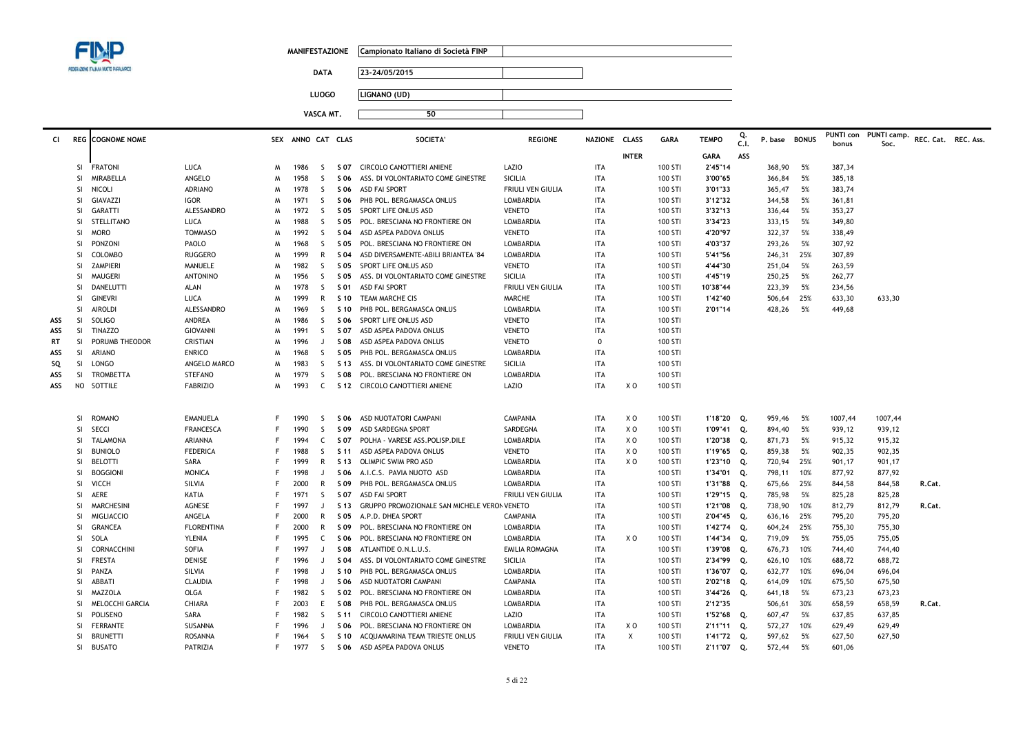| | |
|---|---|
| **MANIFESTAZIONE** | Campionato Italiano di Società FINP |
| **DATA** | 23-24/05/2015 |
| **LUOGO** | LIGNANO (UD) |
| **VASCA MT.** | 50 |

| Cl | REG | COGNOME NOME | | SEX | ANNO | CAT | CLAS | SOCIETA' | REGIONE | NAZIONE | CLASS INTER | GARA | TEMPO GARA | Q. C.I. ASS | P. base | BONUS | PUNTI con bonus | PUNTI camp. Soc. | REC. Cat. | REC. Ass. |
|---|---|---|---|---|---|---|---|---|---|---|---|---|---|---|---|---|---|---|---|---|
| | SI | FRATONI | LUCA | M | 1986 | S | S 07 | CIRCOLO CANOTTIERI ANIENE | LAZIO | ITA | | 100 STI | 2'45"14 | | 368,90 | 5% | 387,34 | | | |
| | SI | MIRABELLA | ANGELO | M | 1958 | S | S 06 | ASS. DI VOLONTARIATO COME GINESTRE | SICILIA | ITA | | 100 STI | 3'00"65 | | 366,84 | 5% | 385,18 | | | |
| | SI | NICOLI | ADRIANO | M | 1978 | S | S 06 | ASD FAI SPORT | FRIULI VEN GIULIA | ITA | | 100 STI | 3'01"33 | | 365,47 | 5% | 383,74 | | | |
| | SI | GIAVAZZI | IGOR | M | 1971 | S | S 06 | PHB POL. BERGAMASCA ONLUS | LOMBARDIA | ITA | | 100 STI | 3'12"32 | | 344,58 | 5% | 361,81 | | | |
| | SI | GARATTI | ALESSANDRO | M | 1972 | S | S 05 | SPORT LIFE ONLUS ASD | VENETO | ITA | | 100 STI | 3'32"13 | | 336,44 | 5% | 353,27 | | | |
| | SI | STELLITANO | LUCA | M | 1988 | S | S 05 | POL. BRESCIANA NO FRONTIERE ON | LOMBARDIA | ITA | | 100 STI | 3'34"23 | | 333,15 | 5% | 349,80 | | | |
| | SI | MORO | TOMMASO | M | 1992 | S | S 04 | ASD ASPEA PADOVA ONLUS | VENETO | ITA | | 100 STI | 4'20"97 | | 322,37 | 5% | 338,49 | | | |
| | SI | PONZONI | PAOLO | M | 1968 | S | S 05 | POL. BRESCIANA NO FRONTIERE ON | LOMBARDIA | ITA | | 100 STI | 4'03"37 | | 293,26 | 5% | 307,92 | | | |
| | SI | COLOMBO | RUGGERO | M | 1999 | R | S 04 | ASD DIVERSAMENTE-ABILI BRIANTEA '84 | LOMBARDIA | ITA | | 100 STI | 5'41"56 | | 246,31 | 25% | 307,89 | | | |
| | SI | ZAMPIERI | MANUELE | M | 1982 | S | S 05 | SPORT LIFE ONLUS ASD | VENETO | ITA | | 100 STI | 4'44"30 | | 251,04 | 5% | 263,59 | | | |
| | SI | MAUGERI | ANTONINO | M | 1956 | S | S 05 | ASS. DI VOLONTARIATO COME GINESTRE | SICILIA | ITA | | 100 STI | 4'45"19 | | 250,25 | 5% | 262,77 | | | |
| | SI | DANELUTTI | ALAN | M | 1978 | S | S 01 | ASD FAI SPORT | FRIULI VEN GIULIA | ITA | | 100 STI | 10'38"44 | | 223,39 | 5% | 234,56 | | | |
| | SI | GINEVRI | LUCA | M | 1999 | R | S 10 | TEAM MARCHE CIS | MARCHE | ITA | | 100 STI | 1'42"40 | | 506,64 | 25% | 633,30 | 633,30 | | |
| | SI | AIROLDI | ALESSANDRO | M | 1969 | S | S 10 | PHB POL. BERGAMASCA ONLUS | LOMBARDIA | ITA | | 100 STI | 2'01"14 | | 428,26 | 5% | 449,68 | | | |
| ASS | SI | SOLIGO | ANDREA | M | 1986 | S | S 06 | SPORT LIFE ONLUS ASD | VENETO | ITA | | 100 STI | | | | | | | | |
| ASS | SI | TINAZZO | GIOVANNI | M | 1991 | S | S 07 | ASD ASPEA PADOVA ONLUS | VENETO | ITA | | 100 STI | | | | | | | | |
| RT | SI | PORUMB THEODOR | CRISTIAN | M | 1996 | J | S 08 | ASD ASPEA PADOVA ONLUS | VENETO | 0 | | 100 STI | | | | | | | | |
| ASS | SI | ARIANO | ENRICO | M | 1968 | S | S 05 | PHB POL. BERGAMASCA ONLUS | LOMBARDIA | ITA | | 100 STI | | | | | | | | |
| SQ | SI | LONGO | ANGELO MARCO | M | 1983 | S | S 13 | ASS. DI VOLONTARIATO COME GINESTRE | SICILIA | ITA | | 100 STI | | | | | | | | |
| ASS | SI | TROMBETTA | STEFANO | M | 1979 | S | S 08 | POL. BRESCIANA NO FRONTIERE ON | LOMBARDIA | ITA | | 100 STI | | | | | | | | |
| ASS | NO | SOTTILE | FABRIZIO | M | 1993 | C | S 12 | CIRCOLO CANOTTIERI ANIENE | LAZIO | ITA | X O | 100 STI | | | | | | | | |
| | SI | ROMANO | EMANUELA | F | 1990 | S | S 06 | ASD NUOTATORI CAMPANI | CAMPANIA | ITA | X O | 100 STI | 1'18"20 | Q. | 959,46 | 5% | 1007,44 | 1007,44 | | |
| | SI | SECCI | FRANCESCA | F | 1990 | S | S 09 | ASD SARDEGNA SPORT | SARDEGNA | ITA | X O | 100 STI | 1'09"41 | Q. | 894,40 | 5% | 939,12 | 939,12 | | |
| | SI | TALAMONA | ARIANNA | F | 1994 | C | S 07 | POLHA - VARESE ASS.POLISP.DILE | LOMBARDIA | ITA | X O | 100 STI | 1'20"38 | Q. | 871,73 | 5% | 915,32 | 915,32 | | |
| | SI | BUNIOLO | FEDERICA | F | 1988 | S | S 11 | ASD ASPEA PADOVA ONLUS | VENETO | ITA | X O | 100 STI | 1'19"65 | Q. | 859,38 | 5% | 902,35 | 902,35 | | |
| | SI | BELOTTI | SARA | F | 1999 | R | S 13 | OLIMPIC SWIM PRO ASD | LOMBARDIA | ITA | X O | 100 STI | 1'23"10 | Q. | 720,94 | 25% | 901,17 | 901,17 | | |
| | SI | BOGGIONI | MONICA | F | 1998 | J | S 06 | A.I.C.S. PAVIA NUOTO ASD | LOMBARDIA | ITA | | 100 STI | 1'34"01 | Q. | 798,11 | 10% | 877,92 | 877,92 | | |
| | SI | VICCH | SILVIA | F | 2000 | R | S 09 | PHB POL. BERGAMASCA ONLUS | LOMBARDIA | ITA | | 100 STI | 1'31"88 | Q. | 675,66 | 25% | 844,58 | 844,58 | R.Cat. | |
| | SI | AERE | KATIA | F | 1971 | S | S 07 | ASD FAI SPORT | FRIULI VEN GIULIA | ITA | | 100 STI | 1'29"15 | Q. | 785,98 | 5% | 825,28 | 825,28 | | |
| | SI | MARCHESINI | AGNESE | F | 1997 | J | S 13 | GRUPPO PROMOZIONALE SAN MICHELE VERON | VENETO | ITA | | 100 STI | 1'21"08 | Q. | 738,90 | 10% | 812,79 | 812,79 | R.Cat. | |
| | SI | MIGLIACCIO | ANGELA | F | 2000 | R | S 05 | A.P.D. DHEA SPORT | CAMPANIA | ITA | | 100 STI | 2'04"45 | Q. | 636,16 | 25% | 795,20 | 795,20 | | |
| | SI | GRANCEA | FLORENTINA | F | 2000 | R | S 09 | POL. BRESCIANA NO FRONTIERE ON | LOMBARDIA | ITA | | 100 STI | 1'42"74 | Q. | 604,24 | 25% | 755,30 | 755,30 | | |
| | SI | SOLA | YLENIA | F | 1995 | C | S 06 | POL. BRESCIANA NO FRONTIERE ON | LOMBARDIA | ITA | X O | 100 STI | 1'44"34 | Q. | 719,09 | 5% | 755,05 | 755,05 | | |
| | SI | CORNACCHINI | SOFIA | F | 1997 | J | S 08 | ATLANTIDE O.N.L.U.S. | EMILIA ROMAGNA | ITA | | 100 STI | 1'39"08 | Q. | 676,73 | 10% | 744,40 | 744,40 | | |
| | SI | FRESTA | DENISE | F | 1996 | J | S 04 | ASS. DI VOLONTARIATO COME GINESTRE | SICILIA | ITA | | 100 STI | 2'34"99 | Q. | 626,10 | 10% | 688,72 | 688,72 | | |
| | SI | PANZA | SILVIA | F | 1998 | J | S 10 | PHB POL. BERGAMASCA ONLUS | LOMBARDIA | ITA | | 100 STI | 1'36"07 | Q. | 632,77 | 10% | 696,04 | 696,04 | | |
| | SI | ABBATI | CLAUDIA | F | 1998 | J | S 06 | ASD NUOTATORI CAMPANI | CAMPANIA | ITA | | 100 STI | 2'02"18 | Q. | 614,09 | 10% | 675,50 | 675,50 | | |
| | SI | MAZZOLA | OLGA | F | 1982 | S | S 02 | POL. BRESCIANA NO FRONTIERE ON | LOMBARDIA | ITA | | 100 STI | 3'44"26 | Q. | 641,18 | 5% | 673,23 | 673,23 | | |
| | SI | MELOCCHI GARCIA | CHIARA | F | 2003 | E | S 08 | PHB POL. BERGAMASCA ONLUS | LOMBARDIA | ITA | | 100 STI | 2'12"35 | | 506,61 | 30% | 658,59 | 658,59 | R.Cat. | |
| | SI | POLISENO | SARA | F | 1982 | S | S 11 | CIRCOLO CANOTTIERI ANIENE | LAZIO | ITA | | 100 STI | 1'52"68 | Q. | 607,47 | 5% | 637,85 | 637,85 | | |
| | SI | FERRANTE | SUSANNA | F | 1996 | J | S 06 | POL. BRESCIANA NO FRONTIERE ON | LOMBARDIA | ITA | X O | 100 STI | 2'11"11 | Q. | 572,27 | 10% | 629,49 | 629,49 | | |
| | SI | BRUNETTI | ROSANNA | F | 1964 | S | S 10 | ACQUAMARINA TEAM TRIESTE ONLUS | FRIULI VEN GIULIA | ITA | X | 100 STI | 1'41"72 | Q. | 597,62 | 5% | 627,50 | 627,50 | | |
| | SI | BUSATO | PATRIZIA | F | 1977 | S | S 06 | ASD ASPEA PADOVA ONLUS | VENETO | ITA | | 100 STI | 2'11"07 | Q. | 572,44 | 5% | 601,06 | | | |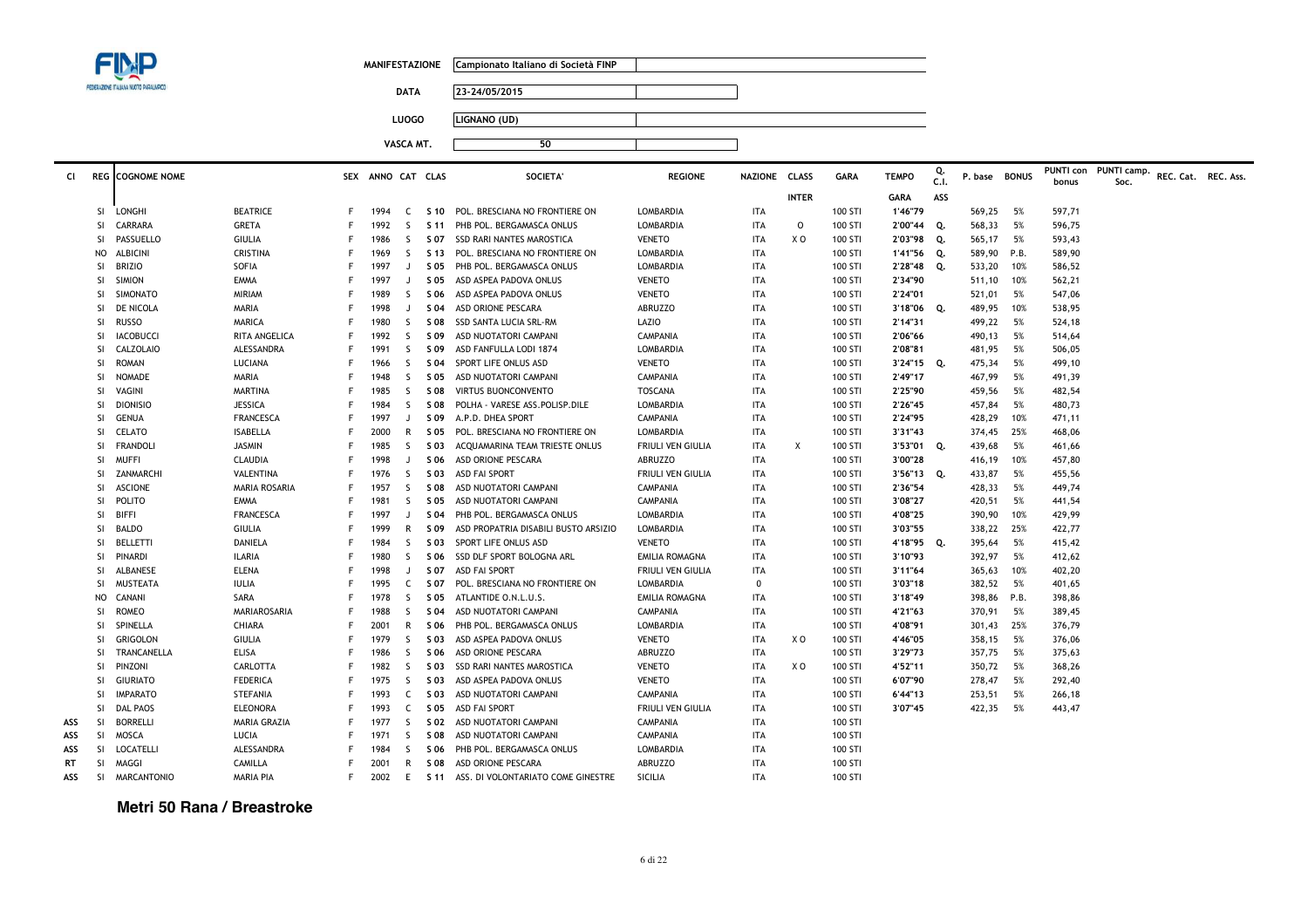| | |
|---|---|
| MANIFESTAZIONE | Campionato Italiano di Società FINP |
| DATA | 23-24/05/2015 |
| LUOGO | LIGNANO (UD) |
| VASCA MT. | 50 |

| Cl | REG | COGNOME NOME | | SEX | ANNO | CAT | CLAS | SOCIETA' | REGIONE | NAZIONE | CLASS | GARA | TEMPO | Q. C.I. | P. base | BONUS | PUNTI con bonus | PUNTI camp. Soc. | REC. Cat. | REC. Ass. |
|---|---|---|---|---|---|---|---|---|---|---|---|---|---|---|---|---|---|---|---|---|
| | | | | | | | | | | | INTER | | GARA | ASS | | | | | | |
| | SI | LONGHI | BEATRICE | F | 1994 | C | S 10 | POL. BRESCIANA NO FRONTIERE ON | LOMBARDIA | ITA | | 100 STI | 1'46"79 | | 569,25 | 5% | 597,71 | | | |
| | SI | CARRARA | GRETA | F | 1992 | S | S 11 | PHB POL. BERGAMASCA ONLUS | LOMBARDIA | ITA | O | 100 STI | 2'00"44 | Q. | 568,33 | 5% | 596,75 | | | |
| | SI | PASSUELLO | GIULIA | F | 1986 | S | S 07 | SSD RARI NANTES MAROSTICA | VENETO | ITA | X O | 100 STI | 2'03"98 | Q. | 565,17 | 5% | 593,43 | | | |
| | NO | ALBICINI | CRISTINA | F | 1969 | S | S 13 | POL. BRESCIANA NO FRONTIERE ON | LOMBARDIA | ITA | | 100 STI | 1'41"56 | Q. | 589,90 | P.B. | 589,90 | | | |
| | SI | BRIZIO | SOFIA | F | 1997 | J | S 05 | PHB POL. BERGAMASCA ONLUS | LOMBARDIA | ITA | | 100 STI | 2'28"48 | Q. | 533,20 | 10% | 586,52 | | | |
| | SI | SIMION | EMMA | F | 1997 | J | S 05 | ASD ASPEA PADOVA ONLUS | VENETO | ITA | | 100 STI | 2'34"90 | | 511,10 | 10% | 562,21 | | | |
| | SI | SIMONATO | MIRIAM | F | 1989 | S | S 06 | ASD ASPEA PADOVA ONLUS | VENETO | ITA | | 100 STI | 2'24"01 | | 521,01 | 5% | 547,06 | | | |
| | SI | DE NICOLA | MARIA | F | 1998 | J | S 04 | ASD ORIONE PESCARA | ABRUZZO | ITA | | 100 STI | 3'18"06 | Q. | 489,95 | 10% | 538,95 | | | |
| | SI | RUSSO | MARICA | F | 1980 | S | S 08 | SSD SANTA LUCIA SRL-RM | LAZIO | ITA | | 100 STI | 2'14"31 | | 499,22 | 5% | 524,18 | | | |
| | SI | IACOBUCCI | RITA ANGELICA | F | 1992 | S | S 09 | ASD NUOTATORI CAMPANI | CAMPANIA | ITA | | 100 STI | 2'06"66 | | 490,13 | 5% | 514,64 | | | |
| | SI | CALZOLAIO | ALESSANDRA | F | 1991 | S | S 09 | ASD FANFULLA LODI 1874 | LOMBARDIA | ITA | | 100 STI | 2'08"81 | | 481,95 | 5% | 506,05 | | | |
| | SI | ROMAN | LUCIANA | F | 1966 | S | S 04 | SPORT LIFE ONLUS ASD | VENETO | ITA | | 100 STI | 3'24"15 | Q. | 475,34 | 5% | 499,10 | | | |
| | SI | NOMADE | MARIA | F | 1948 | S | S 05 | ASD NUOTATORI CAMPANI | CAMPANIA | ITA | | 100 STI | 2'49"17 | | 467,99 | 5% | 491,39 | | | |
| | SI | VAGINI | MARTINA | F | 1985 | S | S 08 | VIRTUS BUONCONVENTO | TOSCANA | ITA | | 100 STI | 2'25"90 | | 459,56 | 5% | 482,54 | | | |
| | SI | DIONISIO | JESSICA | F | 1984 | S | S 08 | POLHA - VARESE ASS.POLISP.DILE | LOMBARDIA | ITA | | 100 STI | 2'26"45 | | 457,84 | 5% | 480,73 | | | |
| | SI | GENUA | FRANCESCA | F | 1997 | J | S 09 | A.P.D. DHEA SPORT | CAMPANIA | ITA | | 100 STI | 2'24"95 | | 428,29 | 10% | 471,11 | | | |
| | SI | CELATO | ISABELLA | F | 2000 | R | S 05 | POL. BRESCIANA NO FRONTIERE ON | LOMBARDIA | ITA | | 100 STI | 3'31"43 | | 374,45 | 25% | 468,06 | | | |
| | SI | FRANDOLI | JASMIN | F | 1985 | S | S 03 | ACQUAMARINA TEAM TRIESTE ONLUS | FRIULI VEN GIULIA | ITA | X | 100 STI | 3'53"01 | Q. | 439,68 | 5% | 461,66 | | | |
| | SI | MUFFI | CLAUDIA | F | 1998 | J | S 06 | ASD ORIONE PESCARA | ABRUZZO | ITA | | 100 STI | 3'00"28 | | 416,19 | 10% | 457,80 | | | |
| | SI | ZANMARCHI | VALENTINA | F | 1976 | S | S 03 | ASD FAI SPORT | FRIULI VEN GIULIA | ITA | | 100 STI | 3'56"13 | Q. | 433,87 | 5% | 455,56 | | | |
| | SI | ASCIONE | MARIA ROSARIA | F | 1957 | S | S 08 | ASD NUOTATORI CAMPANI | CAMPANIA | ITA | | 100 STI | 2'36"54 | | 428,33 | 5% | 449,74 | | | |
| | SI | POLITO | EMMA | F | 1981 | S | S 05 | ASD NUOTATORI CAMPANI | CAMPANIA | ITA | | 100 STI | 3'08"27 | | 420,51 | 5% | 441,54 | | | |
| | SI | BIFFI | FRANCESCA | F | 1997 | J | S 04 | PHB POL. BERGAMASCA ONLUS | LOMBARDIA | ITA | | 100 STI | 4'08"25 | | 390,90 | 10% | 429,99 | | | |
| | SI | BALDO | GIULIA | F | 1999 | R | S 09 | ASD PROPATRIA DISABILI BUSTO ARSIZIO | LOMBARDIA | ITA | | 100 STI | 3'03"55 | | 338,22 | 25% | 422,77 | | | |
| | SI | BELLETTI | DANIELA | F | 1984 | S | S 03 | SPORT LIFE ONLUS ASD | VENETO | ITA | | 100 STI | 4'18"95 | Q. | 395,64 | 5% | 415,42 | | | |
| | SI | PINARDI | ILARIA | F | 1980 | S | S 06 | SSD DLF SPORT BOLOGNA ARL | EMILIA ROMAGNA | ITA | | 100 STI | 3'10"93 | | 392,97 | 5% | 412,62 | | | |
| | SI | ALBANESE | ELENA | F | 1998 | J | S 07 | ASD FAI SPORT | FRIULI VEN GIULIA | ITA | | 100 STI | 3'11"64 | | 365,63 | 10% | 402,20 | | | |
| | SI | MUSTEATA | IULIA | F | 1995 | C | S 07 | POL. BRESCIANA NO FRONTIERE ON | LOMBARDIA | 0 | | 100 STI | 3'03"18 | | 382,52 | 5% | 401,65 | | | |
| | NO | CANANI | SARA | F | 1978 | S | S 05 | ATLANTIDE O.N.L.U.S. | EMILIA ROMAGNA | ITA | | 100 STI | 3'18"49 | | 398,86 | P.B. | 398,86 | | | |
| | SI | ROMEO | MARIAROSARIA | F | 1988 | S | S 04 | ASD NUOTATORI CAMPANI | CAMPANIA | ITA | | 100 STI | 4'21"63 | | 370,91 | 5% | 389,45 | | | |
| | SI | SPINELLA | CHIARA | F | 2001 | R | S 06 | PHB POL. BERGAMASCA ONLUS | LOMBARDIA | ITA | | 100 STI | 4'08"91 | | 301,43 | 25% | 376,79 | | | |
| | SI | GRIGOLON | GIULIA | F | 1979 | S | S 03 | ASD ASPEA PADOVA ONLUS | VENETO | ITA | X O | 100 STI | 4'46"05 | | 358,15 | 5% | 376,06 | | | |
| | SI | TRANCANELLA | ELISA | F | 1986 | S | S 06 | ASD ORIONE PESCARA | ABRUZZO | ITA | | 100 STI | 3'29"73 | | 357,75 | 5% | 375,63 | | | |
| | SI | PINZONI | CARLOTTA | F | 1982 | S | S 03 | SSD RARI NANTES MAROSTICA | VENETO | ITA | X O | 100 STI | 4'52"11 | | 350,72 | 5% | 368,26 | | | |
| | SI | GIURIATO | FEDERICA | F | 1975 | S | S 03 | ASD ASPEA PADOVA ONLUS | VENETO | ITA | | 100 STI | 6'07"90 | | 278,47 | 5% | 292,40 | | | |
| | SI | IMPARATO | STEFANIA | F | 1993 | C | S 03 | ASD NUOTATORI CAMPANI | CAMPANIA | ITA | | 100 STI | 6'44"13 | | 253,51 | 5% | 266,18 | | | |
| | SI | DAL PAOS | ELEONORA | F | 1993 | C | S 05 | ASD FAI SPORT | FRIULI VEN GIULIA | ITA | | 100 STI | 3'07"45 | | 422,35 | 5% | 443,47 | | | |
| ASS | SI | BORRELLI | MARIA GRAZIA | F | 1977 | S | S 02 | ASD NUOTATORI CAMPANI | CAMPANIA | ITA | | 100 STI | | | | | | | | |
| ASS | SI | MOSCA | LUCIA | F | 1971 | S | S 08 | ASD NUOTATORI CAMPANI | CAMPANIA | ITA | | 100 STI | | | | | | | | |
| ASS | SI | LOCATELLI | ALESSANDRA | F | 1984 | S | S 06 | PHB POL. BERGAMASCA ONLUS | LOMBARDIA | ITA | | 100 STI | | | | | | | | |
| RT | SI | MAGGI | CAMILLA | F | 2001 | R | S 08 | ASD ORIONE PESCARA | ABRUZZO | ITA | | 100 STI | | | | | | | | |
| ASS | SI | MARCANTONIO | MARIA PIA | F | 2002 | E | S 11 | ASS. DI VOLONTARIATO COME GINESTRE | SICILIA | ITA | | 100 STI | | | | | | | | |

**Metri 50 Rana / Breastroke**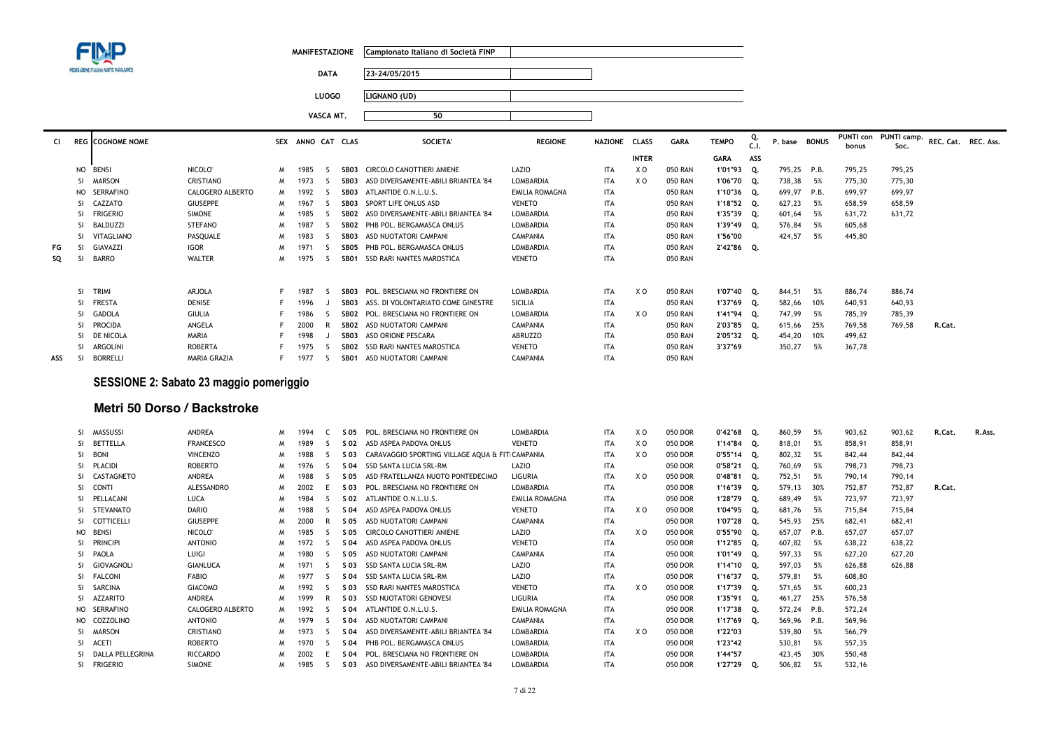| | | |
|---|---|---|
| **MANIFESTAZIONE** | Campionato Italiano di Società FINP | |
| **DATA** | 23-24/05/2015 | |
| **LUOGO** | LIGNANO (UD) | |
| **VASCA MT.** | 50 | |

| Cl | REG | COGNOME NOME | | SEX | ANNO | CAT | CLAS | SOCIETA' | REGIONE | NAZIONE | CLASS INTER | GARA | TEMPO GARA | Q. C.I. ASS | P. base | BONUS | PUNTI con bonus | PUNTI camp. Soc. | REC. Cat. | REC. Ass. |
|---|---|---|---|---|---|---|---|---|---|---|---|---|---|---|---|---|---|---|---|---|
| | NO | BENSI | NICOLO' | M | 1985 | S | SB03 | CIRCOLO CANOTTIERI ANIENE | LAZIO | ITA | X O | 050 RAN | 1'01"93 | Q. | 795,25 | P.B. | 795,25 | 795,25 | | |
| | SI | MARSON | CRISTIANO | M | 1973 | S | SB03 | ASD DIVERSAMENTE-ABILI BRIANTEA '84 | LOMBARDIA | ITA | X O | 050 RAN | 1'06"70 | Q. | 738,38 | 5% | 775,30 | 775,30 | | |
| | NO | SERRAFINO | CALOGERO ALBERTO | M | 1992 | S | SB03 | ATLANTIDE O.N.L.U.S. | EMILIA ROMAGNA | ITA | | 050 RAN | 1'10"36 | Q. | 699,97 | P.B. | 699,97 | 699,97 | | |
| | SI | CAZZATO | GIUSEPPE | M | 1967 | S | SB03 | SPORT LIFE ONLUS ASD | VENETO | ITA | | 050 RAN | 1'18"52 | Q. | 627,23 | 5% | 658,59 | 658,59 | | |
| | SI | FRIGERIO | SIMONE | M | 1985 | S | SB02 | ASD DIVERSAMENTE-ABILI BRIANTEA '84 | LOMBARDIA | ITA | | 050 RAN | 1'35"39 | Q. | 601,64 | 5% | 631,72 | 631,72 | | |
| | SI | BALDUZZI | STEFANO | M | 1987 | S | SB02 | PHB POL. BERGAMASCA ONLUS | LOMBARDIA | ITA | | 050 RAN | 1'39"49 | Q. | 576,84 | 5% | 605,68 | | | |
| | SI | VITAGLIANO | PASQUALE | M | 1983 | S | SB03 | ASD NUOTATORI CAMPANI | CAMPANIA | ITA | | 050 RAN | 1'56"00 | | 424,57 | 5% | 445,80 | | | |
| FG | SI | GIAVAZZI | IGOR | M | 1971 | S | SB05 | PHB POL. BERGAMASCA ONLUS | LOMBARDIA | ITA | | 050 RAN | 2'42"86 | Q. | | | | | | |
| SQ | SI | BARRO | WALTER | M | 1975 | S | SB01 | SSD RARI NANTES MAROSTICA | VENETO | ITA | | 050 RAN | | | | | | | | |
| | SI | TRIMI | ARJOLA | F | 1987 | S | SB03 | POL. BRESCIANA NO FRONTIERE ON | LOMBARDIA | ITA | X O | 050 RAN | 1'07"40 | Q. | 844,51 | 5% | 886,74 | 886,74 | | |
| | SI | FRESTA | DENISE | F | 1996 | J | SB03 | ASS. DI VOLONTARIATO COME GINESTRE | SICILIA | ITA | | 050 RAN | 1'37"69 | Q. | 582,66 | 10% | 640,93 | 640,93 | | |
| | SI | GADOLA | GIULIA | F | 1986 | S | SB02 | POL. BRESCIANA NO FRONTIERE ON | LOMBARDIA | ITA | X O | 050 RAN | 1'41"94 | Q. | 747,99 | 5% | 785,39 | 785,39 | | |
| | SI | PROCIDA | ANGELA | F | 2000 | R | SB02 | ASD NUOTATORI CAMPANI | CAMPANIA | ITA | | 050 RAN | 2'03"85 | Q. | 615,66 | 25% | 769,58 | 769,58 | R.Cat. | |
| | SI | DE NICOLA | MARIA | F | 1998 | J | SB03 | ASD ORIONE PESCARA | ABRUZZO | ITA | | 050 RAN | 2'05"32 | Q. | 454,20 | 10% | 499,62 | | | |
| | SI | ARGOLINI | ROBERTA | F | 1975 | S | SB02 | SSD RARI NANTES MAROSTICA | VENETO | ITA | | 050 RAN | 3'37"69 | | 350,27 | 5% | 367,78 | | | |
| ASS | SI | BORRELLI | MARIA GRAZIA | F | 1977 | S | SB01 | ASD NUOTATORI CAMPANI | CAMPANIA | ITA | | 050 RAN | | | | | | | | |

## SESSIONE 2: Sabato 23 maggio pomeriggio

### Metri 50 Dorso / Backstroke

| Cl | REG | COGNOME NOME | | SEX | ANNO | CAT | CLAS | SOCIETA' | REGIONE | NAZIONE | CLASS INTER | GARA | TEMPO GARA | Q. C.I. ASS | P. base | BONUS | PUNTI con bonus | PUNTI camp. Soc. | REC. Cat. | REC. Ass. |
|---|---|---|---|---|---|---|---|---|---|---|---|---|---|---|---|---|---|---|---|---|
| | SI | MASSUSSI | ANDREA | M | 1994 | C | S 05 | POL. BRESCIANA NO FRONTIERE ON | LOMBARDIA | ITA | X O | 050 DOR | 0'42"68 | Q. | 860,59 | 5% | 903,62 | 903,62 | R.Cat. | R.Ass. |
| | SI | BETTELLA | FRANCESCO | M | 1989 | S | S 02 | ASD ASPEA PADOVA ONLUS | VENETO | ITA | X O | 050 DOR | 1'14"84 | Q. | 818,01 | 5% | 858,91 | 858,91 | | |
| | SI | BONI | VINCENZO | M | 1988 | S | S 03 | CARAVAGGIO SPORTING VILLAGE AQUA & FIT | CAMPANIA | ITA | X O | 050 DOR | 0'55"14 | Q. | 802,32 | 5% | 842,44 | 842,44 | | |
| | SI | PLACIDI | ROBERTO | M | 1976 | S | S 04 | SSD SANTA LUCIA SRL-RM | LAZIO | ITA | | 050 DOR | 0'58"21 | Q. | 760,69 | 5% | 798,73 | 798,73 | | |
| | SI | CASTAGNETO | ANDREA | M | 1988 | S | S 05 | ASD FRATELLANZA NUOTO PONTEDECIMO | LIGURIA | ITA | X O | 050 DOR | 0'48"81 | Q. | 752,51 | 5% | 790,14 | 790,14 | | |
| | SI | CONTI | ALESSANDRO | M | 2002 | E | S 03 | POL. BRESCIANA NO FRONTIERE ON | LOMBARDIA | ITA | | 050 DOR | 1'16"39 | Q. | 579,13 | 30% | 752,87 | 752,87 | R.Cat. | |
| | SI | PELLACANI | LUCA | M | 1984 | S | S 02 | ATLANTIDE O.N.L.U.S. | EMILIA ROMAGNA | ITA | | 050 DOR | 1'28"79 | Q. | 689,49 | 5% | 723,97 | 723,97 | | |
| | SI | STEVANATO | DARIO | M | 1988 | S | S 04 | ASD ASPEA PADOVA ONLUS | VENETO | ITA | X O | 050 DOR | 1'04"95 | Q. | 681,76 | 5% | 715,84 | 715,84 | | |
| | SI | COTTICELLI | GIUSEPPE | M | 2000 | R | S 05 | ASD NUOTATORI CAMPANI | CAMPANIA | ITA | | 050 DOR | 1'07"28 | Q. | 545,93 | 25% | 682,41 | 682,41 | | |
| | NO | BENSI | NICOLO' | M | 1985 | S | S 05 | CIRCOLO CANOTTIERI ANIENE | LAZIO | ITA | X O | 050 DOR | 0'55"90 | Q. | 657,07 | P.B. | 657,07 | 657,07 | | |
| | SI | PRINCIPI | ANTONIO | M | 1972 | S | S 04 | ASD ASPEA PADOVA ONLUS | VENETO | ITA | | 050 DOR | 1'12"85 | Q. | 607,82 | 5% | 638,22 | 638,22 | | |
| | SI | PAOLA | LUIGI | M | 1980 | S | S 05 | ASD NUOTATORI CAMPANI | CAMPANIA | ITA | | 050 DOR | 1'01"49 | Q. | 597,33 | 5% | 627,20 | 627,20 | | |
| | SI | GIOVAGNOLI | GIANLUCA | M | 1971 | S | S 03 | SSD SANTA LUCIA SRL-RM | LAZIO | ITA | | 050 DOR | 1'14"10 | Q. | 597,03 | 5% | 626,88 | 626,88 | | |
| | SI | FALCONI | FABIO | M | 1977 | S | S 04 | SSD SANTA LUCIA SRL-RM | LAZIO | ITA | | 050 DOR | 1'16"37 | Q. | 579,81 | 5% | 608,80 | | | |
| | SI | SARCINA | GIACOMO | M | 1992 | S | S 03 | SSD RARI NANTES MAROSTICA | VENETO | ITA | X O | 050 DOR | 1'17"39 | Q. | 571,65 | 5% | 600,23 | | | |
| | SI | AZZARITO | ANDREA | M | 1999 | R | S 03 | SSD NUOTATORI GENOVESI | LIGURIA | ITA | | 050 DOR | 1'35"91 | Q. | 461,27 | 25% | 576,58 | | | |
| | NO | SERRAFINO | CALOGERO ALBERTO | M | 1992 | S | S 04 | ATLANTIDE O.N.L.U.S. | EMILIA ROMAGNA | ITA | | 050 DOR | 1'17"38 | Q. | 572,24 | P.B. | 572,24 | | | |
| | NO | COZZOLINO | ANTONIO | M | 1979 | S | S 04 | ASD NUOTATORI CAMPANI | CAMPANIA | ITA | | 050 DOR | 1'17"69 | Q. | 569,96 | P.B. | 569,96 | | | |
| | SI | MARSON | CRISTIANO | M | 1973 | S | S 04 | ASD DIVERSAMENTE-ABILI BRIANTEA '84 | LOMBARDIA | ITA | X O | 050 DOR | 1'22"03 | | 539,80 | 5% | 566,79 | | | |
| | SI | ACETI | ROBERTO | M | 1970 | S | S 04 | PHB POL. BERGAMASCA ONLUS | LOMBARDIA | ITA | | 050 DOR | 1'23"42 | | 530,81 | 5% | 557,35 | | | |
| | SI | DALLA PELLEGRINA | RICCARDO | M | 2002 | E | S 04 | POL. BRESCIANA NO FRONTIERE ON | LOMBARDIA | ITA | | 050 DOR | 1'44"57 | | 423,45 | 30% | 550,48 | | | |
| | SI | FRIGERIO | SIMONE | M | 1985 | S | S 03 | ASD DIVERSAMENTE-ABILI BRIANTEA '84 | LOMBARDIA | ITA | | 050 DOR | 1'27"29 | Q. | 506,82 | 5% | 532,16 | | | |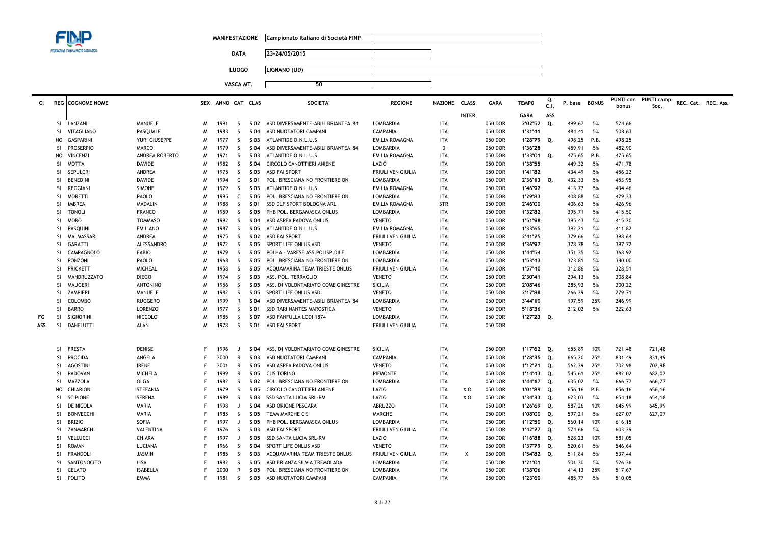| | | |
|---|---|---|
| **MANIFESTAZIONE** | Campionato Italiano di Società FINP | |
| **DATA** | 23-24/05/2015 | |
| **LUOGO** | LIGNANO (UD) | |
| **VASCA MT.** | 50 | |

| Cl | REG | COGNOME NOME | | SEX | ANNO | CAT | CLAS | SOCIETA' | REGIONE | NAZIONE | CLASS | GARA | TEMPO | Q. C.I. | P. base | BONUS | PUNTI con bonus | PUNTI camp. Soc. | REC. Cat. | REC. Ass. |
|---|---|---|---|---|---|---|---|---|---|---|---|---|---|---|---|---|---|---|---|---|
| | | | | | | | | | | | INTER | | GARA | ASS | | | | | | |
| | SI | LANZANI | MANUELE | M | 1991 | S | S 02 | ASD DIVERSAMENTE-ABILI BRIANTEA '84 | LOMBARDIA | ITA | | 050 DOR | 2'02"52 | Q. | 499,67 | 5% | 524,66 | | | |
| | SI | VITAGLIANO | PASQUALE | M | 1983 | S | S 04 | ASD NUOTATORI CAMPANI | CAMPANIA | ITA | | 050 DOR | 1'31"41 | | 484,41 | 5% | 508,63 | | | |
| | NO | GASPARINI | YURI GIUSEPPE | M | 1977 | S | S 03 | ATLANTIDE O.N.L.U.S. | EMILIA ROMAGNA | ITA | | 050 DOR | 1'28"79 | Q. | 498,25 | P.B. | 498,25 | | | |
| | SI | PROSERPIO | MARCO | M | 1979 | S | S 04 | ASD DIVERSAMENTE-ABILI BRIANTEA '84 | LOMBARDIA | 0 | | 050 DOR | 1'36"28 | | 459,91 | 5% | 482,90 | | | |
| | NO | VINCENZI | ANDREA ROBERTO | M | 1971 | S | S 03 | ATLANTIDE O.N.L.U.S. | EMILIA ROMAGNA | ITA | | 050 DOR | 1'33"01 | Q. | 475,65 | P.B. | 475,65 | | | |
| | SI | MOTTA | DAVIDE | M | 1982 | S | S 04 | CIRCOLO CANOTTIERI ANIENE | LAZIO | ITA | | 050 DOR | 1'38"55 | | 449,32 | 5% | 471,78 | | | |
| | SI | SEPULCRI | ANDREA | M | 1975 | S | S 03 | ASD FAI SPORT | FRIULI VEN GIULIA | ITA | | 050 DOR | 1'41"82 | | 434,49 | 5% | 456,22 | | | |
| | SI | BENEDINI | DAVIDE | M | 1994 | C | S 01 | POL. BRESCIANA NO FRONTIERE ON | LOMBARDIA | ITA | | 050 DOR | 2'36"13 | Q. | 432,33 | 5% | 453,95 | | | |
| | SI | REGGIANI | SIMONE | M | 1979 | S | S 03 | ATLANTIDE O.N.L.U.S. | EMILIA ROMAGNA | ITA | | 050 DOR | 1'46"92 | | 413,77 | 5% | 434,46 | | | |
| | SI | MORETTI | PAOLO | M | 1995 | C | S 05 | POL. BRESCIANA NO FRONTIERE ON | LOMBARDIA | ITA | | 050 DOR | 1'29"83 | | 408,88 | 5% | 429,33 | | | |
| | SI | IMBREA | MADALIN | M | 1988 | S | S 01 | SSD DLF SPORT BOLOGNA ARL | EMILIA ROMAGNA | STR | | 050 DOR | 2'46"00 | | 406,63 | 5% | 426,96 | | | |
| | SI | TONOLI | FRANCO | M | 1959 | S | S 05 | PHB POL. BERGAMASCA ONLUS | LOMBARDIA | ITA | | 050 DOR | 1'32"82 | | 395,71 | 5% | 415,50 | | | |
| | SI | MORO | TOMMASO | M | 1992 | S | S 04 | ASD ASPEA PADOVA ONLUS | VENETO | ITA | | 050 DOR | 1'51"98 | | 395,43 | 5% | 415,20 | | | |
| | SI | PASQUINI | EMILIANO | M | 1987 | S | S 05 | ATLANTIDE O.N.L.U.S. | EMILIA ROMAGNA | ITA | | 050 DOR | 1'33"65 | | 392,21 | 5% | 411,82 | | | |
| | SI | MALMASSARI | ANDREA | M | 1975 | S | S 02 | ASD FAI SPORT | FRIULI VEN GIULIA | ITA | | 050 DOR | 2'41"25 | | 379,66 | 5% | 398,64 | | | |
| | SI | GARATTI | ALESSANDRO | M | 1972 | S | S 05 | SPORT LIFE ONLUS ASD | VENETO | ITA | | 050 DOR | 1'36"97 | | 378,78 | 5% | 397,72 | | | |
| | SI | CAMPAGNOLO | FABIO | M | 1979 | S | S 05 | POLHA - VARESE ASS.POLISP.DILE | LOMBARDIA | ITA | | 050 DOR | 1'44"54 | | 351,35 | 5% | 368,92 | | | |
| | SI | PONZONI | PAOLO | M | 1968 | S | S 05 | POL. BRESCIANA NO FRONTIERE ON | LOMBARDIA | ITA | | 050 DOR | 1'53"43 | | 323,81 | 5% | 340,00 | | | |
| | SI | PRICKETT | MICHEAL | M | 1958 | S | S 05 | ACQUAMARINA TEAM TRIESTE ONLUS | FRIULI VEN GIULIA | ITA | | 050 DOR | 1'57"40 | | 312,86 | 5% | 328,51 | | | |
| | SI | MANDRUZZATO | DIEGO | M | 1974 | S | S 03 | ASS. POL. TERRAGLIO | VENETO | ITA | | 050 DOR | 2'30"41 | | 294,13 | 5% | 308,84 | | | |
| | SI | MAUGERI | ANTONINO | M | 1956 | S | S 05 | ASS. DI VOLONTARIATO COME GINESTRE | SICILIA | ITA | | 050 DOR | 2'08"46 | | 285,93 | 5% | 300,22 | | | |
| | SI | ZAMPIERI | MANUELE | M | 1982 | S | S 05 | SPORT LIFE ONLUS ASD | VENETO | ITA | | 050 DOR | 2'17"88 | | 266,39 | 5% | 279,71 | | | |
| | SI | COLOMBO | RUGGERO | M | 1999 | R | S 04 | ASD DIVERSAMENTE-ABILI BRIANTEA '84 | LOMBARDIA | ITA | | 050 DOR | 3'44"10 | | 197,59 | 25% | 246,99 | | | |
| | SI | BARRO | LORENZO | M | 1977 | S | S 01 | SSD RARI NANTES MAROSTICA | VENETO | ITA | | 050 DOR | 5'18"36 | | 212,02 | 5% | 222,63 | | | |
| FG | SI | SIGNORINI | NICCOLO' | M | 1985 | S | S 07 | ASD FANFULLA LODI 1874 | LOMBARDIA | ITA | | 050 DOR | 1'27"23 | Q. | | | | | | |
| ASS | SI | DANELUTTI | ALAN | M | 1978 | S | S 01 | ASD FAI SPORT | FRIULI VEN GIULIA | ITA | | 050 DOR | | | | | | | | |
| | SI | FRESTA | DENISE | F | 1996 | J | S 04 | ASS. DI VOLONTARIATO COME GINESTRE | SICILIA | ITA | | 050 DOR | 1'17"62 | Q. | 655,89 | 10% | 721,48 | 721,48 | | |
| | SI | PROCIDA | ANGELA | F | 2000 | R | S 03 | ASD NUOTATORI CAMPANI | CAMPANIA | ITA | | 050 DOR | 1'28"35 | Q. | 665,20 | 25% | 831,49 | 831,49 | | |
| | SI | AGOSTINI | IRENE | F | 2001 | R | S 05 | ASD ASPEA PADOVA ONLUS | VENETO | ITA | | 050 DOR | 1'12"21 | Q. | 562,39 | 25% | 702,98 | 702,98 | | |
| | SI | PADOVAN | MICHELA | F | 1999 | R | S 05 | CUS TORINO | PIEMONTE | ITA | | 050 DOR | 1'14"43 | Q. | 545,61 | 25% | 682,02 | 682,02 | | |
| | SI | MAZZOLA | OLGA | F | 1982 | S | S 02 | POL. BRESCIANA NO FRONTIERE ON | LOMBARDIA | ITA | | 050 DOR | 1'44"17 | Q. | 635,02 | 5% | 666,77 | 666,77 | | |
| | NO | CHIARIONI | STEFANIA | F | 1979 | S | S 05 | CIRCOLO CANOTTIERI ANIENE | LAZIO | ITA | X O | 050 DOR | 1'01"89 | Q. | 656,16 | P.B. | 656,16 | 656,16 | | |
| | SI | SCIPIONE | SERENA | F | 1989 | S | S 03 | SSD SANTA LUCIA SRL-RM | LAZIO | ITA | X O | 050 DOR | 1'34"33 | Q. | 623,03 | 5% | 654,18 | 654,18 | | |
| | SI | DE NICOLA | MARIA | F | 1998 | J | S 04 | ASD ORIONE PESCARA | ABRUZZO | ITA | | 050 DOR | 1'26"69 | Q. | 587,26 | 10% | 645,99 | 645,99 | | |
| | SI | BONVECCHI | MARIA | F | 1985 | S | S 05 | TEAM MARCHE CIS | MARCHE | ITA | | 050 DOR | 1'08"00 | Q. | 597,21 | 5% | 627,07 | 627,07 | | |
| | SI | BRIZIO | SOFIA | F | 1997 | J | S 05 | PHB POL. BERGAMASCA ONLUS | LOMBARDIA | ITA | | 050 DOR | 1'12"50 | Q. | 560,14 | 10% | 616,15 | | | |
| | SI | ZANMARCHI | VALENTINA | F | 1976 | S | S 03 | ASD FAI SPORT | FRIULI VEN GIULIA | ITA | | 050 DOR | 1'42"27 | Q. | 574,66 | 5% | 603,39 | | | |
| | SI | VELLUCCI | CHIARA | F | 1997 | J | S 05 | SSD SANTA LUCIA SRL-RM | LAZIO | ITA | | 050 DOR | 1'16"88 | Q. | 528,23 | 10% | 581,05 | | | |
| | SI | ROMAN | LUCIANA | F | 1966 | S | S 04 | SPORT LIFE ONLUS ASD | VENETO | ITA | | 050 DOR | 1'37"79 | Q. | 520,61 | 5% | 546,64 | | | |
| | SI | FRANDOLI | JASMIN | F | 1985 | S | S 03 | ACQUAMARINA TEAM TRIESTE ONLUS | FRIULI VEN GIULIA | ITA | X | 050 DOR | 1'54"82 | Q. | 511,84 | 5% | 537,44 | | | |
| | SI | SANTONOCITO | LISA | F | 1982 | S | S 05 | ASD BRIANZA SILVIA TREMOLADA | LOMBARDIA | ITA | | 050 DOR | 1'21"01 | | 501,30 | 5% | 526,36 | | | |
| | SI | CELATO | ISABELLA | F | 2000 | R | S 05 | POL. BRESCIANA NO FRONTIERE ON | LOMBARDIA | ITA | | 050 DOR | 1'38"06 | | 414,13 | 25% | 517,67 | | | |
| | SI | POLITO | EMMA | F | 1981 | S | S 05 | ASD NUOTATORI CAMPANI | CAMPANIA | ITA | | 050 DOR | 1'23"60 | | 485,77 | 5% | 510,05 | | | |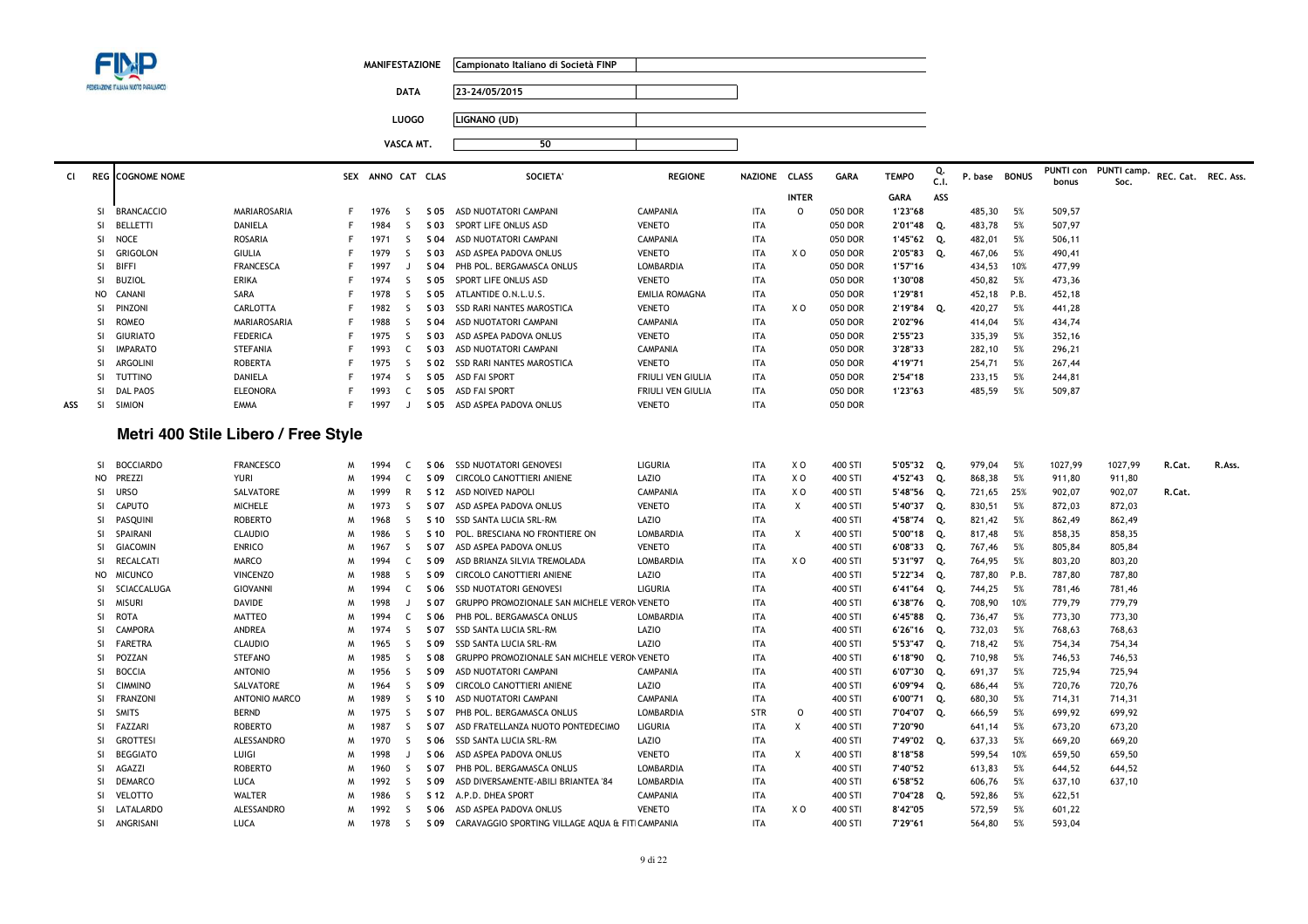| MANIFESTAZIONE | Campionato Italiano di Società FINP |
|---|---|
| DATA | 23-24/05/2015 |
| LUOGO | LIGNANO (UD) |
| VASCA MT. | 50 |

| Cl | REG | COGNOME NOME | | SEX | ANNO | CAT | CLAS | SOCIETA' | REGIONE | NAZIONE | CLASS INTER | GARA | TEMPO GARA | Q. C.I. ASS | P. base | BONUS | PUNTI con bonus | PUNTI camp. Soc. | REC. Cat. | REC. Ass. |
|---|---|---|---|---|---|---|---|---|---|---|---|---|---|---|---|---|---|---|---|---|
| | SI | BRANCACCIO | MARIAROSARIA | F | 1976 | S | S 05 | ASD NUOTATORI CAMPANI | CAMPANIA | ITA | O | 050 DOR | 1'23"68 | | 485,30 | 5% | 509,57 | | | |
| | SI | BELLETTI | DANIELA | F | 1984 | S | S 03 | SPORT LIFE ONLUS ASD | VENETO | ITA | | 050 DOR | 2'01"48 | Q. | 483,78 | 5% | 507,97 | | | |
| | SI | NOCE | ROSARIA | F | 1971 | S | S 04 | ASD NUOTATORI CAMPANI | CAMPANIA | ITA | | 050 DOR | 1'45"62 | Q. | 482,01 | 5% | 506,11 | | | |
| | SI | GRIGOLON | GIULIA | F | 1979 | S | S 03 | ASD ASPEA PADOVA ONLUS | VENETO | ITA | X O | 050 DOR | 2'05"83 | Q. | 467,06 | 5% | 490,41 | | | |
| | SI | BIFFI | FRANCESCA | F | 1997 | J | S 04 | PHB POL. BERGAMASCA ONLUS | LOMBARDIA | ITA | | 050 DOR | 1'57"16 | | 434,53 | 10% | 477,99 | | | |
| | SI | BUZIOL | ERIKA | F | 1974 | S | S 05 | SPORT LIFE ONLUS ASD | VENETO | ITA | | 050 DOR | 1'30"08 | | 450,82 | 5% | 473,36 | | | |
| | NO | CANANI | SARA | F | 1978 | S | S 05 | ATLANTIDE O.N.L.U.S. | EMILIA ROMAGNA | ITA | | 050 DOR | 1'29"81 | | 452,18 | P.B. | 452,18 | | | |
| | SI | PINZONI | CARLOTTA | F | 1982 | S | S 03 | SSD RARI NANTES MAROSTICA | VENETO | ITA | X O | 050 DOR | 2'19"84 | Q. | 420,27 | 5% | 441,28 | | | |
| | SI | ROMEO | MARIAROSARIA | F | 1988 | S | S 04 | ASD NUOTATORI CAMPANI | CAMPANIA | ITA | | 050 DOR | 2'02"96 | | 414,04 | 5% | 434,74 | | | |
| | SI | GIURIATO | FEDERICA | F | 1975 | S | S 03 | ASD ASPEA PADOVA ONLUS | VENETO | ITA | | 050 DOR | 2'55"23 | | 335,39 | 5% | 352,16 | | | |
| | SI | IMPARATO | STEFANIA | F | 1993 | C | S 03 | ASD NUOTATORI CAMPANI | CAMPANIA | ITA | | 050 DOR | 3'28"33 | | 282,10 | 5% | 296,21 | | | |
| | SI | ARGOLINI | ROBERTA | F | 1975 | S | S 02 | SSD RARI NANTES MAROSTICA | VENETO | ITA | | 050 DOR | 4'19"71 | | 254,71 | 5% | 267,44 | | | |
| | SI | TUTTINO | DANIELA | F | 1974 | S | S 05 | ASD FAI SPORT | FRIULI VEN GIULIA | ITA | | 050 DOR | 2'54"18 | | 233,15 | 5% | 244,81 | | | |
| | SI | DAL PAOS | ELEONORA | F | 1993 | C | S 05 | ASD FAI SPORT | FRIULI VEN GIULIA | ITA | | 050 DOR | 1'23"63 | | 485,59 | 5% | 509,87 | | | |
| ASS | SI | SIMION | EMMA | F | 1997 | J | S 05 | ASD ASPEA PADOVA ONLUS | VENETO | ITA | | 050 DOR | | | | | | | | |

## Metri 400 Stile Libero / Free Style

| Cl | REG | COGNOME NOME | | SEX | ANNO | CAT | CLAS | SOCIETA' | REGIONE | NAZIONE | CLASS INTER | GARA | TEMPO GARA | Q. C.I. ASS | P. base | BONUS | PUNTI con bonus | PUNTI camp. Soc. | REC. Cat. | REC. Ass. |
|---|---|---|---|---|---|---|---|---|---|---|---|---|---|---|---|---|---|---|---|---|
| | SI | BOCCIARDO | FRANCESCO | M | 1994 | C | S 06 | SSD NUOTATORI GENOVESI | LIGURIA | ITA | X O | 400 STI | 5'05"32 | Q. | 979,04 | 5% | 1027,99 | 1027,99 | R.Cat. | R.Ass. |
| | NO | PREZZI | YURI | M | 1994 | C | S 09 | CIRCOLO CANOTTIERI ANIENE | LAZIO | ITA | X O | 400 STI | 4'52"43 | Q. | 868,38 | 5% | 911,80 | 911,80 | | |
| | SI | URSO | SALVATORE | M | 1999 | R | S 12 | ASD NOIVED NAPOLI | CAMPANIA | ITA | X O | 400 STI | 5'48"56 | Q. | 721,65 | 25% | 902,07 | 902,07 | R.Cat. | |
| | SI | CAPUTO | MICHELE | M | 1973 | S | S 07 | ASD ASPEA PADOVA ONLUS | VENETO | ITA | X | 400 STI | 5'40"37 | Q. | 830,51 | 5% | 872,03 | 872,03 | | |
| | SI | PASQUINI | ROBERTO | M | 1968 | S | S 10 | SSD SANTA LUCIA SRL-RM | LAZIO | ITA | | 400 STI | 4'58"74 | Q. | 821,42 | 5% | 862,49 | 862,49 | | |
| | SI | SPAIRANI | CLAUDIO | M | 1986 | S | S 10 | POL. BRESCIANA NO FRONTIERE ON | LOMBARDIA | ITA | X | 400 STI | 5'00"18 | Q. | 817,48 | 5% | 858,35 | 858,35 | | |
| | SI | GIACOMIN | ENRICO | M | 1967 | S | S 07 | ASD ASPEA PADOVA ONLUS | VENETO | ITA | | 400 STI | 6'08"33 | Q. | 767,46 | 5% | 805,84 | 805,84 | | |
| | SI | RECALCATI | MARCO | M | 1994 | C | S 09 | ASD BRIANZA SILVIA TREMOLADA | LOMBARDIA | ITA | X O | 400 STI | 5'31"97 | Q. | 764,95 | 5% | 803,20 | 803,20 | | |
| | NO | MICUNCO | VINCENZO | M | 1988 | S | S 09 | CIRCOLO CANOTTIERI ANIENE | LAZIO | ITA | | 400 STI | 5'22"34 | Q. | 787,80 | P.B. | 787,80 | 787,80 | | |
| | SI | SCIACCALUGA | GIOVANNI | M | 1994 | C | S 06 | SSD NUOTATORI GENOVESI | LIGURIA | ITA | | 400 STI | 6'41"64 | Q. | 744,25 | 5% | 781,46 | 781,46 | | |
| | SI | MISURI | DAVIDE | M | 1998 | J | S 07 | GRUPPO PROMOZIONALE SAN MICHELE VERON | VENETO | ITA | | 400 STI | 6'38"76 | Q. | 708,90 | 10% | 779,79 | 779,79 | | |
| | SI | ROTA | MATTEO | M | 1994 | C | S 06 | PHB POL. BERGAMASCA ONLUS | LOMBARDIA | ITA | | 400 STI | 6'45"88 | Q. | 736,47 | 5% | 773,30 | 773,30 | | |
| | SI | CAMPORA | ANDREA | M | 1974 | S | S 07 | SSD SANTA LUCIA SRL-RM | LAZIO | ITA | | 400 STI | 6'26"16 | Q. | 732,03 | 5% | 768,63 | 768,63 | | |
| | SI | FARETRA | CLAUDIO | M | 1965 | S | S 09 | SSD SANTA LUCIA SRL-RM | LAZIO | ITA | | 400 STI | 5'53"47 | Q. | 718,42 | 5% | 754,34 | 754,34 | | |
| | SI | POZZAN | STEFANO | M | 1985 | S | S 08 | GRUPPO PROMOZIONALE SAN MICHELE VERON | VENETO | ITA | | 400 STI | 6'18"90 | Q. | 710,98 | 5% | 746,53 | 746,53 | | |
| | SI | BOCCIA | ANTONIO | M | 1956 | S | S 09 | ASD NUOTATORI CAMPANI | CAMPANIA | ITA | | 400 STI | 6'07"30 | Q. | 691,37 | 5% | 725,94 | 725,94 | | |
| | SI | CIMMINO | SALVATORE | M | 1964 | S | S 09 | CIRCOLO CANOTTIERI ANIENE | LAZIO | ITA | | 400 STI | 6'09"94 | Q. | 686,44 | 5% | 720,76 | 720,76 | | |
| | SI | FRANZONI | ANTONIO MARCO | M | 1989 | S | S 10 | ASD NUOTATORI CAMPANI | CAMPANIA | ITA | | 400 STI | 6'00"71 | Q. | 680,30 | 5% | 714,31 | 714,31 | | |
| | SI | SMITS | BERND | M | 1975 | S | S 07 | PHB POL. BERGAMASCA ONLUS | LOMBARDIA | STR | O | 400 STI | 7'04"07 | Q. | 666,59 | 5% | 699,92 | 699,92 | | |
| | SI | FAZZARI | ROBERTO | M | 1987 | S | S 07 | ASD FRATELLANZA NUOTO PONTEDECIMO | LIGURIA | ITA | X | 400 STI | 7'20"90 | | 641,14 | 5% | 673,20 | 673,20 | | |
| | SI | GROTTESI | ALESSANDRO | M | 1970 | S | S 06 | SSD SANTA LUCIA SRL-RM | LAZIO | ITA | | 400 STI | 7'49"02 | Q. | 637,33 | 5% | 669,20 | 669,20 | | |
| | SI | BEGGIATO | LUIGI | M | 1998 | J | S 06 | ASD ASPEA PADOVA ONLUS | VENETO | ITA | X | 400 STI | 8'18"58 | | 599,54 | 10% | 659,50 | 659,50 | | |
| | SI | AGAZZI | ROBERTO | M | 1960 | S | S 07 | PHB POL. BERGAMASCA ONLUS | LOMBARDIA | ITA | | 400 STI | 7'40"52 | | 613,83 | 5% | 644,52 | 644,52 | | |
| | SI | DEMARCO | LUCA | M | 1992 | S | S 09 | ASD DIVERSAMENTE-ABILI BRIANTEA '84 | LOMBARDIA | ITA | | 400 STI | 6'58"52 | | 606,76 | 5% | 637,10 | 637,10 | | |
| | SI | VELOTTO | WALTER | M | 1986 | S | S 12 | A.P.D. DHEA SPORT | CAMPANIA | ITA | | 400 STI | 7'04"28 | Q. | 592,86 | 5% | 622,51 | | | |
| | SI | LATALARDO | ALESSANDRO | M | 1992 | S | S 06 | ASD ASPEA PADOVA ONLUS | VENETO | ITA | X O | 400 STI | 8'42"05 | | 572,59 | 5% | 601,22 | | | |
| | SI | ANGRISANI | LUCA | M | 1978 | S | S 09 | CARAVAGGIO SPORTING VILLAGE AQUA & FITI | CAMPANIA | ITA | | 400 STI | 7'29"61 | | 564,80 | 5% | 593,04 | | | |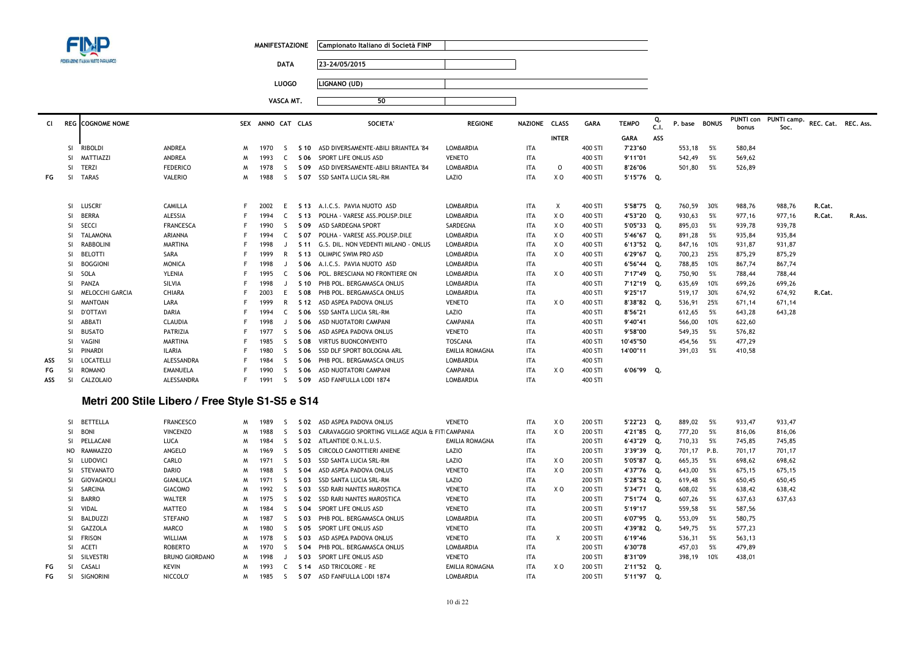| | |
|---|---|
| MANIFESTAZIONE | Campionato Italiano di Società FINP |
| DATA | 23-24/05/2015 |
| LUOGO | LIGNANO (UD) |
| VASCA MT. | 50 |

| Cl | REG | COGNOME NOME | | SEX | ANNO | CAT | CLAS | SOCIETA' | REGIONE | NAZIONE | CLASS INTER | GARA | TEMPO GARA | Q. C.I. ASS | P. base | BONUS | PUNTI con bonus | PUNTI camp. Soc. | REC. Cat. | REC. Ass. |
|---|---|---|---|---|---|---|---|---|---|---|---|---|---|---|---|---|---|---|---|---|
| | SI | RIBOLDI | ANDREA | M | 1970 | S | S 10 | ASD DIVERSAMENTE-ABILI BRIANTEA '84 | LOMBARDIA | ITA | | 400 STI | 7'23"60 | | 553,18 | 5% | 580,84 | | | |
| | SI | MATTIAZZI | ANDREA | M | 1993 | C | S 06 | SPORT LIFE ONLUS ASD | VENETO | ITA | | 400 STI | 9'11"01 | | 542,49 | 5% | 569,62 | | | |
| | SI | TERZI | FEDERICO | M | 1978 | S | S 09 | ASD DIVERSAMENTE-ABILI BRIANTEA '84 | LOMBARDIA | ITA | O | 400 STI | 8'26"06 | | 501,80 | 5% | 526,89 | | | |
| FG | SI | TARAS | VALERIO | M | 1988 | S | S 07 | SSD SANTA LUCIA SRL-RM | LAZIO | ITA | X O | 400 STI | 5'15"76 | Q. | | | | | | |
| | SI | LUSCRI' | CAMILLA | F | 2002 | E | S 13 | A.I.C.S. PAVIA NUOTO ASD | LOMBARDIA | ITA | X | 400 STI | 5'58"75 | Q. | 760,59 | 30% | 988,76 | 988,76 | R.Cat. | |
| | SI | BERRA | ALESSIA | F | 1994 | C | S 13 | POLHA - VARESE ASS.POLISP.DILE | LOMBARDIA | ITA | X O | 400 STI | 4'53"20 | Q. | 930,63 | 5% | 977,16 | 977,16 | R.Cat. | R.Ass. |
| | SI | SECCI | FRANCESCA | F | 1990 | S | S 09 | ASD SARDEGNA SPORT | SARDEGNA | ITA | X O | 400 STI | 5'05"33 | Q. | 895,03 | 5% | 939,78 | 939,78 | | |
| | SI | TALAMONA | ARIANNA | F | 1994 | C | S 07 | POLHA - VARESE ASS.POLISP.DILE | LOMBARDIA | ITA | X O | 400 STI | 5'46"67 | Q. | 891,28 | 5% | 935,84 | 935,84 | | |
| | SI | RABBOLINI | MARTINA | F | 1998 | J | S 11 | G.S. DIL. NON VEDENTI MILANO - ONLUS | LOMBARDIA | ITA | X O | 400 STI | 6'13"52 | Q. | 847,16 | 10% | 931,87 | 931,87 | | |
| | SI | BELOTTI | SARA | F | 1999 | R | S 13 | OLIMPIC SWIM PRO ASD | LOMBARDIA | ITA | X O | 400 STI | 6'29"67 | Q. | 700,23 | 25% | 875,29 | 875,29 | | |
| | SI | BOGGIONI | MONICA | F | 1998 | J | S 06 | A.I.C.S. PAVIA NUOTO ASD | LOMBARDIA | ITA | | 400 STI | 6'56"44 | Q. | 788,85 | 10% | 867,74 | 867,74 | | |
| | SI | SOLA | YLENIA | F | 1995 | C | S 06 | POL. BRESCIANA NO FRONTIERE ON | LOMBARDIA | ITA | X O | 400 STI | 7'17"49 | Q. | 750,90 | 5% | 788,44 | 788,44 | | |
| | SI | PANZA | SILVIA | F | 1998 | J | S 10 | PHB POL. BERGAMASCA ONLUS | LOMBARDIA | ITA | | 400 STI | 7'12"19 | Q. | 635,69 | 10% | 699,26 | 699,26 | | |
| | SI | MELOCCHI GARCIA | CHIARA | F | 2003 | E | S 08 | PHB POL. BERGAMASCA ONLUS | LOMBARDIA | ITA | | 400 STI | 9'25"17 | | 519,17 | 30% | 674,92 | 674,92 | R.Cat. | |
| | SI | MANTOAN | LARA | F | 1999 | R | S 12 | ASD ASPEA PADOVA ONLUS | VENETO | ITA | X O | 400 STI | 8'38"82 | Q. | 536,91 | 25% | 671,14 | 671,14 | | |
| | SI | D'OTTAVI | DARIA | F | 1994 | C | S 06 | SSD SANTA LUCIA SRL-RM | LAZIO | ITA | | 400 STI | 8'56"21 | | 612,65 | 5% | 643,28 | 643,28 | | |
| | SI | ABBATI | CLAUDIA | F | 1998 | J | S 06 | ASD NUOTATORI CAMPANI | CAMPANIA | ITA | | 400 STI | 9'40"41 | | 566,00 | 10% | 622,60 | | | |
| | SI | BUSATO | PATRIZIA | F | 1977 | S | S 06 | ASD ASPEA PADOVA ONLUS | VENETO | ITA | | 400 STI | 9'58"00 | | 549,35 | 5% | 576,82 | | | |
| | SI | VAGINI | MARTINA | F | 1985 | S | S 08 | VIRTUS BUONCONVENTO | TOSCANA | ITA | | 400 STI | 10'45"50 | | 454,56 | 5% | 477,29 | | | |
| | SI | PINARDI | ILARIA | F | 1980 | S | S 06 | SSD DLF SPORT BOLOGNA ARL | EMILIA ROMAGNA | ITA | | 400 STI | 14'00"11 | | 391,03 | 5% | 410,58 | | | |
| ASS | SI | LOCATELLI | ALESSANDRA | F | 1984 | S | S 06 | PHB POL. BERGAMASCA ONLUS | LOMBARDIA | ITA | | 400 STI | | | | | | | | |
| FG | SI | ROMANO | EMANUELA | F | 1990 | S | S 06 | ASD NUOTATORI CAMPANI | CAMPANIA | ITA | X O | 400 STI | 6'06"99 | Q. | | | | | | |
| ASS | SI | CALZOLAIO | ALESSANDRA | F | 1991 | S | S 09 | ASD FANFULLA LODI 1874 | LOMBARDIA | ITA | | 400 STI | | | | | | | | |

## Metri 200 Stile Libero / Free Style S1-S5 e S14

| Cl | REG | COGNOME NOME | | SEX | ANNO | CAT | CLAS | SOCIETA' | REGIONE | NAZIONE | CLASS INTER | GARA | TEMPO GARA | Q. C.I. ASS | P. base | BONUS | PUNTI con bonus | PUNTI camp. Soc. | REC. Cat. | REC. Ass. |
|---|---|---|---|---|---|---|---|---|---|---|---|---|---|---|---|---|---|---|---|---|
| | SI | BETTELLA | FRANCESCO | M | 1989 | S | S 02 | ASD ASPEA PADOVA ONLUS | VENETO | ITA | X O | 200 STI | 5'22"23 | Q. | 889,02 | 5% | 933,47 | 933,47 | | |
| | SI | BONI | VINCENZO | M | 1988 | S | S 03 | CARAVAGGIO SPORTING VILLAGE AQUA & FIT | CAMPANIA | ITA | X O | 200 STI | 4'21"85 | Q. | 777,20 | 5% | 816,06 | 816,06 | | |
| | SI | PELLACANI | LUCA | M | 1984 | S | S 02 | ATLANTIDE O.N.L.U.S. | EMILIA ROMAGNA | ITA | | 200 STI | 6'43"29 | Q. | 710,33 | 5% | 745,85 | 745,85 | | |
| | NO | RAMMAZZO | ANGELO | M | 1969 | S | S 05 | CIRCOLO CANOTTIERI ANIENE | LAZIO | ITA | | 200 STI | 3'39"39 | Q. | 701,17 | P.B. | 701,17 | 701,17 | | |
| | SI | LUDOVICI | CARLO | M | 1971 | S | S 03 | SSD SANTA LUCIA SRL-RM | LAZIO | ITA | X O | 200 STI | 5'05"87 | Q. | 665,35 | 5% | 698,62 | 698,62 | | |
| | SI | STEVANATO | DARIO | M | 1988 | S | S 04 | ASD ASPEA PADOVA ONLUS | VENETO | ITA | X O | 200 STI | 4'37"76 | Q. | 643,00 | 5% | 675,15 | 675,15 | | |
| | SI | GIOVAGNOLI | GIANLUCA | M | 1971 | S | S 03 | SSD SANTA LUCIA SRL-RM | LAZIO | ITA | | 200 STI | 5'28"52 | Q. | 619,48 | 5% | 650,45 | 650,45 | | |
| | SI | SARCINA | GIACOMO | M | 1992 | S | S 03 | SSD RARI NANTES MAROSTICA | VENETO | ITA | X O | 200 STI | 5'34"71 | Q. | 608,02 | 5% | 638,42 | 638,42 | | |
| | SI | BARRO | WALTER | M | 1975 | S | S 02 | SSD RARI NANTES MAROSTICA | VENETO | ITA | | 200 STI | 7'51"74 | Q. | 607,26 | 5% | 637,63 | 637,63 | | |
| | SI | VIDAL | MATTEO | M | 1984 | S | S 04 | SPORT LIFE ONLUS ASD | VENETO | ITA | | 200 STI | 5'19"17 | | 559,58 | 5% | 587,56 | | | |
| | SI | BALDUZZI | STEFANO | M | 1987 | S | S 03 | PHB POL. BERGAMASCA ONLUS | LOMBARDIA | ITA | | 200 STI | 6'07"95 | Q. | 553,09 | 5% | 580,75 | | | |
| | SI | GAZZOLA | MARCO | M | 1980 | S | S 05 | SPORT LIFE ONLUS ASD | VENETO | ITA | | 200 STI | 4'39"82 | Q. | 549,75 | 5% | 577,23 | | | |
| | SI | FRISON | WILLIAM | M | 1978 | S | S 03 | ASD ASPEA PADOVA ONLUS | VENETO | ITA | X | 200 STI | 6'19"46 | | 536,31 | 5% | 563,13 | | | |
| | SI | ACETI | ROBERTO | M | 1970 | S | S 04 | PHB POL. BERGAMASCA ONLUS | LOMBARDIA | ITA | | 200 STI | 6'30"78 | | 457,03 | 5% | 479,89 | | | |
| | SI | SILVESTRI | BRUNO GIORDANO | M | 1998 | J | S 03 | SPORT LIFE ONLUS ASD | VENETO | ITA | | 200 STI | 8'31"09 | | 398,19 | 10% | 438,01 | | | |
| FG | SI | CASALI | KEVIN | M | 1993 | C | S 14 | ASD TRICOLORE - RE | EMILIA ROMAGNA | ITA | X O | 200 STI | 2'11"52 | Q. | | | | | | |
| FG | SI | SIGNORINI | NICCOLO' | M | 1985 | S | S 07 | ASD FANFULLA LODI 1874 | LOMBARDIA | ITA | | 200 STI | 5'11"97 | Q. | | | | | | |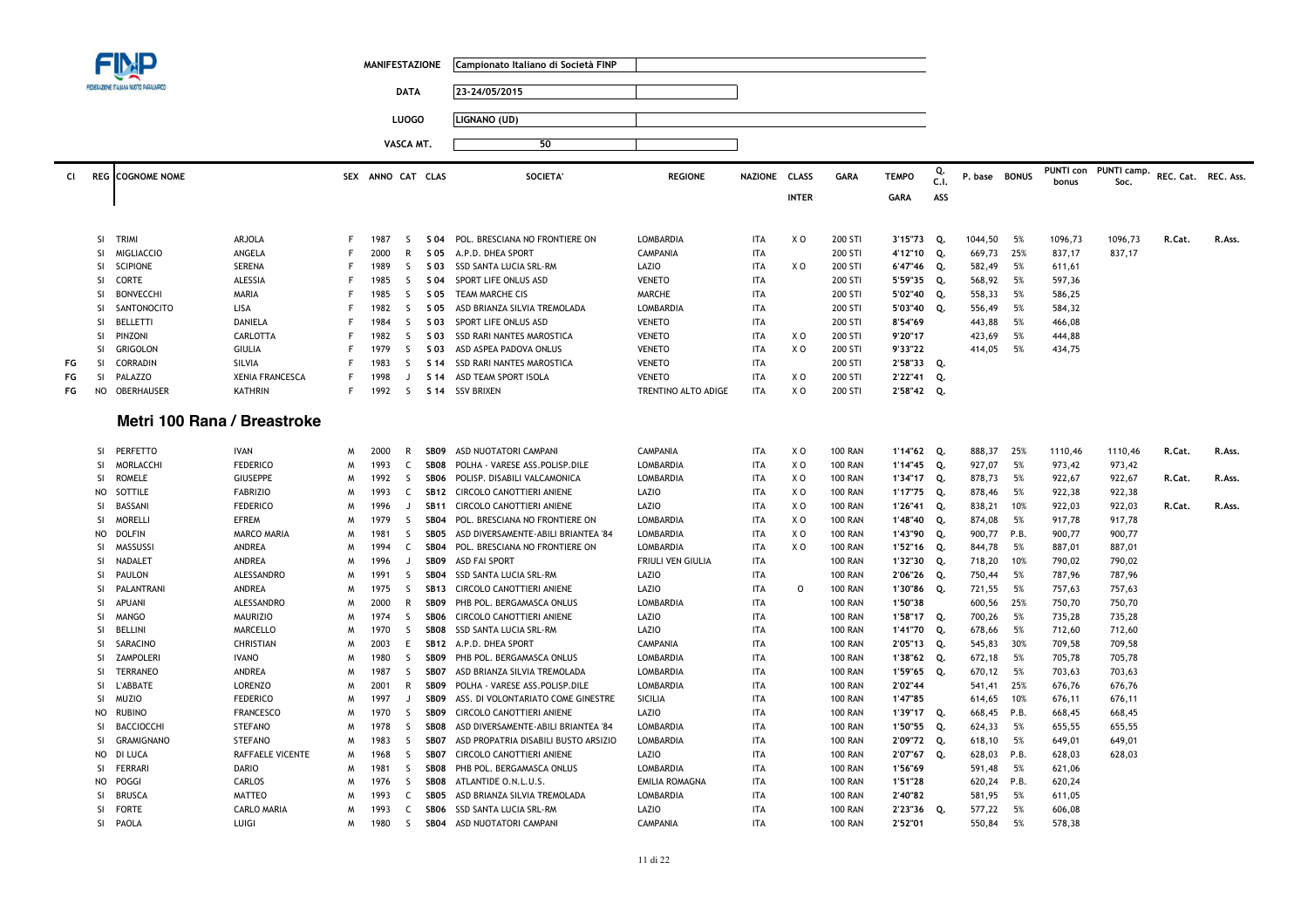| | | |
|---|---|---|
| MANIFESTAZIONE | Campionato Italiano di Società FINP | |
| DATA | 23-24/05/2015 | |
| LUOGO | LIGNANO (UD) | |
| VASCA MT. | 50 | |

| Cl | REG | COGNOME NOME | | SEX | ANNO | CAT | CLAS | SOCIETA' | REGIONE | NAZIONE | CLASS INTER | GARA | TEMPO GARA | Q. C.I. ASS | P. base | BONUS | PUNTI con bonus | PUNTI camp. Soc. | REC. Cat. | REC. Ass. |
|---|---|---|---|---|---|---|---|---|---|---|---|---|---|---|---|---|---|---|---|---|
| | SI | TRIMI | ARJOLA | F | 1987 | S | S 04 | POL. BRESCIANA NO FRONTIERE ON | LOMBARDIA | ITA | X O | 200 STI | 3'15"73 | Q. | 1044,50 | 5% | 1096,73 | 1096,73 | R.Cat. | R.Ass. |
| | SI | MIGLIACCIO | ANGELA | F | 2000 | R | S 05 | A.P.D. DHEA SPORT | CAMPANIA | ITA | | 200 STI | 4'12"10 | Q. | 669,73 | 25% | 837,17 | 837,17 | | |
| | SI | SCIPIONE | SERENA | F | 1989 | S | S 03 | SSD SANTA LUCIA SRL-RM | LAZIO | ITA | X O | 200 STI | 6'47"46 | Q. | 582,49 | 5% | 611,61 | | | |
| | SI | CORTE | ALESSIA | F | 1985 | S | S 04 | SPORT LIFE ONLUS ASD | VENETO | ITA | | 200 STI | 5'59"35 | Q. | 568,92 | 5% | 597,36 | | | |
| | SI | BONVECCHI | MARIA | F | 1985 | S | S 05 | TEAM MARCHE CIS | MARCHE | ITA | | 200 STI | 5'02"40 | Q. | 558,33 | 5% | 586,25 | | | |
| | SI | SANTONOCITO | LISA | F | 1982 | S | S 05 | ASD BRIANZA SILVIA TREMOLADA | LOMBARDIA | ITA | | 200 STI | 5'03"40 | Q. | 556,49 | 5% | 584,32 | | | |
| | SI | BELLETTI | DANIELA | F | 1984 | S | S 03 | SPORT LIFE ONLUS ASD | VENETO | ITA | | 200 STI | 8'54"69 | | 443,88 | 5% | 466,08 | | | |
| | SI | PINZONI | CARLOTTA | F | 1982 | S | S 03 | SSD RARI NANTES MAROSTICA | VENETO | ITA | X O | 200 STI | 9'20"17 | | 423,69 | 5% | 444,88 | | | |
| | SI | GRIGOLON | GIULIA | F | 1979 | S | S 03 | ASD ASPEA PADOVA ONLUS | VENETO | ITA | X O | 200 STI | 9'33"22 | | 414,05 | 5% | 434,75 | | | |
| FG | SI | CORRADIN | SILVIA | F | 1983 | S | S 14 | SSD RARI NANTES MAROSTICA | VENETO | ITA | | 200 STI | 2'58"33 | Q. | | | | | | |
| FG | SI | PALAZZO | XENIA FRANCESCA | F | 1998 | J | S 14 | ASD TEAM SPORT ISOLA | VENETO | ITA | X O | 200 STI | 2'22"41 | Q. | | | | | | |
| FG | NO | OBERHAUSER | KATHRIN | F | 1992 | S | S 14 | SSV BRIXEN | TRENTINO ALTO ADIGE | ITA | X O | 200 STI | 2'58"42 | Q. | | | | | | |

## Metri 100 Rana / Breastroke

| Cl | REG | COGNOME NOME | | SEX | ANNO | CAT | CLAS | SOCIETA' | REGIONE | NAZIONE | CLASS INTER | GARA | TEMPO GARA | Q. C.I. ASS | P. base | BONUS | PUNTI con bonus | PUNTI camp. Soc. | REC. Cat. | REC. Ass. |
|---|---|---|---|---|---|---|---|---|---|---|---|---|---|---|---|---|---|---|---|---|
| | SI | PERFETTO | IVAN | M | 2000 | R | SB09 | ASD NUOTATORI CAMPANI | CAMPANIA | ITA | X O | 100 RAN | 1'14"62 | Q. | 888,37 | 25% | 1110,46 | 1110,46 | R.Cat. | R.Ass. |
| | SI | MORLACCHI | FEDERICO | M | 1993 | C | SB08 | POLHA - VARESE ASS.POLISP.DILE | LOMBARDIA | ITA | X O | 100 RAN | 1'14"45 | Q. | 927,07 | 5% | 973,42 | 973,42 | | |
| | SI | ROMELE | GIUSEPPE | M | 1992 | S | SB06 | POLISP. DISABILI VALCAMONICA | LOMBARDIA | ITA | X O | 100 RAN | 1'34"17 | Q. | 878,73 | 5% | 922,67 | 922,67 | R.Cat. | R.Ass. |
| | NO | SOTTILE | FABRIZIO | M | 1993 | C | SB12 | CIRCOLO CANOTTIERI ANIENE | LAZIO | ITA | X O | 100 RAN | 1'17"75 | Q. | 878,46 | 5% | 922,38 | 922,38 | | |
| | SI | BASSANI | FEDERICO | M | 1996 | J | SB11 | CIRCOLO CANOTTIERI ANIENE | LAZIO | ITA | X O | 100 RAN | 1'26"41 | Q. | 838,21 | 10% | 922,03 | 922,03 | R.Cat. | R.Ass. |
| | SI | MORELLI | EFREM | M | 1979 | S | SB04 | POL. BRESCIANA NO FRONTIERE ON | LOMBARDIA | ITA | X O | 100 RAN | 1'48"40 | Q. | 874,08 | 5% | 917,78 | 917,78 | | |
| | NO | DOLFIN | MARCO MARIA | M | 1981 | S | SB05 | ASD DIVERSAMENTE-ABILI BRIANTEA '84 | LOMBARDIA | ITA | X O | 100 RAN | 1'43"90 | Q. | 900,77 | P.B. | 900,77 | 900,77 | | |
| | SI | MASSUSSI | ANDREA | M | 1994 | C | SB04 | POL. BRESCIANA NO FRONTIERE ON | LOMBARDIA | ITA | X O | 100 RAN | 1'52"16 | Q. | 844,78 | 5% | 887,01 | 887,01 | | |
| | SI | NADALET | ANDREA | M | 1996 | J | SB09 | ASD FAI SPORT | FRIULI VEN GIULIA | ITA | | 100 RAN | 1'32"30 | Q. | 718,20 | 10% | 790,02 | 790,02 | | |
| | SI | PAULON | ALESSANDRO | M | 1991 | S | SB04 | SSD SANTA LUCIA SRL-RM | LAZIO | ITA | | 100 RAN | 2'06"26 | Q. | 750,44 | 5% | 787,96 | 787,96 | | |
| | SI | PALANTRANI | ANDREA | M | 1975 | S | SB13 | CIRCOLO CANOTTIERI ANIENE | LAZIO | ITA | O | 100 RAN | 1'30"86 | Q. | 721,55 | 5% | 757,63 | 757,63 | | |
| | SI | APUANI | ALESSANDRO | M | 2000 | R | SB09 | PHB POL. BERGAMASCA ONLUS | LOMBARDIA | ITA | | 100 RAN | 1'50"38 | | 600,56 | 25% | 750,70 | 750,70 | | |
| | SI | MANGO | MAURIZIO | M | 1974 | S | SB06 | CIRCOLO CANOTTIERI ANIENE | LAZIO | ITA | | 100 RAN | 1'58"17 | Q. | 700,26 | 5% | 735,28 | 735,28 | | |
| | SI | BELLINI | MARCELLO | M | 1970 | S | SB08 | SSD SANTA LUCIA SRL-RM | LAZIO | ITA | | 100 RAN | 1'41"70 | Q. | 678,66 | 5% | 712,60 | 712,60 | | |
| | SI | SARACINO | CHRISTIAN | M | 2003 | E | SB12 | A.P.D. DHEA SPORT | CAMPANIA | ITA | | 100 RAN | 2'05"13 | Q. | 545,83 | 30% | 709,58 | 709,58 | | |
| | SI | ZAMPOLERI | IVANO | M | 1980 | S | SB09 | PHB POL. BERGAMASCA ONLUS | LOMBARDIA | ITA | | 100 RAN | 1'38"62 | Q. | 672,18 | 5% | 705,78 | 705,78 | | |
| | SI | TERRANEO | ANDREA | M | 1987 | S | SB07 | ASD BRIANZA SILVIA TREMOLADA | LOMBARDIA | ITA | | 100 RAN | 1'59"65 | Q. | 670,12 | 5% | 703,63 | 703,63 | | |
| | SI | L'ABBATE | LORENZO | M | 2001 | R | SB09 | POLHA - VARESE ASS.POLISP.DILE | LOMBARDIA | ITA | | 100 RAN | 2'02"44 | | 541,41 | 25% | 676,76 | 676,76 | | |
| | SI | MUZIO | FEDERICO | M | 1997 | J | SB09 | ASS. DI VOLONTARIATO COME GINESTRE | SICILIA | ITA | | 100 RAN | 1'47"85 | | 614,65 | 10% | 676,11 | 676,11 | | |
| | NO | RUBINO | FRANCESCO | M | 1970 | S | SB09 | CIRCOLO CANOTTIERI ANIENE | LAZIO | ITA | | 100 RAN | 1'39"17 | Q. | 668,45 | P.B. | 668,45 | 668,45 | | |
| | SI | BACCIOCCHI | STEFANO | M | 1978 | S | SB08 | ASD DIVERSAMENTE-ABILI BRIANTEA '84 | LOMBARDIA | ITA | | 100 RAN | 1'50"55 | Q. | 624,33 | 5% | 655,55 | 655,55 | | |
| | SI | GRAMIGNANO | STEFANO | M | 1983 | S | SB07 | ASD PROPATRIA DISABILI BUSTO ARSIZIO | LOMBARDIA | ITA | | 100 RAN | 2'09"72 | Q. | 618,10 | 5% | 649,01 | 649,01 | | |
| | NO | DI LUCA | RAFFAELE VICENTE | M | 1968 | S | SB07 | CIRCOLO CANOTTIERI ANIENE | LAZIO | ITA | | 100 RAN | 2'07"67 | Q. | 628,03 | P.B. | 628,03 | 628,03 | | |
| | SI | FERRARI | DARIO | M | 1981 | S | SB08 | PHB POL. BERGAMASCA ONLUS | LOMBARDIA | ITA | | 100 RAN | 1'56"69 | | 591,48 | 5% | 621,06 | | | |
| | NO | POGGI | CARLOS | M | 1976 | S | SB08 | ATLANTIDE O.N.L.U.S. | EMILIA ROMAGNA | ITA | | 100 RAN | 1'51"28 | | 620,24 | P.B. | 620,24 | | | |
| | SI | BRUSCA | MATTEO | M | 1993 | C | SB05 | ASD BRIANZA SILVIA TREMOLADA | LOMBARDIA | ITA | | 100 RAN | 2'40"82 | | 581,95 | 5% | 611,05 | | | |
| | SI | FORTE | CARLO MARIA | M | 1993 | C | SB06 | SSD SANTA LUCIA SRL-RM | LAZIO | ITA | | 100 RAN | 2'23"36 | Q. | 577,22 | 5% | 606,08 | | | |
| | SI | PAOLA | LUIGI | M | 1980 | S | SB04 | ASD NUOTATORI CAMPANI | CAMPANIA | ITA | | 100 RAN | 2'52"01 | | 550,84 | 5% | 578,38 | | | |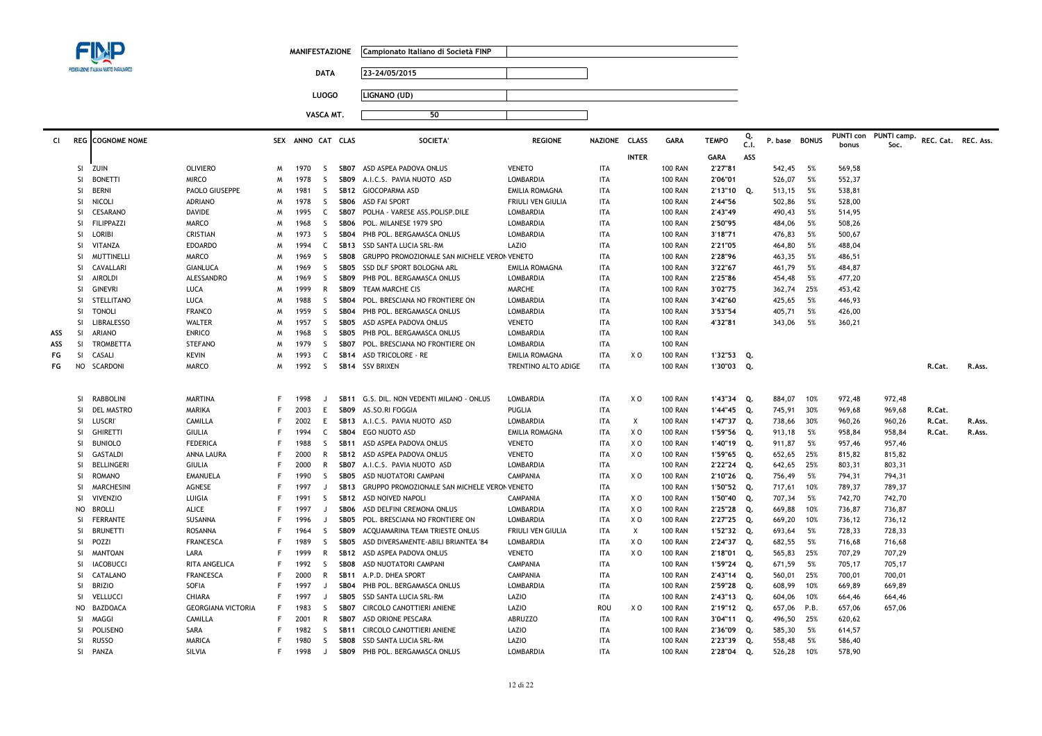| | |
|---|---|
| **MANIFESTAZIONE** | Campionato Italiano di Società FINP |
| **DATA** | 23-24/05/2015 |
| **LUOGO** | LIGNANO (UD) |
| **VASCA MT.** | 50 |

| Cl | REG | COGNOME NOME | | SEX | ANNO | CAT | CLAS | SOCIETA' | REGIONE | NAZIONE | CLASS INTER | GARA | TEMPO GARA | Q. C.I. ASS | P. base | BONUS | PUNTI con bonus | PUNTI camp. Soc. | REC. Cat. | REC. Ass. |
|---|---|---|---|---|---|---|---|---|---|---|---|---|---|---|---|---|---|---|---|---|
| | SI | ZUIN | OLIVIERO | M | 1970 | S | SB07 | ASD ASPEA PADOVA ONLUS | VENETO | ITA | | 100 RAN | 2'27"81 | | 542,45 | 5% | 569,58 | | | |
| | SI | BONETTI | MIRCO | M | 1978 | S | SB09 | A.I.C.S. PAVIA NUOTO ASD | LOMBARDIA | ITA | | 100 RAN | 2'06"01 | | 526,07 | 5% | 552,37 | | | |
| | SI | BERNI | PAOLO GIUSEPPE | M | 1981 | S | SB12 | GIOCOPARMA ASD | EMILIA ROMAGNA | ITA | | 100 RAN | 2'13"10 | Q. | 513,15 | 5% | 538,81 | | | |
| | SI | NICOLI | ADRIANO | M | 1978 | S | SB06 | ASD FAI SPORT | FRIULI VEN GIULIA | ITA | | 100 RAN | 2'44"56 | | 502,86 | 5% | 528,00 | | | |
| | SI | CESARANO | DAVIDE | M | 1995 | C | SB07 | POLHA - VARESE ASS.POLISP.DILE | LOMBARDIA | ITA | | 100 RAN | 2'43"49 | | 490,43 | 5% | 514,95 | | | |
| | SI | FILIPPAZZI | MARCO | M | 1968 | S | SB06 | POL. MILANESE 1979 SPO | LOMBARDIA | ITA | | 100 RAN | 2'50"95 | | 484,06 | 5% | 508,26 | | | |
| | SI | LORIBI | CRISTIAN | M | 1973 | S | SB04 | PHB POL. BERGAMASCA ONLUS | LOMBARDIA | ITA | | 100 RAN | 3'18"71 | | 476,83 | 5% | 500,67 | | | |
| | SI | VITANZA | EDOARDO | M | 1994 | C | SB13 | SSD SANTA LUCIA SRL-RM | LAZIO | ITA | | 100 RAN | 2'21"05 | | 464,80 | 5% | 488,04 | | | |
| | SI | MUTTINELLI | MARCO | M | 1969 | S | SB08 | GRUPPO PROMOZIONALE SAN MICHELE VERON | VENETO | ITA | | 100 RAN | 2'28"96 | | 463,35 | 5% | 486,51 | | | |
| | SI | CAVALLARI | GIANLUCA | M | 1969 | S | SB05 | SSD DLF SPORT BOLOGNA ARL | EMILIA ROMAGNA | ITA | | 100 RAN | 3'22"67 | | 461,79 | 5% | 484,87 | | | |
| | SI | AIROLDI | ALESSANDRO | M | 1969 | S | SB09 | PHB POL. BERGAMASCA ONLUS | LOMBARDIA | ITA | | 100 RAN | 2'25"86 | | 454,48 | 5% | 477,20 | | | |
| | SI | GINEVRI | LUCA | M | 1999 | R | SB09 | TEAM MARCHE CIS | MARCHE | ITA | | 100 RAN | 3'02"75 | | 362,74 | 25% | 453,42 | | | |
| | SI | STELLITANO | LUCA | M | 1988 | S | SB04 | POL. BRESCIANA NO FRONTIERE ON | LOMBARDIA | ITA | | 100 RAN | 3'42"60 | | 425,65 | 5% | 446,93 | | | |
| | SI | TONOLI | FRANCO | M | 1959 | S | SB04 | PHB POL. BERGAMASCA ONLUS | LOMBARDIA | ITA | | 100 RAN | 3'53"54 | | 405,71 | 5% | 426,00 | | | |
| | SI | LIBRALESSO | WALTER | M | 1957 | S | SB05 | ASD ASPEA PADOVA ONLUS | VENETO | ITA | | 100 RAN | 4'32"81 | | 343,06 | 5% | 360,21 | | | |
| ASS | SI | ARIANO | ENRICO | M | 1968 | S | SB05 | PHB POL. BERGAMASCA ONLUS | LOMBARDIA | ITA | | 100 RAN | | | | | | | | |
| ASS | SI | TROMBETTA | STEFANO | M | 1979 | S | SB07 | POL. BRESCIANA NO FRONTIERE ON | LOMBARDIA | ITA | | 100 RAN | | | | | | | | |
| FG | SI | CASALI | KEVIN | M | 1993 | C | SB14 | ASD TRICOLORE - RE | EMILIA ROMAGNA | ITA | X O | 100 RAN | 1'32"53 | Q. | | | | | | |
| FG | NO | SCARDONI | MARCO | M | 1992 | S | SB14 | SSV BRIXEN | TRENTINO ALTO ADIGE | ITA | | 100 RAN | 1'30"03 | Q. | | | | | R.Cat. | R.Ass. |
| | SI | RABBOLINI | MARTINA | F | 1998 | J | SB11 | G.S. DIL. NON VEDENTI MILANO - ONLUS | LOMBARDIA | ITA | X O | 100 RAN | 1'43"34 | Q. | 884,07 | 10% | 972,48 | 972,48 | | |
| | SI | DEL MASTRO | MARIKA | F | 2003 | E | SB09 | AS.SO.RI FOGGIA | PUGLIA | ITA | | 100 RAN | 1'44"45 | Q. | 745,91 | 30% | 969,68 | 969,68 | R.Cat. | |
| | SI | LUSCRI' | CAMILLA | F | 2002 | E | SB13 | A.I.C.S. PAVIA NUOTO ASD | LOMBARDIA | ITA | X | 100 RAN | 1'47"37 | Q. | 738,66 | 30% | 960,26 | 960,26 | R.Cat. | R.Ass. |
| | SI | GHIRETTI | GIULIA | F | 1994 | C | SB04 | EGO NUOTO ASD | EMILIA ROMAGNA | ITA | X O | 100 RAN | 1'59"56 | Q. | 913,18 | 5% | 958,84 | 958,84 | R.Cat. | R.Ass. |
| | SI | BUNIOLO | FEDERICA | F | 1988 | S | SB11 | ASD ASPEA PADOVA ONLUS | VENETO | ITA | X O | 100 RAN | 1'40"19 | Q. | 911,87 | 5% | 957,46 | 957,46 | | |
| | SI | GASTALDI | ANNA LAURA | F | 2000 | R | SB12 | ASD ASPEA PADOVA ONLUS | VENETO | ITA | X O | 100 RAN | 1'59"65 | Q. | 652,65 | 25% | 815,82 | 815,82 | | |
| | SI | BELLINGERI | GIULIA | F | 2000 | R | SB07 | A.I.C.S. PAVIA NUOTO ASD | LOMBARDIA | ITA | | 100 RAN | 2'22"24 | Q. | 642,65 | 25% | 803,31 | 803,31 | | |
| | SI | ROMANO | EMANUELA | F | 1990 | S | SB05 | ASD NUOTATORI CAMPANI | CAMPANIA | ITA | X O | 100 RAN | 2'10"26 | Q. | 756,49 | 5% | 794,31 | 794,31 | | |
| | SI | MARCHESINI | AGNESE | F | 1997 | J | SB13 | GRUPPO PROMOZIONALE SAN MICHELE VERON | VENETO | ITA | | 100 RAN | 1'50"52 | Q. | 717,61 | 10% | 789,37 | 789,37 | | |
| | SI | VIVENZIO | LUIGIA | F | 1991 | S | SB12 | ASD NOIVED NAPOLI | CAMPANIA | ITA | X O | 100 RAN | 1'50"40 | Q. | 707,34 | 5% | 742,70 | 742,70 | | |
| | NO | BROLLI | ALICE | F | 1997 | J | SB06 | ASD DELFINI CREMONA ONLUS | LOMBARDIA | ITA | X O | 100 RAN | 2'25"28 | Q. | 669,88 | 10% | 736,87 | 736,87 | | |
| | SI | FERRANTE | SUSANNA | F | 1996 | J | SB05 | POL. BRESCIANA NO FRONTIERE ON | LOMBARDIA | ITA | X O | 100 RAN | 2'27"25 | Q. | 669,20 | 10% | 736,12 | 736,12 | | |
| | SI | BRUNETTI | ROSANNA | F | 1964 | S | SB09 | ACQUAMARINA TEAM TRIESTE ONLUS | FRIULI VEN GIULIA | ITA | X | 100 RAN | 1'52"32 | Q. | 693,64 | 5% | 728,33 | 728,33 | | |
| | SI | POZZI | FRANCESCA | F | 1989 | S | SB05 | ASD DIVERSAMENTE-ABILI BRIANTEA '84 | LOMBARDIA | ITA | X O | 100 RAN | 2'24"37 | Q. | 682,55 | 5% | 716,68 | 716,68 | | |
| | SI | MANTOAN | LARA | F | 1999 | R | SB12 | ASD ASPEA PADOVA ONLUS | VENETO | ITA | X O | 100 RAN | 2'18"01 | Q. | 565,83 | 25% | 707,29 | 707,29 | | |
| | SI | IACOBUCCI | RITA ANGELICA | F | 1992 | S | SB08 | ASD NUOTATORI CAMPANI | CAMPANIA | ITA | | 100 RAN | 1'59"24 | Q. | 671,59 | 5% | 705,17 | 705,17 | | |
| | SI | CATALANO | FRANCESCA | F | 2000 | R | SB11 | A.P.D. DHEA SPORT | CAMPANIA | ITA | | 100 RAN | 2'43"14 | Q. | 560,01 | 25% | 700,01 | 700,01 | | |
| | SI | BRIZIO | SOFIA | F | 1997 | J | SB04 | PHB POL. BERGAMASCA ONLUS | LOMBARDIA | ITA | | 100 RAN | 2'59"28 | Q. | 608,99 | 10% | 669,89 | 669,89 | | |
| | SI | VELLUCCI | CHIARA | F | 1997 | J | SB05 | SSD SANTA LUCIA SRL-RM | LAZIO | ITA | | 100 RAN | 2'43"13 | Q. | 604,06 | 10% | 664,46 | 664,46 | | |
| | NO | BAZDOACA | GEORGIANA VICTORIA | F | 1983 | S | SB07 | CIRCOLO CANOTTIERI ANIENE | LAZIO | ROU | X O | 100 RAN | 2'19"12 | Q. | 657,06 | P.B. | 657,06 | 657,06 | | |
| | SI | MAGGI | CAMILLA | F | 2001 | R | SB07 | ASD ORIONE PESCARA | ABRUZZO | ITA | | 100 RAN | 3'04"11 | Q. | 496,50 | 25% | 620,62 | | | |
| | SI | POLISENO | SARA | F | 1982 | S | SB11 | CIRCOLO CANOTTIERI ANIENE | LAZIO | ITA | | 100 RAN | 2'36"09 | Q. | 585,30 | 5% | 614,57 | | | |
| | SI | RUSSO | MARICA | F | 1980 | S | SB08 | SSD SANTA LUCIA SRL-RM | LAZIO | ITA | | 100 RAN | 2'23"39 | Q. | 558,48 | 5% | 586,40 | | | |
| | SI | PANZA | SILVIA | F | 1998 | J | SB09 | PHB POL. BERGAMASCA ONLUS | LOMBARDIA | ITA | | 100 RAN | 2'28"04 | Q. | 526,28 | 10% | 578,90 | | | |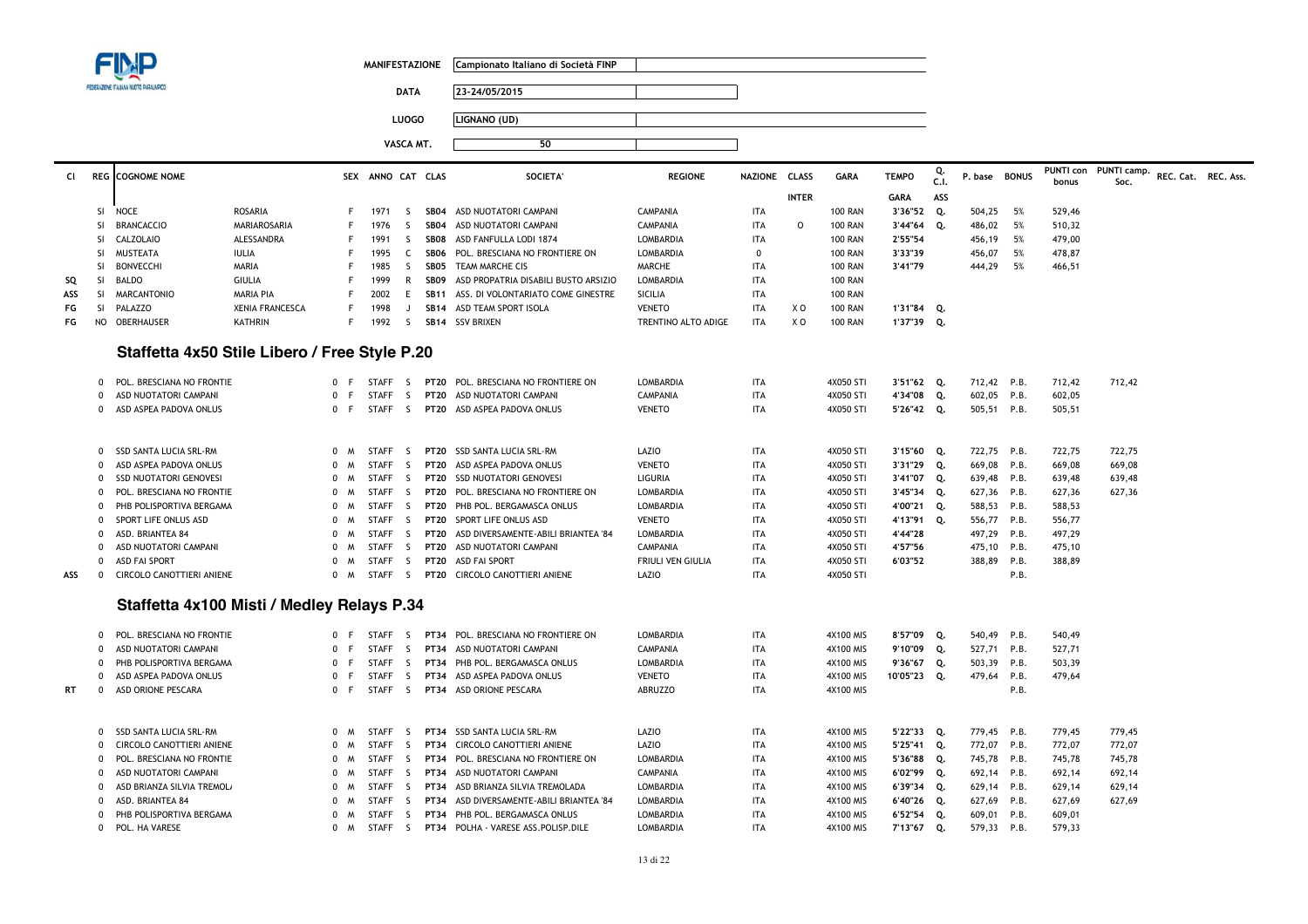| | |
|---|---|
| MANIFESTAZIONE | Campionato Italiano di Società FINP |
| DATA | 23-24/05/2015 |
| LUOGO | LIGNANO (UD) |
| VASCA MT. | 50 |

| Cl | REG | COGNOME NOME | | SEX | ANNO | CAT | CLAS | SOCIETA' | REGIONE | NAZIONE | CLASS INTER | GARA | TEMPO GARA | Q. C.I. ASS | P. base | BONUS | PUNTI con bonus | PUNTI camp. Soc. | REC. Cat. | REC. Ass. |
|---|---|---|---|---|---|---|---|---|---|---|---|---|---|---|---|---|---|---|---|---|
| | SI | NOCE | ROSARIA | F | 1971 | S | SB04 | ASD NUOTATORI CAMPANI | CAMPANIA | ITA | | 100 RAN | 3'36"52 | Q. | 504,25 | 5% | 529,46 | | | |
| | SI | BRANCACCIO | MARIAROSARIA | F | 1976 | S | SB04 | ASD NUOTATORI CAMPANI | CAMPANIA | ITA | O | 100 RAN | 3'44"64 | Q. | 486,02 | 5% | 510,32 | | | |
| | SI | CALZOLAIO | ALESSANDRA | F | 1991 | S | SB08 | ASD FANFULLA LODI 1874 | LOMBARDIA | ITA | | 100 RAN | 2'55"54 | | 456,19 | 5% | 479,00 | | | |
| | SI | MUSTEATA | IULIA | F | 1995 | C | SB06 | POL. BRESCIANA NO FRONTIERE ON | LOMBARDIA | 0 | | 100 RAN | 3'33"39 | | 456,07 | 5% | 478,87 | | | |
| | SI | BONVECCHI | MARIA | F | 1985 | S | SB05 | TEAM MARCHE CIS | MARCHE | ITA | | 100 RAN | 3'41"79 | | 444,29 | 5% | 466,51 | | | |
| SQ | SI | BALDO | GIULIA | F | 1999 | R | SB09 | ASD PROPATRIA DISABILI BUSTO ARSIZIO | LOMBARDIA | ITA | | 100 RAN | | | | | | | | |
| ASS | SI | MARCANTONIO | MARIA PIA | F | 2002 | E | SB11 | ASS. DI VOLONTARIATO COME GINESTRE | SICILIA | ITA | | 100 RAN | | | | | | | | |
| FG | SI | PALAZZO | XENIA FRANCESCA | F | 1998 | J | SB14 | ASD TEAM SPORT ISOLA | VENETO | ITA | X O | 100 RAN | 1'31"84 | Q. | | | | | | |
| FG | NO | OBERHAUSER | KATHRIN | F | 1992 | S | SB14 | SSV BRIXEN | TRENTINO ALTO ADIGE | ITA | X O | 100 RAN | 1'37"39 | Q. | | | | | | |

## Staffetta 4x50 Stile Libero / Free Style P.20

| Cl | REG | COGNOME NOME | SEX | ANNO | CAT | CLAS | SOCIETA' | REGIONE | NAZIONE | CLASS INTER | GARA | TEMPO GARA | Q. C.I. ASS | P. base | BONUS | PUNTI con bonus | PUNTI camp. Soc. | REC. Cat. | REC. Ass. |
|---|---|---|---|---|---|---|---|---|---|---|---|---|---|---|---|---|---|---|---|
| | 0 | POL. BRESCIANA NO FRONTIE | 0 F | STAFF | S | PT20 | POL. BRESCIANA NO FRONTIERE ON | LOMBARDIA | ITA | | 4X050 STI | 3'51"62 | Q. | 712,42 | P.B. | 712,42 | 712,42 | | |
| | 0 | ASD NUOTATORI CAMPANI | 0 F | STAFF | S | PT20 | ASD NUOTATORI CAMPANI | CAMPANIA | ITA | | 4X050 STI | 4'34"08 | Q. | 602,05 | P.B. | 602,05 | | | |
| | 0 | ASD ASPEA PADOVA ONLUS | 0 F | STAFF | S | PT20 | ASD ASPEA PADOVA ONLUS | VENETO | ITA | | 4X050 STI | 5'26"42 | Q. | 505,51 | P.B. | 505,51 | | | |
| | 0 | SSD SANTA LUCIA SRL-RM | 0 M | STAFF | S | PT20 | SSD SANTA LUCIA SRL-RM | LAZIO | ITA | | 4X050 STI | 3'15"60 | Q. | 722,75 | P.B. | 722,75 | 722,75 | | |
| | 0 | ASD ASPEA PADOVA ONLUS | 0 M | STAFF | S | PT20 | ASD ASPEA PADOVA ONLUS | VENETO | ITA | | 4X050 STI | 3'31"29 | Q. | 669,08 | P.B. | 669,08 | 669,08 | | |
| | 0 | SSD NUOTATORI GENOVESI | 0 M | STAFF | S | PT20 | SSD NUOTATORI GENOVESI | LIGURIA | ITA | | 4X050 STI | 3'41"07 | Q. | 639,48 | P.B. | 639,48 | 639,48 | | |
| | 0 | POL. BRESCIANA NO FRONTIE | 0 M | STAFF | S | PT20 | POL. BRESCIANA NO FRONTIERE ON | LOMBARDIA | ITA | | 4X050 STI | 3'45"34 | Q. | 627,36 | P.B. | 627,36 | 627,36 | | |
| | 0 | PHB POLISPORTIVA BERGAMA | 0 M | STAFF | S | PT20 | PHB POL. BERGAMASCA ONLUS | LOMBARDIA | ITA | | 4X050 STI | 4'00"21 | Q. | 588,53 | P.B. | 588,53 | | | |
| | 0 | SPORT LIFE ONLUS ASD | 0 M | STAFF | S | PT20 | SPORT LIFE ONLUS ASD | VENETO | ITA | | 4X050 STI | 4'13"91 | Q. | 556,77 | P.B. | 556,77 | | | |
| | 0 | ASD. BRIANTEA 84 | 0 M | STAFF | S | PT20 | ASD DIVERSAMENTE-ABILI BRIANTEA '84 | LOMBARDIA | ITA | | 4X050 STI | 4'44"28 | | 497,29 | P.B. | 497,29 | | | |
| | 0 | ASD NUOTATORI CAMPANI | 0 M | STAFF | S | PT20 | ASD NUOTATORI CAMPANI | CAMPANIA | ITA | | 4X050 STI | 4'57"56 | | 475,10 | P.B. | 475,10 | | | |
| | 0 | ASD FAI SPORT | 0 M | STAFF | S | PT20 | ASD FAI SPORT | FRIULI VEN GIULIA | ITA | | 4X050 STI | 6'03"52 | | 388,89 | P.B. | 388,89 | | | |
| ASS | 0 | CIRCOLO CANOTTIERI ANIENE | 0 M | STAFF | S | PT20 | CIRCOLO CANOTTIERI ANIENE | LAZIO | ITA | | 4X050 STI | | | | P.B. | | | | |

## Staffetta 4x100 Misti / Medley Relays P.34

| Cl | REG | COGNOME NOME | SEX | ANNO | CAT | CLAS | SOCIETA' | REGIONE | NAZIONE | CLASS INTER | GARA | TEMPO GARA | Q. C.I. ASS | P. base | BONUS | PUNTI con bonus | PUNTI camp. Soc. | REC. Cat. | REC. Ass. |
|---|---|---|---|---|---|---|---|---|---|---|---|---|---|---|---|---|---|---|---|
| | 0 | POL. BRESCIANA NO FRONTIE | 0 F | STAFF | S | PT34 | POL. BRESCIANA NO FRONTIERE ON | LOMBARDIA | ITA | | 4X100 MIS | 8'57"09 | Q. | 540,49 | P.B. | 540,49 | | | |
| | 0 | ASD NUOTATORI CAMPANI | 0 F | STAFF | S | PT34 | ASD NUOTATORI CAMPANI | CAMPANIA | ITA | | 4X100 MIS | 9'10"09 | Q. | 527,71 | P.B. | 527,71 | | | |
| | 0 | PHB POLISPORTIVA BERGAMA | 0 F | STAFF | S | PT34 | PHB POL. BERGAMASCA ONLUS | LOMBARDIA | ITA | | 4X100 MIS | 9'36"67 | Q. | 503,39 | P.B. | 503,39 | | | |
| | 0 | ASD ASPEA PADOVA ONLUS | 0 F | STAFF | S | PT34 | ASD ASPEA PADOVA ONLUS | VENETO | ITA | | 4X100 MIS | 10'05"23 | Q. | 479,64 | P.B. | 479,64 | | | |
| RT | 0 | ASD ORIONE PESCARA | 0 F | STAFF | S | PT34 | ASD ORIONE PESCARA | ABRUZZO | ITA | | 4X100 MIS | | | | P.B. | | | | |
| | 0 | SSD SANTA LUCIA SRL-RM | 0 M | STAFF | S | PT34 | SSD SANTA LUCIA SRL-RM | LAZIO | ITA | | 4X100 MIS | 5'22"33 | Q. | 779,45 | P.B. | 779,45 | 779,45 | | |
| | 0 | CIRCOLO CANOTTIERI ANIENE | 0 M | STAFF | S | PT34 | CIRCOLO CANOTTIERI ANIENE | LAZIO | ITA | | 4X100 MIS | 5'25"41 | Q. | 772,07 | P.B. | 772,07 | 772,07 | | |
| | 0 | POL. BRESCIANA NO FRONTIE | 0 M | STAFF | S | PT34 | POL. BRESCIANA NO FRONTIERE ON | LOMBARDIA | ITA | | 4X100 MIS | 5'36"88 | Q. | 745,78 | P.B. | 745,78 | 745,78 | | |
| | 0 | ASD NUOTATORI CAMPANI | 0 M | STAFF | S | PT34 | ASD NUOTATORI CAMPANI | CAMPANIA | ITA | | 4X100 MIS | 6'02"99 | Q. | 692,14 | P.B. | 692,14 | 692,14 | | |
| | 0 | ASD BRIANZA SILVIA TREMOL/ | 0 M | STAFF | S | PT34 | ASD BRIANZA SILVIA TREMOLADA | LOMBARDIA | ITA | | 4X100 MIS | 6'39"34 | Q. | 629,14 | P.B. | 629,14 | 629,14 | | |
| | 0 | ASD. BRIANTEA 84 | 0 M | STAFF | S | PT34 | ASD DIVERSAMENTE-ABILI BRIANTEA '84 | LOMBARDIA | ITA | | 4X100 MIS | 6'40"26 | Q. | 627,69 | P.B. | 627,69 | 627,69 | | |
| | 0 | PHB POLISPORTIVA BERGAMA | 0 M | STAFF | S | PT34 | PHB POL. BERGAMASCA ONLUS | LOMBARDIA | ITA | | 4X100 MIS | 6'52"54 | Q. | 609,01 | P.B. | 609,01 | | | |
| | 0 | POL. HA VARESE | 0 M | STAFF | S | PT34 | POLHA - VARESE ASS.POLISP.DILE | LOMBARDIA | ITA | | 4X100 MIS | 7'13"67 | Q. | 579,33 | P.B. | 579,33 | | | |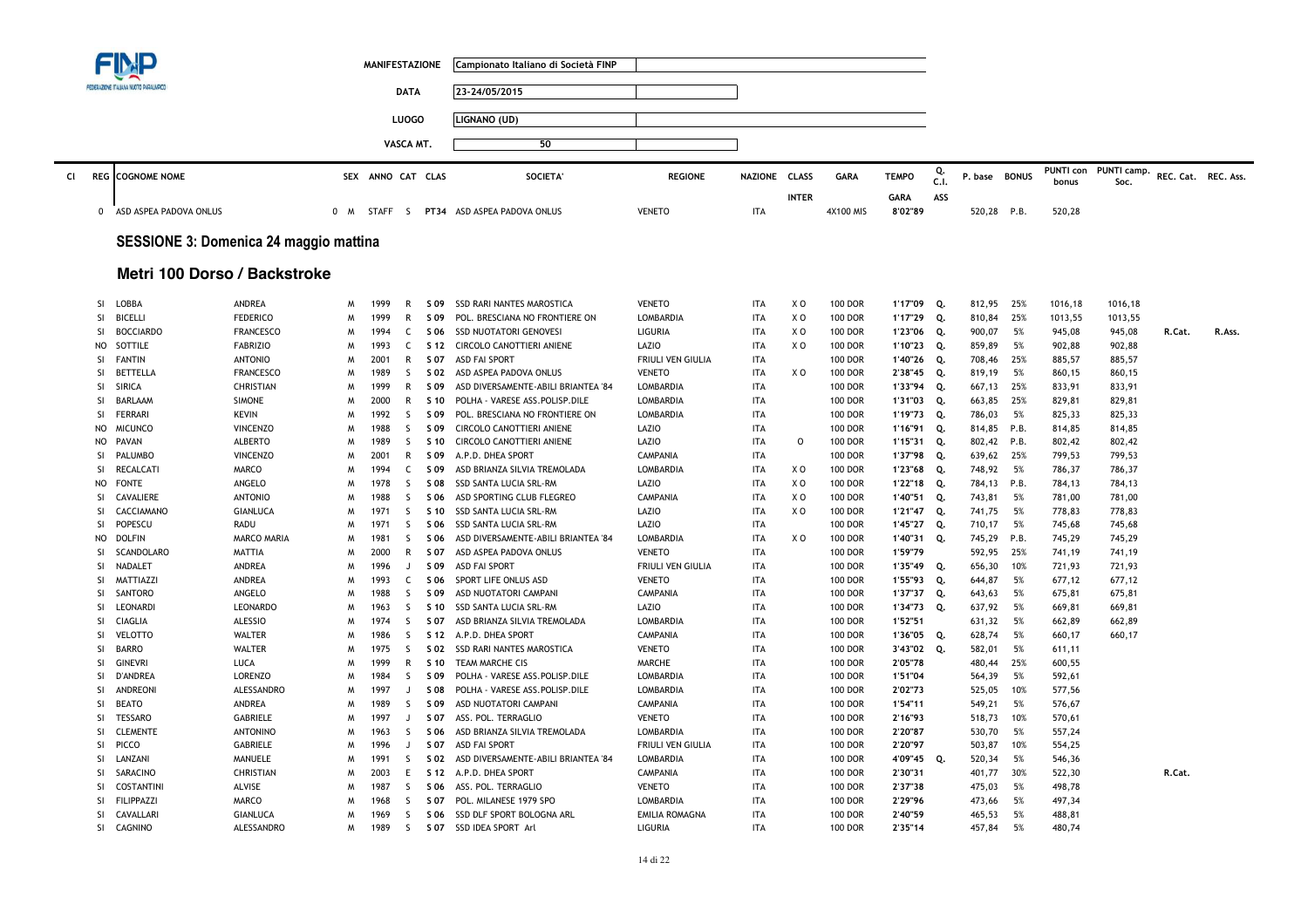| MANIFESTAZIONE | Campionato Italiano di Società FINP |
|---|---|
| DATA | 23-24/05/2015 |
| LUOGO | LIGNANO (UD) |
| VASCA MT. | 50 |

| Cl | REG | COGNOME NOME | | SEX | ANNO | CAT | CLAS | SOCIETA' | REGIONE | NAZIONE | CLASS INTER | GARA | TEMPO GARA | Q. C.I. ASS | P. base | BONUS | PUNTI con bonus | PUNTI camp. Soc. | REC. Cat. | REC. Ass. |
|---|---|---|---|---|---|---|---|---|---|---|---|---|---|---|---|---|---|---|---|---|
| | 0 | ASD ASPEA PADOVA ONLUS | | 0 M | STAFF | S | PT34 | ASD ASPEA PADOVA ONLUS | VENETO | ITA | | 4X100 MIS | 8'02"89 | | 520,28 | P.B. | 520,28 | | | |

## SESSIONE 3: Domenica 24 maggio mattina

### Metri 100 Dorso / Backstroke

| REG | COGNOME | NOME | SEX | ANNO | CAT | CLAS | SOCIETA' | REGIONE | NAZIONE | CLASS INTER | GARA | TEMPO | Q. | P. base | BONUS | PUNTI con bonus | PUNTI camp. Soc. | REC. Cat. | REC. Ass. |
|---|---|---|---|---|---|---|---|---|---|---|---|---|---|---|---|---|---|---|---|
| SI | LOBBA | ANDREA | M | 1999 | R | S 09 | SSD RARI NANTES MAROSTICA | VENETO | ITA | X O | 100 DOR | 1'17"09 | Q. | 812,95 | 25% | 1016,18 | 1016,18 | | |
| SI | BICELLI | FEDERICO | M | 1999 | R | S 09 | POL. BRESCIANA NO FRONTIERE ON | LOMBARDIA | ITA | X O | 100 DOR | 1'17"29 | Q. | 810,84 | 25% | 1013,55 | 1013,55 | | |
| SI | BOCCIARDO | FRANCESCO | M | 1994 | C | S 06 | SSD NUOTATORI GENOVESI | LIGURIA | ITA | X O | 100 DOR | 1'23"06 | Q. | 900,07 | 5% | 945,08 | 945,08 | R.Cat. | R.Ass. |
| NO | SOTTILE | FABRIZIO | M | 1993 | C | S 12 | CIRCOLO CANOTTIERI ANIENE | LAZIO | ITA | X O | 100 DOR | 1'10"23 | Q. | 859,89 | 5% | 902,88 | 902,88 | | |
| SI | FANTIN | ANTONIO | M | 2001 | R | S 07 | ASD FAI SPORT | FRIULI VEN GIULIA | ITA | | 100 DOR | 1'40"26 | Q. | 708,46 | 25% | 885,57 | 885,57 | | |
| SI | BETTELLA | FRANCESCO | M | 1989 | S | S 02 | ASD ASPEA PADOVA ONLUS | VENETO | ITA | X O | 100 DOR | 2'38"45 | Q. | 819,19 | 5% | 860,15 | 860,15 | | |
| SI | SIRICA | CHRISTIAN | M | 1999 | R | S 09 | ASD DIVERSAMENTE-ABILI BRIANTEA '84 | LOMBARDIA | ITA | | 100 DOR | 1'33"94 | Q. | 667,13 | 25% | 833,91 | 833,91 | | |
| SI | BARLAAM | SIMONE | M | 2000 | R | S 10 | POLHA - VARESE ASS.POLISP.DILE | LOMBARDIA | ITA | | 100 DOR | 1'31"03 | Q. | 663,85 | 25% | 829,81 | 829,81 | | |
| SI | FERRARI | KEVIN | M | 1992 | S | S 09 | POL. BRESCIANA NO FRONTIERE ON | LOMBARDIA | ITA | | 100 DOR | 1'19"73 | Q. | 786,03 | 5% | 825,33 | 825,33 | | |
| NO | MICUNCO | VINCENZO | M | 1988 | S | S 09 | CIRCOLO CANOTTIERI ANIENE | LAZIO | ITA | | 100 DOR | 1'16"91 | Q. | 814,85 | P.B. | 814,85 | 814,85 | | |
| NO | PAVAN | ALBERTO | M | 1989 | S | S 10 | CIRCOLO CANOTTIERI ANIENE | LAZIO | ITA | O | 100 DOR | 1'15"31 | Q. | 802,42 | P.B. | 802,42 | 802,42 | | |
| SI | PALUMBO | VINCENZO | M | 2001 | R | S 09 | A.P.D. DHEA SPORT | CAMPANIA | ITA | | 100 DOR | 1'37"98 | Q. | 639,62 | 25% | 799,53 | 799,53 | | |
| SI | RECALCATI | MARCO | M | 1994 | C | S 09 | ASD BRIANZA SILVIA TREMOLADA | LOMBARDIA | ITA | X O | 100 DOR | 1'23"68 | Q. | 748,92 | 5% | 786,37 | 786,37 | | |
| NO | FONTE | ANGELO | M | 1978 | S | S 08 | SSD SANTA LUCIA SRL-RM | LAZIO | ITA | X O | 100 DOR | 1'22"18 | Q. | 784,13 | P.B. | 784,13 | 784,13 | | |
| SI | CAVALIERE | ANTONIO | M | 1988 | S | S 06 | ASD SPORTING CLUB FLEGREO | CAMPANIA | ITA | X O | 100 DOR | 1'40"51 | Q. | 743,81 | 5% | 781,00 | 781,00 | | |
| SI | CACCIAMANO | GIANLUCA | M | 1971 | S | S 10 | SSD SANTA LUCIA SRL-RM | LAZIO | ITA | X O | 100 DOR | 1'21"47 | Q. | 741,75 | 5% | 778,83 | 778,83 | | |
| SI | POPESCU | RADU | M | 1971 | S | S 06 | SSD SANTA LUCIA SRL-RM | LAZIO | ITA | | 100 DOR | 1'45"27 | Q. | 710,17 | 5% | 745,68 | 745,68 | | |
| NO | DOLFIN | MARCO MARIA | M | 1981 | S | S 06 | ASD DIVERSAMENTE-ABILI BRIANTEA '84 | LOMBARDIA | ITA | X O | 100 DOR | 1'40"31 | Q. | 745,29 | P.B. | 745,29 | 745,29 | | |
| SI | SCANDOLARO | MATTIA | M | 2000 | R | S 07 | ASD ASPEA PADOVA ONLUS | VENETO | ITA | | 100 DOR | 1'59"79 | | 592,95 | 25% | 741,19 | 741,19 | | |
| SI | NADALET | ANDREA | M | 1996 | J | S 09 | ASD FAI SPORT | FRIULI VEN GIULIA | ITA | | 100 DOR | 1'35"49 | Q. | 656,30 | 10% | 721,93 | 721,93 | | |
| SI | MATTIAZZI | ANDREA | M | 1993 | C | S 06 | SPORT LIFE ONLUS ASD | VENETO | ITA | | 100 DOR | 1'55"93 | Q. | 644,87 | 5% | 677,12 | 677,12 | | |
| SI | SANTORO | ANGELO | M | 1988 | S | S 09 | ASD NUOTATORI CAMPANI | CAMPANIA | ITA | | 100 DOR | 1'37"37 | Q. | 643,63 | 5% | 675,81 | 675,81 | | |
| SI | LEONARDI | LEONARDO | M | 1963 | S | S 10 | SSD SANTA LUCIA SRL-RM | LAZIO | ITA | | 100 DOR | 1'34"73 | Q. | 637,92 | 5% | 669,81 | 669,81 | | |
| SI | CIAGLIA | ALESSIO | M | 1974 | S | S 07 | ASD BRIANZA SILVIA TREMOLADA | LOMBARDIA | ITA | | 100 DOR | 1'52"51 | | 631,32 | 5% | 662,89 | 662,89 | | |
| SI | VELOTTO | WALTER | M | 1986 | S | S 12 | A.P.D. DHEA SPORT | CAMPANIA | ITA | | 100 DOR | 1'36"05 | Q. | 628,74 | 5% | 660,17 | 660,17 | | |
| SI | BARRO | WALTER | M | 1975 | S | S 02 | SSD RARI NANTES MAROSTICA | VENETO | ITA | | 100 DOR | 3'43"02 | Q. | 582,01 | 5% | 611,11 | | | |
| SI | GINEVRI | LUCA | M | 1999 | R | S 10 | TEAM MARCHE CIS | MARCHE | ITA | | 100 DOR | 2'05"78 | | 480,44 | 25% | 600,55 | | | |
| SI | D'ANDREA | LORENZO | M | 1984 | S | S 09 | POLHA - VARESE ASS.POLISP.DILE | LOMBARDIA | ITA | | 100 DOR | 1'51"04 | | 564,39 | 5% | 592,61 | | | |
| SI | ANDREONI | ALESSANDRO | M | 1997 | J | S 08 | POLHA - VARESE ASS.POLISP.DILE | LOMBARDIA | ITA | | 100 DOR | 2'02"73 | | 525,05 | 10% | 577,56 | | | |
| SI | BEATO | ANDREA | M | 1989 | S | S 09 | ASD NUOTATORI CAMPANI | CAMPANIA | ITA | | 100 DOR | 1'54"11 | | 549,21 | 5% | 576,67 | | | |
| SI | TESSARO | GABRIELE | M | 1997 | J | S 07 | ASS. POL. TERRAGLIO | VENETO | ITA | | 100 DOR | 2'16"93 | | 518,73 | 10% | 570,61 | | | |
| SI | CLEMENTE | ANTONINO | M | 1963 | S | S 06 | ASD BRIANZA SILVIA TREMOLADA | LOMBARDIA | ITA | | 100 DOR | 2'20"87 | | 530,70 | 5% | 557,24 | | | |
| SI | PICCO | GABRIELE | M | 1996 | J | S 07 | ASD FAI SPORT | FRIULI VEN GIULIA | ITA | | 100 DOR | 2'20"97 | | 503,87 | 10% | 554,25 | | | |
| SI | LANZANI | MANUELE | M | 1991 | S | S 02 | ASD DIVERSAMENTE-ABILI BRIANTEA '84 | LOMBARDIA | ITA | | 100 DOR | 4'09"45 | Q. | 520,34 | 5% | 546,36 | | | |
| SI | SARACINO | CHRISTIAN | M | 2003 | E | S 12 | A.P.D. DHEA SPORT | CAMPANIA | ITA | | 100 DOR | 2'30"31 | | 401,77 | 30% | 522,30 | | R.Cat. | |
| SI | COSTANTINI | ALVISE | M | 1987 | S | S 06 | ASS. POL. TERRAGLIO | VENETO | ITA | | 100 DOR | 2'37"38 | | 475,03 | 5% | 498,78 | | | |
| SI | FILIPPAZZI | MARCO | M | 1968 | S | S 07 | POL. MILANESE 1979 SPO | LOMBARDIA | ITA | | 100 DOR | 2'29"96 | | 473,66 | 5% | 497,34 | | | |
| SI | CAVALLARI | GIANLUCA | M | 1969 | S | S 06 | SSD DLF SPORT BOLOGNA ARL | EMILIA ROMAGNA | ITA | | 100 DOR | 2'40"59 | | 465,53 | 5% | 488,81 | | | |
| SI | CAGNINO | ALESSANDRO | M | 1989 | S | S 07 | SSD IDEA SPORT Arl | LIGURIA | ITA | | 100 DOR | 2'35"14 | | 457,84 | 5% | 480,74 | | | |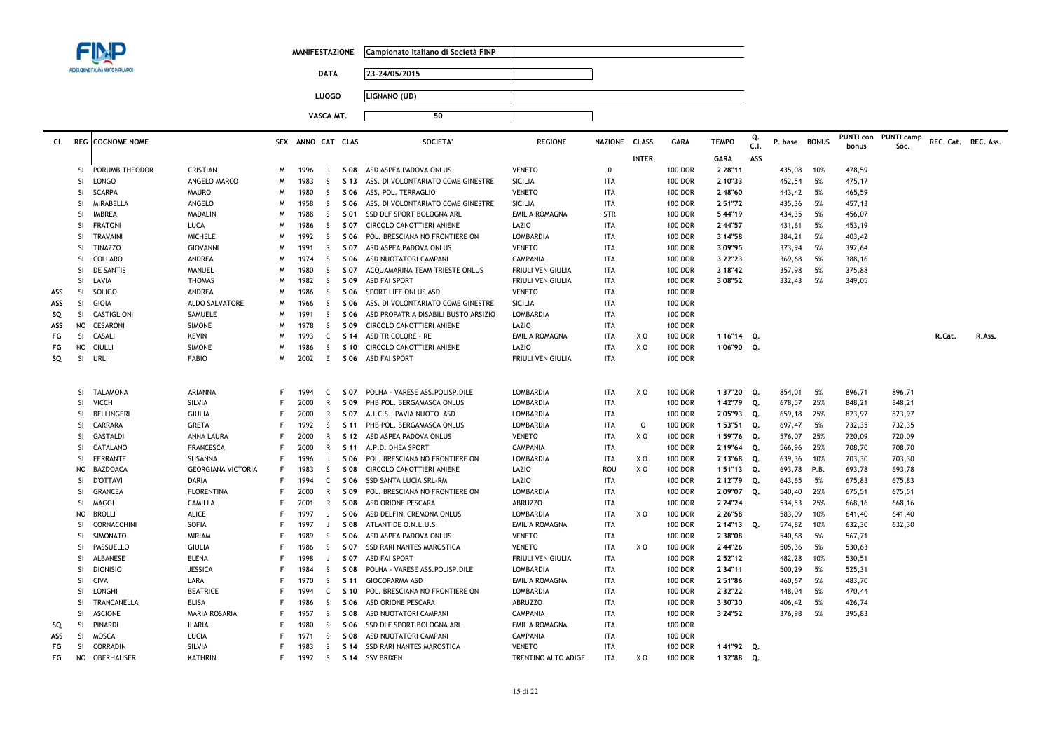| | |
|---|---|
| **MANIFESTAZIONE** | Campionato Italiano di Società FINP |
| **DATA** | 23-24/05/2015 |
| **LUOGO** | LIGNANO (UD) |
| **VASCA MT.** | 50 |

| Cl | REG | COGNOME NOME | | SEX | ANNO | CAT | CLAS | SOCIETA' | REGIONE | NAZIONE | CLASS INTER | GARA | TEMPO GARA | Q. C.I. ASS | P. base | BONUS | PUNTI con bonus | PUNTI camp. Soc. | REC. Cat. | REC. Ass. |
|---|---|---|---|---|---|---|---|---|---|---|---|---|---|---|---|---|---|---|---|---|
| | SI | PORUMB THEODOR | CRISTIAN | M | 1996 | J | S 08 | ASD ASPEA PADOVA ONLUS | VENETO | 0 | | 100 DOR | 2'28"11 | | 435,08 | 10% | 478,59 | | | |
| | SI | LONGO | ANGELO MARCO | M | 1983 | S | S 13 | ASS. DI VOLONTARIATO COME GINESTRE | SICILIA | ITA | | 100 DOR | 2'10"33 | | 452,54 | 5% | 475,17 | | | |
| | SI | SCARPA | MAURO | M | 1980 | S | S 06 | ASS. POL. TERRAGLIO | VENETO | ITA | | 100 DOR | 2'48"60 | | 443,42 | 5% | 465,59 | | | |
| | SI | MIRABELLA | ANGELO | M | 1958 | S | S 06 | ASS. DI VOLONTARIATO COME GINESTRE | SICILIA | ITA | | 100 DOR | 2'51"72 | | 435,36 | 5% | 457,13 | | | |
| | SI | IMBREA | MADALIN | M | 1988 | S | S 01 | SSD DLF SPORT BOLOGNA ARL | EMILIA ROMAGNA | STR | | 100 DOR | 5'44"19 | | 434,35 | 5% | 456,07 | | | |
| | SI | FRATONI | LUCA | M | 1986 | S | S 07 | CIRCOLO CANOTTIERI ANIENE | LAZIO | ITA | | 100 DOR | 2'44"57 | | 431,61 | 5% | 453,19 | | | |
| | SI | TRAVAINI | MICHELE | M | 1992 | S | S 06 | POL. BRESCIANA NO FRONTIERE ON | LOMBARDIA | ITA | | 100 DOR | 3'14"58 | | 384,21 | 5% | 403,42 | | | |
| | SI | TINAZZO | GIOVANNI | M | 1991 | S | S 07 | ASD ASPEA PADOVA ONLUS | VENETO | ITA | | 100 DOR | 3'09"95 | | 373,94 | 5% | 392,64 | | | |
| | SI | COLLARO | ANDREA | M | 1974 | S | S 06 | ASD NUOTATORI CAMPANI | CAMPANIA | ITA | | 100 DOR | 3'22"23 | | 369,68 | 5% | 388,16 | | | |
| | SI | DE SANTIS | MANUEL | M | 1980 | S | S 07 | ACQUAMARINA TEAM TRIESTE ONLUS | FRIULI VEN GIULIA | ITA | | 100 DOR | 3'18"42 | | 357,98 | 5% | 375,88 | | | |
| | SI | LAVIA | THOMAS | M | 1982 | S | S 09 | ASD FAI SPORT | FRIULI VEN GIULIA | ITA | | 100 DOR | 3'08"52 | | 332,43 | 5% | 349,05 | | | |
| ASS | SI | SOLIGO | ANDREA | M | 1986 | S | S 06 | SPORT LIFE ONLUS ASD | VENETO | ITA | | 100 DOR | | | | | | | | |
| ASS | SI | GIOIA | ALDO SALVATORE | M | 1966 | S | S 06 | ASS. DI VOLONTARIATO COME GINESTRE | SICILIA | ITA | | 100 DOR | | | | | | | | |
| SQ | SI | CASTIGLIONI | SAMUELE | M | 1991 | S | S 06 | ASD PROPATRIA DISABILI BUSTO ARSIZIO | LOMBARDIA | ITA | | 100 DOR | | | | | | | | |
| ASS | NO | CESARONI | SIMONE | M | 1978 | S | S 09 | CIRCOLO CANOTTIERI ANIENE | LAZIO | ITA | | 100 DOR | | | | | | | | |
| FG | SI | CASALI | KEVIN | M | 1993 | C | S 14 | ASD TRICOLORE - RE | EMILIA ROMAGNA | ITA | X O | 100 DOR | 1'16"14 | Q. | | | | | R.Cat. | R.Ass. |
| FG | NO | CIULLI | SIMONE | M | 1986 | S | S 10 | CIRCOLO CANOTTIERI ANIENE | LAZIO | ITA | X O | 100 DOR | 1'06"90 | Q. | | | | | | |
| SQ | SI | URLI | FABIO | M | 2002 | E | S 06 | ASD FAI SPORT | FRIULI VEN GIULIA | ITA | | 100 DOR | | | | | | | | |
| | SI | TALAMONA | ARIANNA | F | 1994 | C | S 07 | POLHA - VARESE ASS.POLISP.DILE | LOMBARDIA | ITA | X O | 100 DOR | 1'37"20 | Q. | 854,01 | 5% | 896,71 | 896,71 | | |
| | SI | VICCH | SILVIA | F | 2000 | R | S 09 | PHB POL. BERGAMASCA ONLUS | LOMBARDIA | ITA | | 100 DOR | 1'42"79 | Q. | 678,57 | 25% | 848,21 | 848,21 | | |
| | SI | BELLINGERI | GIULIA | F | 2000 | R | S 07 | A.I.C.S. PAVIA NUOTO ASD | LOMBARDIA | ITA | | 100 DOR | 2'05"93 | Q. | 659,18 | 25% | 823,97 | 823,97 | | |
| | SI | CARRARA | GRETA | F | 1992 | S | S 11 | PHB POL. BERGAMASCA ONLUS | LOMBARDIA | ITA | O | 100 DOR | 1'53"51 | Q. | 697,47 | 5% | 732,35 | 732,35 | | |
| | SI | GASTALDI | ANNA LAURA | F | 2000 | R | S 12 | ASD ASPEA PADOVA ONLUS | VENETO | ITA | X O | 100 DOR | 1'59"76 | Q. | 576,07 | 25% | 720,09 | 720,09 | | |
| | SI | CATALANO | FRANCESCA | F | 2000 | R | S 11 | A.P.D. DHEA SPORT | CAMPANIA | ITA | | 100 DOR | 2'19"64 | Q. | 566,96 | 25% | 708,70 | 708,70 | | |
| | SI | FERRANTE | SUSANNA | F | 1996 | J | S 06 | POL. BRESCIANA NO FRONTIERE ON | LOMBARDIA | ITA | X O | 100 DOR | 2'13"68 | Q. | 639,36 | 10% | 703,30 | 703,30 | | |
| | NO | BAZDOACA | GEORGIANA VICTORIA | F | 1983 | S | S 08 | CIRCOLO CANOTTIERI ANIENE | LAZIO | ROU | X O | 100 DOR | 1'51"13 | Q. | 693,78 | P.B. | 693,78 | 693,78 | | |
| | SI | D'OTTAVI | DARIA | F | 1994 | C | S 06 | SSD SANTA LUCIA SRL-RM | LAZIO | ITA | | 100 DOR | 2'12"79 | Q. | 643,65 | 5% | 675,83 | 675,83 | | |
| | SI | GRANCEA | FLORENTINA | F | 2000 | R | S 09 | POL. BRESCIANA NO FRONTIERE ON | LOMBARDIA | ITA | | 100 DOR | 2'09"07 | Q. | 540,40 | 25% | 675,51 | 675,51 | | |
| | SI | MAGGI | CAMILLA | F | 2001 | R | S 08 | ASD ORIONE PESCARA | ABRUZZO | ITA | | 100 DOR | 2'24"24 | | 534,53 | 25% | 668,16 | 668,16 | | |
| | NO | BROLLI | ALICE | F | 1997 | J | S 06 | ASD DELFINI CREMONA ONLUS | LOMBARDIA | ITA | X O | 100 DOR | 2'26"58 | | 583,09 | 10% | 641,40 | 641,40 | | |
| | SI | CORNACCHINI | SOFIA | F | 1997 | J | S 08 | ATLANTIDE O.N.L.U.S. | EMILIA ROMAGNA | ITA | | 100 DOR | 2'14"13 | Q. | 574,82 | 10% | 632,30 | 632,30 | | |
| | SI | SIMONATO | MIRIAM | F | 1989 | S | S 06 | ASD ASPEA PADOVA ONLUS | VENETO | ITA | | 100 DOR | 2'38"08 | | 540,68 | 5% | 567,71 | | | |
| | SI | PASSUELLO | GIULIA | F | 1986 | S | S 07 | SSD RARI NANTES MAROSTICA | VENETO | ITA | X O | 100 DOR | 2'44"26 | | 505,36 | 5% | 530,63 | | | |
| | SI | ALBANESE | ELENA | F | 1998 | J | S 07 | ASD FAI SPORT | FRIULI VEN GIULIA | ITA | | 100 DOR | 2'52"12 | | 482,28 | 10% | 530,51 | | | |
| | SI | DIONISIO | JESSICA | F | 1984 | S | S 08 | POLHA - VARESE ASS.POLISP.DILE | LOMBARDIA | ITA | | 100 DOR | 2'34"11 | | 500,29 | 5% | 525,31 | | | |
| | SI | CIVA | LARA | F | 1970 | S | S 11 | GIOCOPARMA ASD | EMILIA ROMAGNA | ITA | | 100 DOR | 2'51"86 | | 460,67 | 5% | 483,70 | | | |
| | SI | LONGHI | BEATRICE | F | 1994 | C | S 10 | POL. BRESCIANA NO FRONTIERE ON | LOMBARDIA | ITA | | 100 DOR | 2'32"22 | | 448,04 | 5% | 470,44 | | | |
| | SI | TRANCANELLA | ELISA | F | 1986 | S | S 06 | ASD ORIONE PESCARA | ABRUZZO | ITA | | 100 DOR | 3'30"30 | | 406,42 | 5% | 426,74 | | | |
| | SI | ASCIONE | MARIA ROSARIA | F | 1957 | S | S 08 | ASD NUOTATORI CAMPANI | CAMPANIA | ITA | | 100 DOR | 3'24"52 | | 376,98 | 5% | 395,83 | | | |
| SQ | SI | PINARDI | ILARIA | F | 1980 | S | S 06 | SSD DLF SPORT BOLOGNA ARL | EMILIA ROMAGNA | ITA | | 100 DOR | | | | | | | | |
| ASS | SI | MOSCA | LUCIA | F | 1971 | S | S 08 | ASD NUOTATORI CAMPANI | CAMPANIA | ITA | | 100 DOR | | | | | | | | |
| FG | SI | CORRADIN | SILVIA | F | 1983 | S | S 14 | SSD RARI NANTES MAROSTICA | VENETO | ITA | | 100 DOR | 1'41"92 | Q. | | | | | | |
| FG | NO | OBERHAUSER | KATHRIN | F | 1992 | S | S 14 | SSV BRIXEN | TRENTINO ALTO ADIGE | ITA | X O | 100 DOR | 1'32"88 | Q. | | | | | | |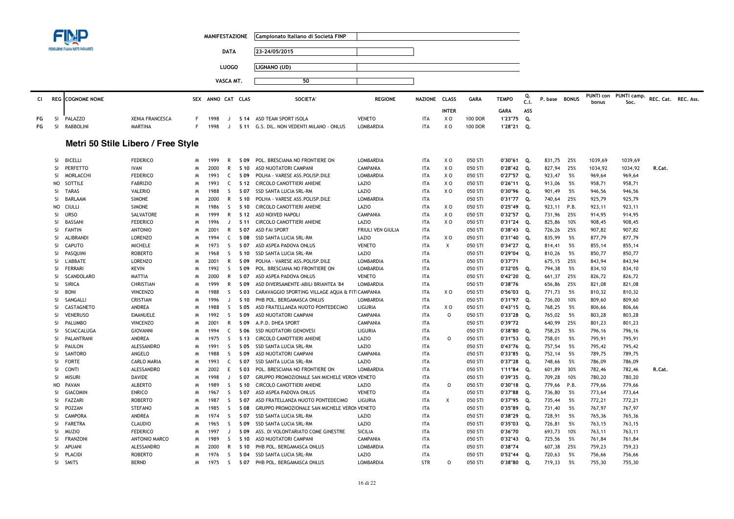| | | |
|---|---|---|
| MANIFESTAZIONE | Campionato Italiano di Società FINP | |
| DATA | 23-24/05/2015 | |
| LUOGO | LIGNANO (UD) | |
| VASCA MT. | 50 | |

| Cl | REG | COGNOME NOME | | SEX | ANNO | CAT | CLAS | SOCIETA' | REGIONE | NAZIONE | CLASS INTER | GARA | TEMPO GARA | Q. C.I. ASS | P. base | BONUS | PUNTI con bonus | PUNTI camp. Soc. | REC. Cat. | REC. Ass. |
|---|---|---|---|---|---|---|---|---|---|---|---|---|---|---|---|---|---|---|---|---|
| FG | SI | PALAZZO | XENIA FRANCESCA | F | 1998 | J | S 14 | ASD TEAM SPORT ISOLA | VENETO | ITA | X O | 100 DOR | 1'23"75 | Q. | | | | | | |
| FG | SI | RABBOLINI | MARTINA | F | 1998 | J | S 11 | G.S. DIL. NON VEDENTI MILANO - ONLUS | LOMBARDIA | ITA | X O | 100 DOR | 1'28"21 | Q. | | | | | | |

## Metri 50 Stile Libero / Free Style

| Cl | REG | COGNOME | NOME | SEX | ANNO | CAT | CLAS | SOCIETA' | REGIONE | NAZIONE | CLASS INTER | GARA | TEMPO GARA | Q. C.I. ASS | P. base | BONUS | PUNTI con bonus | PUNTI camp. Soc. | REC. Cat. | REC. Ass. |
|---|---|---|---|---|---|---|---|---|---|---|---|---|---|---|---|---|---|---|---|---|
| | SI | BICELLI | FEDERICO | M | 1999 | R | S 09 | POL. BRESCIANA NO FRONTIERE ON | LOMBARDIA | ITA | X O | 050 STI | 0'30"61 | Q. | 831,75 | 25% | 1039,69 | 1039,69 | | |
| | SI | PERFETTO | IVAN | M | 2000 | R | S 10 | ASD NUOTATORI CAMPANI | CAMPANIA | ITA | X O | 050 STI | 0'28"42 | Q. | 827,94 | 25% | 1034,92 | 1034,92 | R.Cat. | |
| | SI | MORLACCHI | FEDERICO | M | 1993 | C | S 09 | POLHA - VARESE ASS.POLISP.DILE | LOMBARDIA | ITA | X O | 050 STI | 0'27"57 | Q. | 923,47 | 5% | 969,64 | 969,64 | | |
| | NO | SOTTILE | FABRIZIO | M | 1993 | C | S 12 | CIRCOLO CANOTTIERI ANIENE | LAZIO | ITA | X O | 050 STI | 0'26"11 | Q. | 913,06 | 5% | 958,71 | 958,71 | | |
| | SI | TARAS | VALERIO | M | 1988 | S | S 07 | SSD SANTA LUCIA SRL-RM | LAZIO | ITA | X O | 050 STI | 0'30"96 | Q. | 901,49 | 5% | 946,56 | 946,56 | | |
| | SI | BARLAAM | SIMONE | M | 2000 | R | S 10 | POLHA - VARESE ASS.POLISP.DILE | LOMBARDIA | ITA | | 050 STI | 0'31"77 | Q. | 740,64 | 25% | 925,79 | 925,79 | | |
| | NO | CIULLI | SIMONE | M | 1986 | S | S 10 | CIRCOLO CANOTTIERI ANIENE | LAZIO | ITA | X O | 050 STI | 0'25"49 | Q. | 923,11 | P.B. | 923,11 | 923,11 | | |
| | SI | URSO | SALVATORE | M | 1999 | R | S 12 | ASD NOIVED NAPOLI | CAMPANIA | ITA | X O | 050 STI | 0'32"57 | Q. | 731,96 | 25% | 914,95 | 914,95 | | |
| | SI | BASSANI | FEDERICO | M | 1996 | J | S 11 | CIRCOLO CANOTTIERI ANIENE | LAZIO | ITA | X O | 050 STI | 0'31"24 | Q. | 825,86 | 10% | 908,45 | 908,45 | | |
| | SI | FANTIN | ANTONIO | M | 2001 | R | S 07 | ASD FAI SPORT | FRIULI VEN GIULIA | ITA | | 050 STI | 0'38"43 | Q. | 726,26 | 25% | 907,82 | 907,82 | | |
| | SI | ALIBRANDI | LORENZO | M | 1994 | C | S 08 | SSD SANTA LUCIA SRL-RM | LAZIO | ITA | X O | 050 STI | 0'31"40 | Q. | 835,99 | 5% | 877,79 | 877,79 | | |
| | SI | CAPUTO | MICHELE | M | 1973 | S | S 07 | ASD ASPEA PADOVA ONLUS | VENETO | ITA | X | 050 STI | 0'34"27 | Q. | 814,41 | 5% | 855,14 | 855,14 | | |
| | SI | PASQUINI | ROBERTO | M | 1968 | S | S 10 | SSD SANTA LUCIA SRL-RM | LAZIO | ITA | | 050 STI | 0'29"04 | Q. | 810,26 | 5% | 850,77 | 850,77 | | |
| | SI | L'ABBATE | LORENZO | M | 2001 | R | S 09 | POLHA - VARESE ASS.POLISP.DILE | LOMBARDIA | ITA | | 050 STI | 0'37"71 | | 675,15 | 25% | 843,94 | 843,94 | | |
| | SI | FERRARI | KEVIN | M | 1992 | S | S 09 | POL. BRESCIANA NO FRONTIERE ON | LOMBARDIA | ITA | | 050 STI | 0'32"05 | Q. | 794,38 | 5% | 834,10 | 834,10 | | |
| | SI | SCANDOLARO | MATTIA | M | 2000 | R | S 07 | ASD ASPEA PADOVA ONLUS | VENETO | ITA | | 050 STI | 0'42"20 | Q. | 661,37 | 25% | 826,72 | 826,72 | | |
| | SI | SIRICA | CHRISTIAN | M | 1999 | R | S 09 | ASD DIVERSAMENTE-ABILI BRIANTEA '84 | LOMBARDIA | ITA | | 050 STI | 0'38"76 | | 656,86 | 25% | 821,08 | 821,08 | | |
| | SI | BONI | VINCENZO | M | 1988 | S | S 03 | CARAVAGGIO SPORTING VILLAGE AQUA & FIT | CAMPANIA | ITA | X O | 050 STI | 0'56"03 | Q. | 771,73 | 5% | 810,32 | 810,32 | | |
| | SI | SANGALLI | CRISTIAN | M | 1996 | J | S 10 | PHB POL. BERGAMASCA ONLUS | LOMBARDIA | ITA | | 050 STI | 0'31"97 | Q. | 736,00 | 10% | 809,60 | 809,60 | | |
| | SI | CASTAGNETO | ANDREA | M | 1988 | S | S 05 | ASD FRATELLANZA NUOTO PONTEDECIMO | LIGURIA | ITA | X O | 050 STI | 0'43"15 | Q. | 768,25 | 5% | 806,66 | 806,66 | | |
| | SI | VENERUSO | EMANUELE | M | 1992 | S | S 09 | ASD NUOTATORI CAMPANI | CAMPANIA | ITA | O | 050 STI | 0'33"28 | Q. | 765,02 | 5% | 803,28 | 803,28 | | |
| | SI | PALUMBO | VINCENZO | M | 2001 | R | S 09 | A.P.D. DHEA SPORT | CAMPANIA | ITA | | 050 STI | 0'39"72 | | 640,99 | 25% | 801,23 | 801,23 | | |
| | SI | SCIACCALUGA | GIOVANNI | M | 1994 | C | S 06 | SSD NUOTATORI GENOVESI | LIGURIA | ITA | | 050 STI | 0'38"80 | Q. | 758,25 | 5% | 796,16 | 796,16 | | |
| | SI | PALANTRANI | ANDREA | M | 1975 | S | S 13 | CIRCOLO CANOTTIERI ANIENE | LAZIO | ITA | O | 050 STI | 0'31"53 | Q. | 758,01 | 5% | 795,91 | 795,91 | | |
| | SI | PAULON | ALESSANDRO | M | 1991 | S | S 05 | SSD SANTA LUCIA SRL-RM | LAZIO | ITA | | 050 STI | 0'43"76 | Q. | 757,54 | 5% | 795,42 | 795,42 | | |
| | SI | SANTORO | ANGELO | M | 1988 | S | S 09 | ASD NUOTATORI CAMPANI | CAMPANIA | ITA | | 050 STI | 0'33"85 | Q. | 752,14 | 5% | 789,75 | 789,75 | | |
| | SI | FORTE | CARLO MARIA | M | 1993 | C | S 07 | SSD SANTA LUCIA SRL-RM | LAZIO | ITA | | 050 STI | 0'37"28 | Q. | 748,66 | 5% | 786,09 | 786,09 | | |
| | SI | CONTI | ALESSANDRO | M | 2002 | E | S 03 | POL. BRESCIANA NO FRONTIERE ON | LOMBARDIA | ITA | | 050 STI | 1'11"84 | Q. | 601,89 | 30% | 782,46 | 782,46 | R.Cat. | |
| | SI | MISURI | DAVIDE | M | 1998 | J | S 07 | GRUPPO PROMOZIONALE SAN MICHELE VERON | VENETO | ITA | | 050 STI | 0'39"35 | Q. | 709,28 | 10% | 780,20 | 780,20 | | |
| | NO | PAVAN | ALBERTO | M | 1989 | S | S 10 | CIRCOLO CANOTTIERI ANIENE | LAZIO | ITA | O | 050 STI | 0'30"18 | Q. | 779,66 | P.B. | 779,66 | 779,66 | | |
| | SI | GIACOMIN | ENRICO | M | 1967 | S | S 07 | ASD ASPEA PADOVA ONLUS | VENETO | ITA | | 050 STI | 0'37"88 | Q. | 736,80 | 5% | 773,64 | 773,64 | | |
| | SI | FAZZARI | ROBERTO | M | 1987 | S | S 07 | ASD FRATELLANZA NUOTO PONTEDECIMO | LIGURIA | ITA | X | 050 STI | 0'37"95 | Q. | 735,44 | 5% | 772,21 | 772,21 | | |
| | SI | POZZAN | STEFANO | M | 1985 | S | S 08 | GRUPPO PROMOZIONALE SAN MICHELE VERON | VENETO | ITA | | 050 STI | 0'35"89 | Q. | 731,40 | 5% | 767,97 | 767,97 | | |
| | SI | CAMPORA | ANDREA | M | 1974 | S | S 07 | SSD SANTA LUCIA SRL-RM | LAZIO | ITA | | 050 STI | 0'38"29 | Q. | 728,91 | 5% | 765,36 | 765,36 | | |
| | SI | FARETRA | CLAUDIO | M | 1965 | S | S 09 | SSD SANTA LUCIA SRL-RM | LAZIO | ITA | | 050 STI | 0'35"03 | Q. | 726,81 | 5% | 763,15 | 763,15 | | |
| | SI | MUZIO | FEDERICO | M | 1997 | J | S 09 | ASS. DI VOLONTARIATO COME GINESTRE | SICILIA | ITA | | 050 STI | 0'36"70 | | 693,73 | 10% | 763,11 | 763,11 | | |
| | SI | FRANZONI | ANTONIO MARCO | M | 1989 | S | S 10 | ASD NUOTATORI CAMPANI | CAMPANIA | ITA | | 050 STI | 0'32"43 | Q. | 725,56 | 5% | 761,84 | 761,84 | | |
| | SI | APUANI | ALESSANDRO | M | 2000 | R | S 10 | PHB POL. BERGAMASCA ONLUS | LOMBARDIA | ITA | | 050 STI | 0'38"74 | | 607,38 | 25% | 759,23 | 759,23 | | |
| | SI | PLACIDI | ROBERTO | M | 1976 | S | S 04 | SSD SANTA LUCIA SRL-RM | LAZIO | ITA | | 050 STI | 0'52"44 | Q. | 720,63 | 5% | 756,66 | 756,66 | | |
| | SI | SMITS | BERND | M | 1975 | S | S 07 | PHB POL. BERGAMASCA ONLUS | LOMBARDIA | STR | O | 050 STI | 0'38"80 | Q. | 719,33 | 5% | 755,30 | 755,30 | | |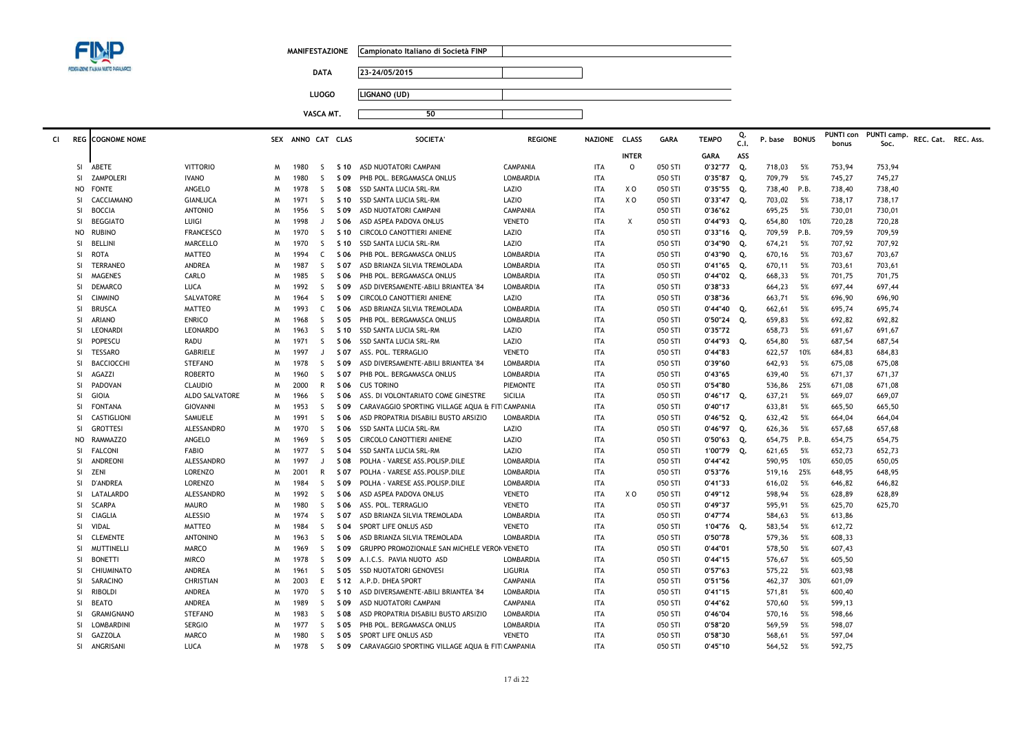FEDERAZIONE ITALIANA NUOTO PARALIMPICO

| | |
|---|---|
| **MANIFESTAZIONE** | Campionato Italiano di Società FINP |
| **DATA** | 23-24/05/2015 |
| **LUOGO** | LIGNANO (UD) |
| **VASCA MT.** | 50 |

| Cl | REG | COGNOME NOME | | SEX | ANNO | CAT | CLAS | SOCIETA' | REGIONE | NAZIONE | CLASS | GARA | TEMPO | Q. C.I. | P. base | BONUS | PUNTI con bonus | PUNTI camp. Soc. | REC. Cat. | REC. Ass. |
|---|---|---|---|---|---|---|---|---|---|---|---|---|---|---|---|---|---|---|---|---|
| | | | | | | | | | | | INTER | | GARA | ASS | | | | | | |
| | SI | ABETE | VITTORIO | M | 1980 | S | S 10 | ASD NUOTATORI CAMPANI | CAMPANIA | ITA | O | 050 STI | 0'32"77 | Q. | 718,03 | 5% | 753,94 | 753,94 | | |
| | SI | ZAMPOLERI | IVANO | M | 1980 | S | S 09 | PHB POL. BERGAMASCA ONLUS | LOMBARDIA | ITA | | 050 STI | 0'35"87 | Q. | 709,79 | 5% | 745,27 | 745,27 | | |
| | NO | FONTE | ANGELO | M | 1978 | S | S 08 | SSD SANTA LUCIA SRL-RM | LAZIO | ITA | X O | 050 STI | 0'35"55 | Q. | 738,40 | P.B. | 738,40 | 738,40 | | |
| | SI | CACCIAMANO | GIANLUCA | M | 1971 | S | S 10 | SSD SANTA LUCIA SRL-RM | LAZIO | ITA | X O | 050 STI | 0'33"47 | Q. | 703,02 | 5% | 738,17 | 738,17 | | |
| | SI | BOCCIA | ANTONIO | M | 1956 | S | S 09 | ASD NUOTATORI CAMPANI | CAMPANIA | ITA | | 050 STI | 0'36"62 | | 695,25 | 5% | 730,01 | 730,01 | | |
| | SI | BEGGIATO | LUIGI | M | 1998 | J | S 06 | ASD ASPEA PADOVA ONLUS | VENETO | ITA | X | 050 STI | 0'44"93 | Q. | 654,80 | 10% | 720,28 | 720,28 | | |
| | NO | RUBINO | FRANCESCO | M | 1970 | S | S 10 | CIRCOLO CANOTTIERI ANIENE | LAZIO | ITA | | 050 STI | 0'33"16 | Q. | 709,59 | P.B. | 709,59 | 709,59 | | |
| | SI | BELLINI | MARCELLO | M | 1970 | S | S 10 | SSD SANTA LUCIA SRL-RM | LAZIO | ITA | | 050 STI | 0'34"90 | Q. | 674,21 | 5% | 707,92 | 707,92 | | |
| | SI | ROTA | MATTEO | M | 1994 | C | S 06 | PHB POL. BERGAMASCA ONLUS | LOMBARDIA | ITA | | 050 STI | 0'43"90 | Q. | 670,16 | 5% | 703,67 | 703,67 | | |
| | SI | TERRANEO | ANDREA | M | 1987 | S | S 07 | ASD BRIANZA SILVIA TREMOLADA | LOMBARDIA | ITA | | 050 STI | 0'41"65 | Q. | 670,11 | 5% | 703,61 | 703,61 | | |
| | SI | MAGENES | CARLO | M | 1985 | S | S 06 | PHB POL. BERGAMASCA ONLUS | LOMBARDIA | ITA | | 050 STI | 0'44"02 | Q. | 668,33 | 5% | 701,75 | 701,75 | | |
| | SI | DEMARCO | LUCA | M | 1992 | S | S 09 | ASD DIVERSAMENTE-ABILI BRIANTEA '84 | LOMBARDIA | ITA | | 050 STI | 0'38"33 | | 664,23 | 5% | 697,44 | 697,44 | | |
| | SI | CIMMINO | SALVATORE | M | 1964 | S | S 09 | CIRCOLO CANOTTIERI ANIENE | LAZIO | ITA | | 050 STI | 0'38"36 | | 663,71 | 5% | 696,90 | 696,90 | | |
| | SI | BRUSCA | MATTEO | M | 1993 | C | S 06 | ASD BRIANZA SILVIA TREMOLADA | LOMBARDIA | ITA | | 050 STI | 0'44"40 | Q. | 662,61 | 5% | 695,74 | 695,74 | | |
| | SI | ARIANO | ENRICO | M | 1968 | S | S 05 | PHB POL. BERGAMASCA ONLUS | LOMBARDIA | ITA | | 050 STI | 0'50"24 | Q. | 659,83 | 5% | 692,82 | 692,82 | | |
| | SI | LEONARDI | LEONARDO | M | 1963 | S | S 10 | SSD SANTA LUCIA SRL-RM | LAZIO | ITA | | 050 STI | 0'35"72 | | 658,73 | 5% | 691,67 | 691,67 | | |
| | SI | POPESCU | RADU | M | 1971 | S | S 06 | SSD SANTA LUCIA SRL-RM | LAZIO | ITA | | 050 STI | 0'44"93 | Q. | 654,80 | 5% | 687,54 | 687,54 | | |
| | SI | TESSARO | GABRIELE | M | 1997 | J | S 07 | ASS. POL. TERRAGLIO | VENETO | ITA | | 050 STI | 0'44"83 | | 622,57 | 10% | 684,83 | 684,83 | | |
| | SI | BACCIOCCHI | STEFANO | M | 1978 | S | S 09 | ASD DIVERSAMENTE-ABILI BRIANTEA '84 | LOMBARDIA | ITA | | 050 STI | 0'39"60 | | 642,93 | 5% | 675,08 | 675,08 | | |
| | SI | AGAZZI | ROBERTO | M | 1960 | S | S 07 | PHB POL. BERGAMASCA ONLUS | LOMBARDIA | ITA | | 050 STI | 0'43"65 | | 639,40 | 5% | 671,37 | 671,37 | | |
| | SI | PADOVAN | CLAUDIO | M | 2000 | R | S 06 | CUS TORINO | PIEMONTE | ITA | | 050 STI | 0'54"80 | | 536,86 | 25% | 671,08 | 671,08 | | |
| | SI | GIOIA | ALDO SALVATORE | M | 1966 | S | S 06 | ASS. DI VOLONTARIATO COME GINESTRE | SICILIA | ITA | | 050 STI | 0'46"17 | Q. | 637,21 | 5% | 669,07 | 669,07 | | |
| | SI | FONTANA | GIOVANNI | M | 1953 | S | S 09 | CARAVAGGIO SPORTING VILLAGE AQUA & FIT | CAMPANIA | ITA | | 050 STI | 0'40"17 | | 633,81 | 5% | 665,50 | 665,50 | | |
| | SI | CASTIGLIONI | SAMUELE | M | 1991 | S | S 06 | ASD PROPATRIA DISABILI BUSTO ARSIZIO | LOMBARDIA | ITA | | 050 STI | 0'46"52 | Q. | 632,42 | 5% | 664,04 | 664,04 | | |
| | SI | GROTTESI | ALESSANDRO | M | 1970 | S | S 06 | SSD SANTA LUCIA SRL-RM | LAZIO | ITA | | 050 STI | 0'46"97 | Q. | 626,36 | 5% | 657,68 | 657,68 | | |
| | NO | RAMMAZZO | ANGELO | M | 1969 | S | S 05 | CIRCOLO CANOTTIERI ANIENE | LAZIO | ITA | | 050 STI | 0'50"63 | Q. | 654,75 | P.B. | 654,75 | 654,75 | | |
| | SI | FALCONI | FABIO | M | 1977 | S | S 04 | SSD SANTA LUCIA SRL-RM | LAZIO | ITA | | 050 STI | 1'00"79 | Q. | 621,65 | 5% | 652,73 | 652,73 | | |
| | SI | ANDREONI | ALESSANDRO | M | 1997 | J | S 08 | POLHA - VARESE ASS.POLISP.DILE | LOMBARDIA | ITA | | 050 STI | 0'44"42 | | 590,95 | 10% | 650,05 | 650,05 | | |
| | SI | ZENI | LORENZO | M | 2001 | R | S 07 | POLHA - VARESE ASS.POLISP.DILE | LOMBARDIA | ITA | | 050 STI | 0'53"76 | | 519,16 | 25% | 648,95 | 648,95 | | |
| | SI | D'ANDREA | LORENZO | M | 1984 | S | S 09 | POLHA - VARESE ASS.POLISP.DILE | LOMBARDIA | ITA | | 050 STI | 0'41"33 | | 616,02 | 5% | 646,82 | 646,82 | | |
| | SI | LATALARDO | ALESSANDRO | M | 1992 | S | S 06 | ASD ASPEA PADOVA ONLUS | VENETO | ITA | X O | 050 STI | 0'49"12 | | 598,94 | 5% | 628,89 | 628,89 | | |
| | SI | SCARPA | MAURO | M | 1980 | S | S 06 | ASS. POL. TERRAGLIO | VENETO | ITA | | 050 STI | 0'49"37 | | 595,91 | 5% | 625,70 | 625,70 | | |
| | SI | CIAGLIA | ALESSIO | M | 1974 | S | S 07 | ASD BRIANZA SILVIA TREMOLADA | LOMBARDIA | ITA | | 050 STI | 0'47"74 | | 584,63 | 5% | 613,86 | | | |
| | SI | VIDAL | MATTEO | M | 1984 | S | S 04 | SPORT LIFE ONLUS ASD | VENETO | ITA | | 050 STI | 1'04"76 | Q. | 583,54 | 5% | 612,72 | | | |
| | SI | CLEMENTE | ANTONINO | M | 1963 | S | S 06 | ASD BRIANZA SILVIA TREMOLADA | LOMBARDIA | ITA | | 050 STI | 0'50"78 | | 579,36 | 5% | 608,33 | | | |
| | SI | MUTTINELLI | MARCO | M | 1969 | S | S 09 | GRUPPO PROMOZIONALE SAN MICHELE VERON | VENETO | ITA | | 050 STI | 0'44"01 | | 578,50 | 5% | 607,43 | | | |
| | SI | BONETTI | MIRCO | M | 1978 | S | S 09 | A.I.C.S. PAVIA NUOTO ASD | LOMBARDIA | ITA | | 050 STI | 0'44"15 | | 576,67 | 5% | 605,50 | | | |
| | SI | CHIUMINATO | ANDREA | M | 1961 | S | S 05 | SSD NUOTATORI GENOVESI | LIGURIA | ITA | | 050 STI | 0'57"63 | | 575,22 | 5% | 603,98 | | | |
| | SI | SARACINO | CHRISTIAN | M | 2003 | E | S 12 | A.P.D. DHEA SPORT | CAMPANIA | ITA | | 050 STI | 0'51"56 | | 462,37 | 30% | 601,09 | | | |
| | SI | RIBOLDI | ANDREA | M | 1970 | S | S 10 | ASD DIVERSAMENTE-ABILI BRIANTEA '84 | LOMBARDIA | ITA | | 050 STI | 0'41"15 | | 571,81 | 5% | 600,40 | | | |
| | SI | BEATO | ANDREA | M | 1989 | S | S 09 | ASD NUOTATORI CAMPANI | CAMPANIA | ITA | | 050 STI | 0'44"62 | | 570,60 | 5% | 599,13 | | | |
| | SI | GRAMIGNANO | STEFANO | M | 1983 | S | S 08 | ASD PROPATRIA DISABILI BUSTO ARSIZIO | LOMBARDIA | ITA | | 050 STI | 0'46"04 | | 570,16 | 5% | 598,66 | | | |
| | SI | LOMBARDINI | SERGIO | M | 1977 | S | S 05 | PHB POL. BERGAMASCA ONLUS | LOMBARDIA | ITA | | 050 STI | 0'58"20 | | 569,59 | 5% | 598,07 | | | |
| | SI | GAZZOLA | MARCO | M | 1980 | S | S 05 | SPORT LIFE ONLUS ASD | VENETO | ITA | | 050 STI | 0'58"30 | | 568,61 | 5% | 597,04 | | | |
| | SI | ANGRISANI | LUCA | M | 1978 | S | S 09 | CARAVAGGIO SPORTING VILLAGE AQUA & FIT | CAMPANIA | ITA | | 050 STI | 0'45"10 | | 564,52 | 5% | 592,75 | | | |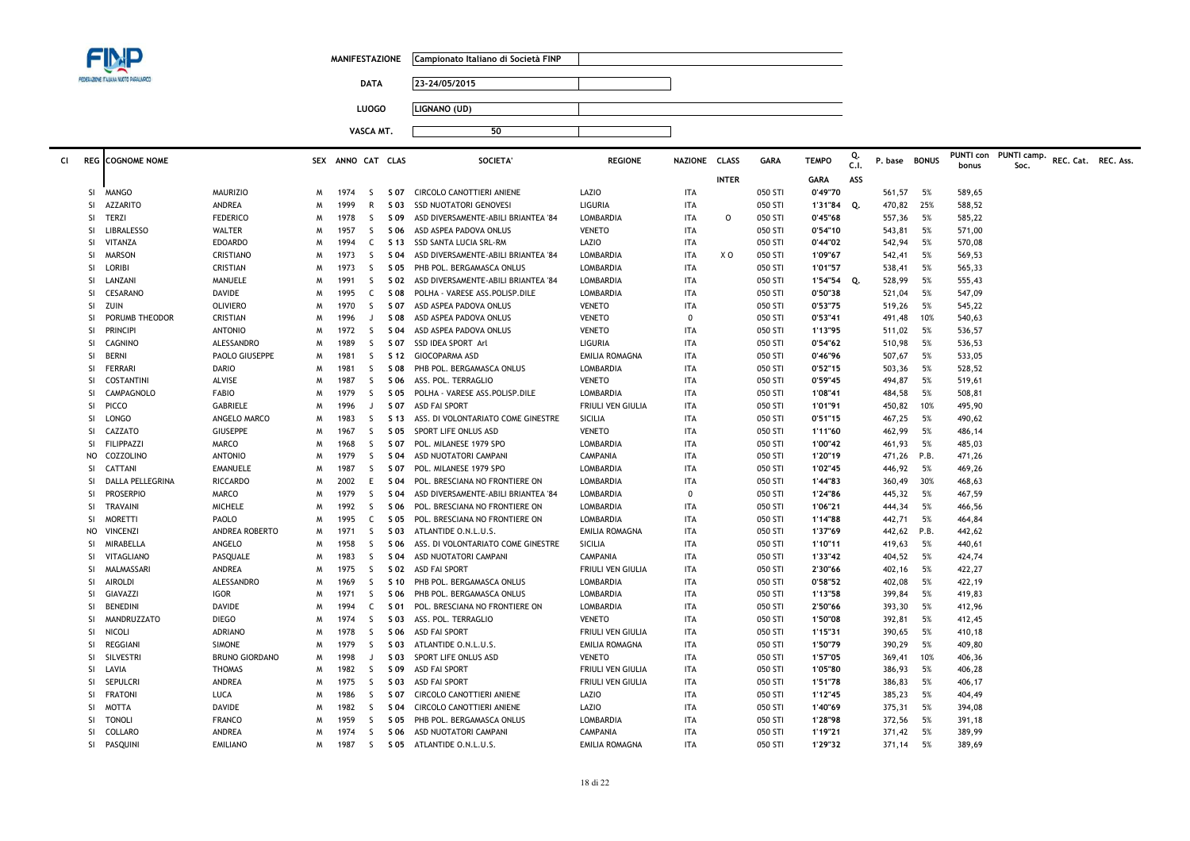| | | |
|---|---|---|
| **MANIFESTAZIONE** | Campionato Italiano di Società FINP | |
| **DATA** | 23-24/05/2015 | |
| **LUOGO** | LIGNANO (UD) | |
| **VASCA MT.** | 50 | |

| Cl | REG | COGNOME NOME | | SEX | ANNO | CAT | CLAS | SOCIETA' | REGIONE | NAZIONE | CLASS INTER | GARA | TEMPO GARA | Q. C.I. ASS | P. base | BONUS | PUNTI con bonus | PUNTI camp. Soc. | REC. Cat. | REC. Ass. |
|---|---|---|---|---|---|---|---|---|---|---|---|---|---|---|---|---|---|---|---|---|
| | SI | MANGO | MAURIZIO | M | 1974 | S | S 07 | CIRCOLO CANOTTIERI ANIENE | LAZIO | ITA | | 050 STI | 0'49"70 | | 561,57 | 5% | 589,65 | | | |
| | SI | AZZARITO | ANDREA | M | 1999 | R | S 03 | SSD NUOTATORI GENOVESI | LIGURIA | ITA | | 050 STI | 1'31"84 | Q. | 470,82 | 25% | 588,52 | | | |
| | SI | TERZI | FEDERICO | M | 1978 | S | S 09 | ASD DIVERSAMENTE-ABILI BRIANTEA '84 | LOMBARDIA | ITA | O | 050 STI | 0'45"68 | | 557,36 | 5% | 585,22 | | | |
| | SI | LIBRALESSO | WALTER | M | 1957 | S | S 06 | ASD ASPEA PADOVA ONLUS | VENETO | ITA | | 050 STI | 0'54"10 | | 543,81 | 5% | 571,00 | | | |
| | SI | VITANZA | EDOARDO | M | 1994 | C | S 13 | SSD SANTA LUCIA SRL-RM | LAZIO | ITA | | 050 STI | 0'44"02 | | 542,94 | 5% | 570,08 | | | |
| | SI | MARSON | CRISTIANO | M | 1973 | S | S 04 | ASD DIVERSAMENTE-ABILI BRIANTEA '84 | LOMBARDIA | ITA | X O | 050 STI | 1'09"67 | | 542,41 | 5% | 569,53 | | | |
| | SI | LORIBI | CRISTIAN | M | 1973 | S | S 05 | PHB POL. BERGAMASCA ONLUS | LOMBARDIA | ITA | | 050 STI | 1'01"57 | | 538,41 | 5% | 565,33 | | | |
| | SI | LANZANI | MANUELE | M | 1991 | S | S 02 | ASD DIVERSAMENTE-ABILI BRIANTEA '84 | LOMBARDIA | ITA | | 050 STI | 1'54"54 | Q. | 528,99 | 5% | 555,43 | | | |
| | SI | CESARANO | DAVIDE | M | 1995 | C | S 08 | POLHA - VARESE ASS.POLISP.DILE | LOMBARDIA | ITA | | 050 STI | 0'50"38 | | 521,04 | 5% | 547,09 | | | |
| | SI | ZUIN | OLIVIERO | M | 1970 | S | S 07 | ASD ASPEA PADOVA ONLUS | VENETO | ITA | | 050 STI | 0'53"75 | | 519,26 | 5% | 545,22 | | | |
| | SI | PORUMB THEODOR | CRISTIAN | M | 1996 | J | S 08 | ASD ASPEA PADOVA ONLUS | VENETO | 0 | | 050 STI | 0'53"41 | | 491,48 | 10% | 540,63 | | | |
| | SI | PRINCIPI | ANTONIO | M | 1972 | S | S 04 | ASD ASPEA PADOVA ONLUS | VENETO | ITA | | 050 STI | 1'13"95 | | 511,02 | 5% | 536,57 | | | |
| | SI | CAGNINO | ALESSANDRO | M | 1989 | S | S 07 | SSD IDEA SPORT Arl | LIGURIA | ITA | | 050 STI | 0'54"62 | | 510,98 | 5% | 536,53 | | | |
| | SI | BERNI | PAOLO GIUSEPPE | M | 1981 | S | S 12 | GIOCOPARMA ASD | EMILIA ROMAGNA | ITA | | 050 STI | 0'46"96 | | 507,67 | 5% | 533,05 | | | |
| | SI | FERRARI | DARIO | M | 1981 | S | S 08 | PHB POL. BERGAMASCA ONLUS | LOMBARDIA | ITA | | 050 STI | 0'52"15 | | 503,36 | 5% | 528,52 | | | |
| | SI | COSTANTINI | ALVISE | M | 1987 | S | S 06 | ASS. POL. TERRAGLIO | VENETO | ITA | | 050 STI | 0'59"45 | | 494,87 | 5% | 519,61 | | | |
| | SI | CAMPAGNOLO | FABIO | M | 1979 | S | S 05 | POLHA - VARESE ASS.POLISP.DILE | LOMBARDIA | ITA | | 050 STI | 1'08"41 | | 484,58 | 5% | 508,81 | | | |
| | SI | PICCO | GABRIELE | M | 1996 | J | S 07 | ASD FAI SPORT | FRIULI VEN GIULIA | ITA | | 050 STI | 1'01"91 | | 450,82 | 10% | 495,90 | | | |
| | SI | LONGO | ANGELO MARCO | M | 1983 | S | S 13 | ASS. DI VOLONTARIATO COME GINESTRE | SICILIA | ITA | | 050 STI | 0'51"15 | | 467,25 | 5% | 490,62 | | | |
| | SI | CAZZATO | GIUSEPPE | M | 1967 | S | S 05 | SPORT LIFE ONLUS ASD | VENETO | ITA | | 050 STI | 1'11"60 | | 462,99 | 5% | 486,14 | | | |
| | SI | FILIPPAZZI | MARCO | M | 1968 | S | S 07 | POL. MILANESE 1979 SPO | LOMBARDIA | ITA | | 050 STI | 1'00"42 | | 461,93 | 5% | 485,03 | | | |
| | NO | COZZOLINO | ANTONIO | M | 1979 | S | S 04 | ASD NUOTATORI CAMPANI | CAMPANIA | ITA | | 050 STI | 1'20"19 | | 471,26 | P.B. | 471,26 | | | |
| | SI | CATTANI | EMANUELE | M | 1987 | S | S 07 | POL. MILANESE 1979 SPO | LOMBARDIA | ITA | | 050 STI | 1'02"45 | | 446,92 | 5% | 469,26 | | | |
| | SI | DALLA PELLEGRINA | RICCARDO | M | 2002 | E | S 04 | POL. BRESCIANA NO FRONTIERE ON | LOMBARDIA | ITA | | 050 STI | 1'44"83 | | 360,49 | 30% | 468,63 | | | |
| | SI | PROSERPIO | MARCO | M | 1979 | S | S 04 | ASD DIVERSAMENTE-ABILI BRIANTEA '84 | LOMBARDIA | 0 | | 050 STI | 1'24"86 | | 445,32 | 5% | 467,59 | | | |
| | SI | TRAVAINI | MICHELE | M | 1992 | S | S 06 | POL. BRESCIANA NO FRONTIERE ON | LOMBARDIA | ITA | | 050 STI | 1'06"21 | | 444,34 | 5% | 466,56 | | | |
| | SI | MORETTI | PAOLO | M | 1995 | C | S 05 | POL. BRESCIANA NO FRONTIERE ON | LOMBARDIA | ITA | | 050 STI | 1'14"88 | | 442,71 | 5% | 464,84 | | | |
| | NO | VINCENZI | ANDREA ROBERTO | M | 1971 | S | S 03 | ATLANTIDE O.N.L.U.S. | EMILIA ROMAGNA | ITA | | 050 STI | 1'37"69 | | 442,62 | P.B. | 442,62 | | | |
| | SI | MIRABELLA | ANGELO | M | 1958 | S | S 06 | ASS. DI VOLONTARIATO COME GINESTRE | SICILIA | ITA | | 050 STI | 1'10"11 | | 419,63 | 5% | 440,61 | | | |
| | SI | VITAGLIANO | PASQUALE | M | 1983 | S | S 04 | ASD NUOTATORI CAMPANI | CAMPANIA | ITA | | 050 STI | 1'33"42 | | 404,52 | 5% | 424,74 | | | |
| | SI | MALMASSARI | ANDREA | M | 1975 | S | S 02 | ASD FAI SPORT | FRIULI VEN GIULIA | ITA | | 050 STI | 2'30"66 | | 402,16 | 5% | 422,27 | | | |
| | SI | AIROLDI | ALESSANDRO | M | 1969 | S | S 10 | PHB POL. BERGAMASCA ONLUS | LOMBARDIA | ITA | | 050 STI | 0'58"52 | | 402,08 | 5% | 422,19 | | | |
| | SI | GIAVAZZI | IGOR | M | 1971 | S | S 06 | PHB POL. BERGAMASCA ONLUS | LOMBARDIA | ITA | | 050 STI | 1'13"58 | | 399,84 | 5% | 419,83 | | | |
| | SI | BENEDINI | DAVIDE | M | 1994 | C | S 01 | POL. BRESCIANA NO FRONTIERE ON | LOMBARDIA | ITA | | 050 STI | 2'50"66 | | 393,30 | 5% | 412,96 | | | |
| | SI | MANDRUZZATO | DIEGO | M | 1974 | S | S 03 | ASS. POL. TERRAGLIO | VENETO | ITA | | 050 STI | 1'50"08 | | 392,81 | 5% | 412,45 | | | |
| | SI | NICOLI | ADRIANO | M | 1978 | S | S 06 | ASD FAI SPORT | FRIULI VEN GIULIA | ITA | | 050 STI | 1'15"31 | | 390,65 | 5% | 410,18 | | | |
| | SI | REGGIANI | SIMONE | M | 1979 | S | S 03 | ATLANTIDE O.N.L.U.S. | EMILIA ROMAGNA | ITA | | 050 STI | 1'50"79 | | 390,29 | 5% | 409,80 | | | |
| | SI | SILVESTRI | BRUNO GIORDANO | M | 1998 | J | S 03 | SPORT LIFE ONLUS ASD | VENETO | ITA | | 050 STI | 1'57"05 | | 369,41 | 10% | 406,36 | | | |
| | SI | LAVIA | THOMAS | M | 1982 | S | S 09 | ASD FAI SPORT | FRIULI VEN GIULIA | ITA | | 050 STI | 1'05"80 | | 386,93 | 5% | 406,28 | | | |
| | SI | SEPULCRI | ANDREA | M | 1975 | S | S 03 | ASD FAI SPORT | FRIULI VEN GIULIA | ITA | | 050 STI | 1'51"78 | | 386,83 | 5% | 406,17 | | | |
| | SI | FRATONI | LUCA | M | 1986 | S | S 07 | CIRCOLO CANOTTIERI ANIENE | LAZIO | ITA | | 050 STI | 1'12"45 | | 385,23 | 5% | 404,49 | | | |
| | SI | MOTTA | DAVIDE | M | 1982 | S | S 04 | CIRCOLO CANOTTIERI ANIENE | LAZIO | ITA | | 050 STI | 1'40"69 | | 375,31 | 5% | 394,08 | | | |
| | SI | TONOLI | FRANCO | M | 1959 | S | S 05 | PHB POL. BERGAMASCA ONLUS | LOMBARDIA | ITA | | 050 STI | 1'28"98 | | 372,56 | 5% | 391,18 | | | |
| | SI | COLLARO | ANDREA | M | 1974 | S | S 06 | ASD NUOTATORI CAMPANI | CAMPANIA | ITA | | 050 STI | 1'19"21 | | 371,42 | 5% | 389,99 | | | |
| | SI | PASQUINI | EMILIANO | M | 1987 | S | S 05 | ATLANTIDE O.N.L.U.S. | EMILIA ROMAGNA | ITA | | 050 STI | 1'29"32 | | 371,14 | 5% | 389,69 | | | |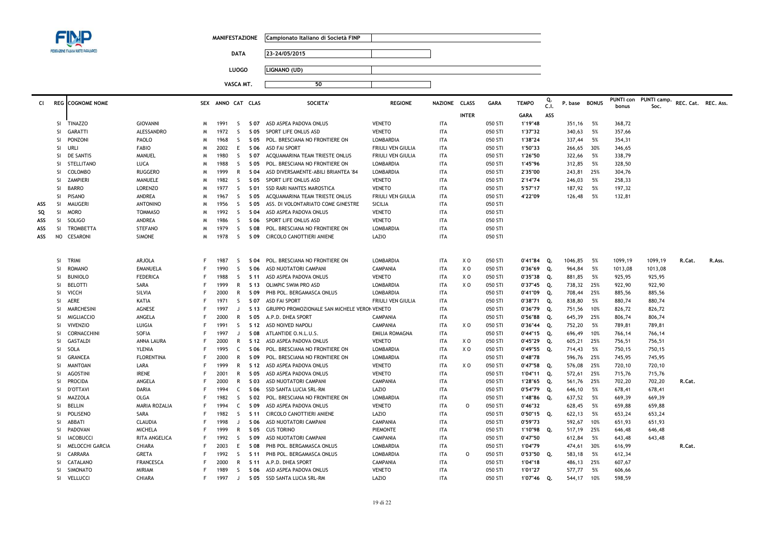**MANIFESTAZIONE** Campionato Italiano di Società FINP

**DATA** 23-24/05/2015

**LUOGO** LIGNANO (UD)

**VASCA MT.** 50

| Cl | REG | COGNOME NOME | | SEX | ANNO | CAT | CLAS | SOCIETA' | REGIONE | NAZIONE | CLASS INTER | GARA | TEMPO GARA | Q. C.I. ASS | P. base | BONUS | PUNTI con bonus | PUNTI camp. Soc. | REC. Cat. | REC. Ass. |
|---|---|---|---|---|---|---|---|---|---|---|---|---|---|---|---|---|---|---|---|---|
| | SI | TINAZZO | GIOVANNI | M | 1991 | S | S 07 | ASD ASPEA PADOVA ONLUS | VENETO | ITA | | 050 STI | 1'19"48 | | 351,16 | 5% | 368,72 | | | |
| | SI | GARATTI | ALESSANDRO | M | 1972 | S | S 05 | SPORT LIFE ONLUS ASD | VENETO | ITA | | 050 STI | 1'37"32 | | 340,63 | 5% | 357,66 | | | |
| | SI | PONZONI | PAOLO | M | 1968 | S | S 05 | POL. BRESCIANA NO FRONTIERE ON | LOMBARDIA | ITA | | 050 STI | 1'38"24 | | 337,44 | 5% | 354,31 | | | |
| | SI | URLI | FABIO | M | 2002 | E | S 06 | ASD FAI SPORT | FRIULI VEN GIULIA | ITA | | 050 STI | 1'50"33 | | 266,65 | 30% | 346,65 | | | |
| | SI | DE SANTIS | MANUEL | M | 1980 | S | S 07 | ACQUAMARINA TEAM TRIESTE ONLUS | FRIULI VEN GIULIA | ITA | | 050 STI | 1'26"50 | | 322,66 | 5% | 338,79 | | | |
| | SI | STELLITANO | LUCA | M | 1988 | S | S 05 | POL. BRESCIANA NO FRONTIERE ON | LOMBARDIA | ITA | | 050 STI | 1'45"96 | | 312,85 | 5% | 328,50 | | | |
| | SI | COLOMBO | RUGGERO | M | 1999 | R | S 04 | ASD DIVERSAMENTE-ABILI BRIANTEA '84 | LOMBARDIA | ITA | | 050 STI | 2'35"00 | | 243,81 | 25% | 304,76 | | | |
| | SI | ZAMPIERI | MANUELE | M | 1982 | S | S 05 | SPORT LIFE ONLUS ASD | VENETO | ITA | | 050 STI | 2'14"74 | | 246,03 | 5% | 258,33 | | | |
| | SI | BARRO | LORENZO | M | 1977 | S | S 01 | SSD RARI NANTES MAROSTICA | VENETO | ITA | | 050 STI | 5'57"17 | | 187,92 | 5% | 197,32 | | | |
| | SI | PISANO | ANDREA | M | 1967 | S | S 05 | ACQUAMARINA TEAM TRIESTE ONLUS | FRIULI VEN GIULIA | ITA | | 050 STI | 4'22"09 | | 126,48 | 5% | 132,81 | | | |
| ASS | SI | MAUGERI | ANTONINO | M | 1956 | S | S 05 | ASS. DI VOLONTARIATO COME GINESTRE | SICILIA | ITA | | 050 STI | | | | | | | | |
| SQ | SI | MORO | TOMMASO | M | 1992 | S | S 04 | ASD ASPEA PADOVA ONLUS | VENETO | ITA | | 050 STI | | | | | | | | |
| ASS | SI | SOLIGO | ANDREA | M | 1986 | S | S 06 | SPORT LIFE ONLUS ASD | VENETO | ITA | | 050 STI | | | | | | | | |
| ASS | SI | TROMBETTA | STEFANO | M | 1979 | S | S 08 | POL. BRESCIANA NO FRONTIERE ON | LOMBARDIA | ITA | | 050 STI | | | | | | | | |
| ASS | NO | CESARONI | SIMONE | M | 1978 | S | S 09 | CIRCOLO CANOTTIERI ANIENE | LAZIO | ITA | | 050 STI | | | | | | | | |
| | SI | TRIMI | ARJOLA | F | 1987 | S | S 04 | POL. BRESCIANA NO FRONTIERE ON | LOMBARDIA | ITA | X O | 050 STI | 0'41"84 | Q. | 1046,85 | 5% | 1099,19 | 1099,19 | R.Cat. | R.Ass. |
| | SI | ROMANO | EMANUELA | F | 1990 | S | S 06 | ASD NUOTATORI CAMPANI | CAMPANIA | ITA | X O | 050 STI | 0'36"69 | Q. | 964,84 | 5% | 1013,08 | 1013,08 | | |
| | SI | BUNIOLO | FEDERICA | F | 1988 | S | S 11 | ASD ASPEA PADOVA ONLUS | VENETO | ITA | X O | 050 STI | 0'35"38 | Q. | 881,85 | 5% | 925,95 | 925,95 | | |
| | SI | BELOTTI | SARA | F | 1999 | R | S 13 | OLIMPIC SWIM PRO ASD | LOMBARDIA | ITA | X O | 050 STI | 0'37"45 | Q. | 738,32 | 25% | 922,90 | 922,90 | | |
| | SI | VICCH | SILVIA | F | 2000 | R | S 09 | PHB POL. BERGAMASCA ONLUS | LOMBARDIA | ITA | | 050 STI | 0'41"09 | Q. | 708,44 | 25% | 885,56 | 885,56 | | |
| | SI | AERE | KATIA | F | 1971 | S | S 07 | ASD FAI SPORT | FRIULI VEN GIULIA | ITA | | 050 STI | 0'38"71 | Q. | 838,80 | 5% | 880,74 | 880,74 | | |
| | SI | MARCHESINI | AGNESE | F | 1997 | J | S 13 | GRUPPO PROMOZIONALE SAN MICHELE VERON | VENETO | ITA | | 050 STI | 0'36"79 | Q. | 751,56 | 10% | 826,72 | 826,72 | | |
| | SI | MIGLIACCIO | ANGELA | F | 2000 | R | S 05 | A.P.D. DHEA SPORT | CAMPANIA | ITA | | 050 STI | 0'56"88 | Q. | 645,39 | 25% | 806,74 | 806,74 | | |
| | SI | VIVENZIO | LUIGIA | F | 1991 | S | S 12 | ASD NOIVED NAPOLI | CAMPANIA | ITA | X O | 050 STI | 0'36"44 | Q. | 752,20 | 5% | 789,81 | 789,81 | | |
| | SI | CORNACCHINI | SOFIA | F | 1997 | J | S 08 | ATLANTIDE O.N.L.U.S. | EMILIA ROMAGNA | ITA | | 050 STI | 0'44"15 | Q. | 696,49 | 10% | 766,14 | 766,14 | | |
| | SI | GASTALDI | ANNA LAURA | F | 2000 | R | S 12 | ASD ASPEA PADOVA ONLUS | VENETO | ITA | X O | 050 STI | 0'45"29 | Q. | 605,21 | 25% | 756,51 | 756,51 | | |
| | SI | SOLA | YLENIA | F | 1995 | C | S 06 | POL. BRESCIANA NO FRONTIERE ON | LOMBARDIA | ITA | X O | 050 STI | 0'49"55 | Q. | 714,43 | 5% | 750,15 | 750,15 | | |
| | SI | GRANCEA | FLORENTINA | F | 2000 | R | S 09 | POL. BRESCIANA NO FRONTIERE ON | LOMBARDIA | ITA | | 050 STI | 0'48"78 | | 596,76 | 25% | 745,95 | 745,95 | | |
| | SI | MANTOAN | LARA | F | 1999 | R | S 12 | ASD ASPEA PADOVA ONLUS | VENETO | ITA | X O | 050 STI | 0'47"58 | Q. | 576,08 | 25% | 720,10 | 720,10 | | |
| | SI | AGOSTINI | IRENE | F | 2001 | R | S 05 | ASD ASPEA PADOVA ONLUS | VENETO | ITA | | 050 STI | 1'04"11 | Q. | 572,61 | 25% | 715,76 | 715,76 | | |
| | SI | PROCIDA | ANGELA | F | 2000 | R | S 03 | ASD NUOTATORI CAMPANI | CAMPANIA | ITA | | 050 STI | 1'28"65 | Q. | 561,76 | 25% | 702,20 | 702,20 | R.Cat. | |
| | SI | D'OTTAVI | DARIA | F | 1994 | C | S 06 | SSD SANTA LUCIA SRL-RM | LAZIO | ITA | | 050 STI | 0'54"79 | Q. | 646,10 | 5% | 678,41 | 678,41 | | |
| | SI | MAZZOLA | OLGA | F | 1982 | S | S 02 | POL. BRESCIANA NO FRONTIERE ON | LOMBARDIA | ITA | | 050 STI | 1'48"86 | Q. | 637,52 | 5% | 669,39 | 669,39 | | |
| | SI | BELLIN | MARIA ROZALIA | F | 1994 | C | S 09 | ASD ASPEA PADOVA ONLUS | VENETO | ITA | O | 050 STI | 0'46"32 | | 628,45 | 5% | 659,88 | 659,88 | | |
| | SI | POLISENO | SARA | F | 1982 | S | S 11 | CIRCOLO CANOTTIERI ANIENE | LAZIO | ITA | | 050 STI | 0'50"15 | Q. | 622,13 | 5% | 653,24 | 653,24 | | |
| | SI | ABBATI | CLAUDIA | F | 1998 | J | S 06 | ASD NUOTATORI CAMPANI | CAMPANIA | ITA | | 050 STI | 0'59"73 | | 592,67 | 10% | 651,93 | 651,93 | | |
| | SI | PADOVAN | MICHELA | F | 1999 | R | S 05 | CUS TORINO | PIEMONTE | ITA | | 050 STI | 1'10"98 | Q. | 517,19 | 25% | 646,48 | 646,48 | | |
| | SI | IACOBUCCI | RITA ANGELICA | F | 1992 | S | S 09 | ASD NUOTATORI CAMPANI | CAMPANIA | ITA | | 050 STI | 0'47"50 | | 612,84 | 5% | 643,48 | 643,48 | | |
| | SI | MELOCCHI GARCIA | CHIARA | F | 2003 | E | S 08 | PHB POL. BERGAMASCA ONLUS | LOMBARDIA | ITA | | 050 STI | 1'04"79 | | 474,61 | 30% | 616,99 | | R.Cat. | |
| | SI | CARRARA | GRETA | F | 1992 | S | S 11 | PHB POL. BERGAMASCA ONLUS | LOMBARDIA | ITA | O | 050 STI | 0'53"50 | Q. | 583,18 | 5% | 612,34 | | | |
| | SI | CATALANO | FRANCESCA | F | 2000 | R | S 11 | A.P.D. DHEA SPORT | CAMPANIA | ITA | | 050 STI | 1'04"18 | | 486,13 | 25% | 607,67 | | | |
| | SI | SIMONATO | MIRIAM | F | 1989 | S | S 06 | ASD ASPEA PADOVA ONLUS | VENETO | ITA | | 050 STI | 1'01"27 | | 577,77 | 5% | 606,66 | | | |
| | SI | VELLUCCI | CHIARA | F | 1997 | J | S 05 | SSD SANTA LUCIA SRL-RM | LAZIO | ITA | | 050 STI | 1'07"46 | Q. | 544,17 | 10% | 598,59 | | | |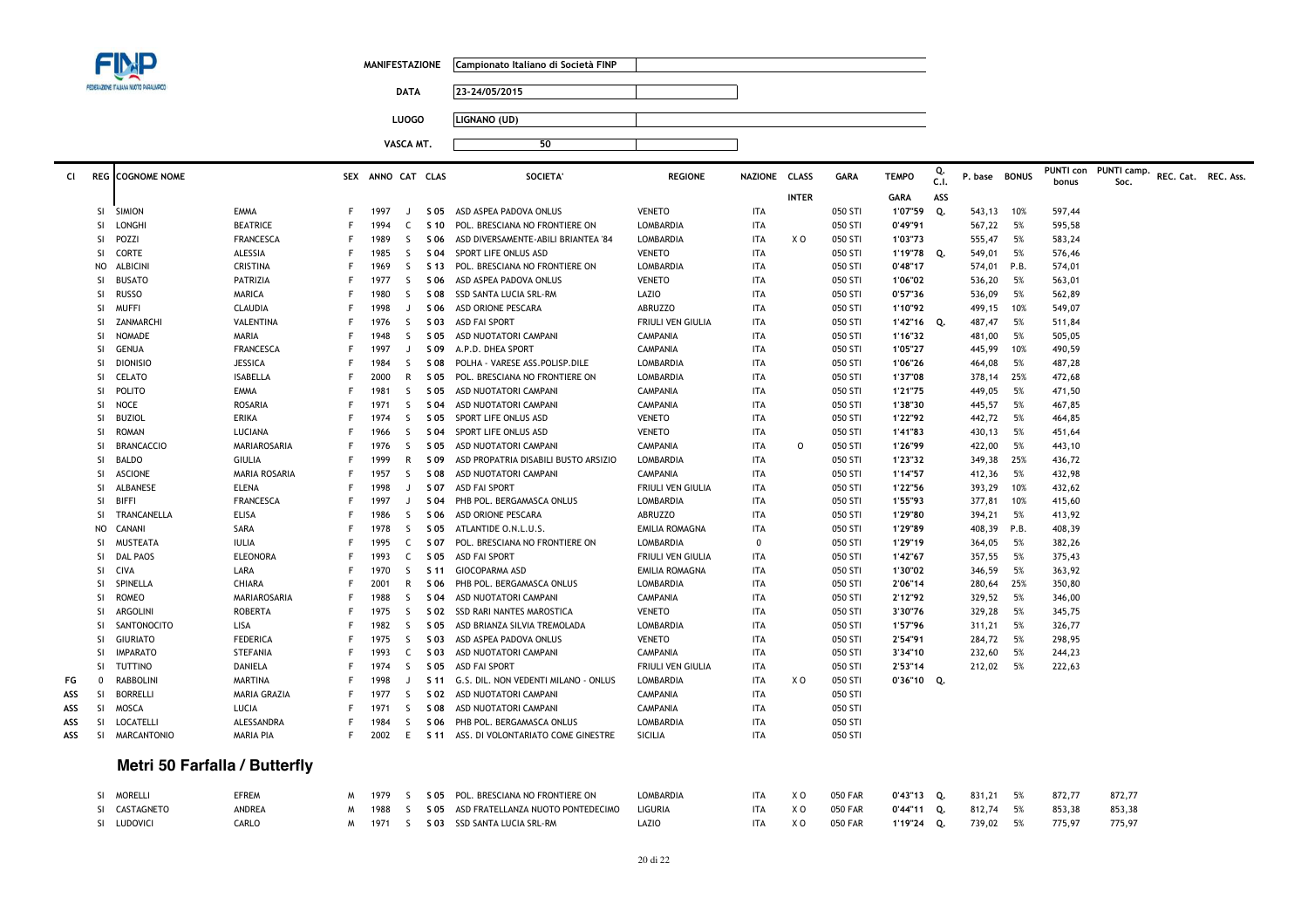| | |
|---|---|
| **MANIFESTAZIONE** | Campionato Italiano di Società FINP |
| **DATA** | 23-24/05/2015 |
| **LUOGO** | LIGNANO (UD) |
| **VASCA MT.** | 50 |

| Cl | REG | COGNOME NOME | | SEX | ANNO | CAT | CLAS | SOCIETA' | REGIONE | NAZIONE | CLASS | GARA | TEMPO | Q. C.I. | P. base | BONUS | PUNTI con bonus | PUNTI camp. Soc. | REC. Cat. | REC. Ass. |
|---|---|---|---|---|---|---|---|---|---|---|---|---|---|---|---|---|---|---|---|---|
| | | | | | | | | | | | INTER | | GARA | ASS | | | | | | |
| | SI | SIMION | EMMA | F | 1997 | J | S 05 | ASD ASPEA PADOVA ONLUS | VENETO | ITA | | 050 STI | 1'07"59 | Q. | 543,13 | 10% | 597,44 | | | |
| | SI | LONGHI | BEATRICE | F | 1994 | C | S 10 | POL. BRESCIANA NO FRONTIERE ON | LOMBARDIA | ITA | | 050 STI | 0'49"91 | | 567,22 | 5% | 595,58 | | | |
| | SI | POZZI | FRANCESCA | F | 1989 | S | S 06 | ASD DIVERSAMENTE-ABILI BRIANTEA '84 | LOMBARDIA | ITA | X O | 050 STI | 1'03"73 | | 555,47 | 5% | 583,24 | | | |
| | SI | CORTE | ALESSIA | F | 1985 | S | S 04 | SPORT LIFE ONLUS ASD | VENETO | ITA | | 050 STI | 1'19"78 | Q. | 549,01 | 5% | 576,46 | | | |
| | NO | ALBICINI | CRISTINA | F | 1969 | S | S 13 | POL. BRESCIANA NO FRONTIERE ON | LOMBARDIA | ITA | | 050 STI | 0'48"17 | | 574,01 | P.B. | 574,01 | | | |
| | SI | BUSATO | PATRIZIA | F | 1977 | S | S 06 | ASD ASPEA PADOVA ONLUS | VENETO | ITA | | 050 STI | 1'06"02 | | 536,20 | 5% | 563,01 | | | |
| | SI | RUSSO | MARICA | F | 1980 | S | S 08 | SSD SANTA LUCIA SRL-RM | LAZIO | ITA | | 050 STI | 0'57"36 | | 536,09 | 5% | 562,89 | | | |
| | SI | MUFFI | CLAUDIA | F | 1998 | J | S 06 | ASD ORIONE PESCARA | ABRUZZO | ITA | | 050 STI | 1'10"92 | | 499,15 | 10% | 549,07 | | | |
| | SI | ZANMARCHI | VALENTINA | F | 1976 | S | S 03 | ASD FAI SPORT | FRIULI VEN GIULIA | ITA | | 050 STI | 1'42"16 | Q. | 487,47 | 5% | 511,84 | | | |
| | SI | NOMADE | MARIA | F | 1948 | S | S 05 | ASD NUOTATORI CAMPANI | CAMPANIA | ITA | | 050 STI | 1'16"32 | | 481,00 | 5% | 505,05 | | | |
| | SI | GENUA | FRANCESCA | F | 1997 | J | S 09 | A.P.D. DHEA SPORT | CAMPANIA | ITA | | 050 STI | 1'05"27 | | 445,99 | 10% | 490,59 | | | |
| | SI | DIONISIO | JESSICA | F | 1984 | S | S 08 | POLHA - VARESE ASS.POLISP.DILE | LOMBARDIA | ITA | | 050 STI | 1'06"26 | | 464,08 | 5% | 487,28 | | | |
| | SI | CELATO | ISABELLA | F | 2000 | R | S 05 | POL. BRESCIANA NO FRONTIERE ON | LOMBARDIA | ITA | | 050 STI | 1'37"08 | | 378,14 | 25% | 472,68 | | | |
| | SI | POLITO | EMMA | F | 1981 | S | S 05 | ASD NUOTATORI CAMPANI | CAMPANIA | ITA | | 050 STI | 1'21"75 | | 449,05 | 5% | 471,50 | | | |
| | SI | NOCE | ROSARIA | F | 1971 | S | S 04 | ASD NUOTATORI CAMPANI | CAMPANIA | ITA | | 050 STI | 1'38"30 | | 445,57 | 5% | 467,85 | | | |
| | SI | BUZIOL | ERIKA | F | 1974 | S | S 05 | SPORT LIFE ONLUS ASD | VENETO | ITA | | 050 STI | 1'22"92 | | 442,72 | 5% | 464,85 | | | |
| | SI | ROMAN | LUCIANA | F | 1966 | S | S 04 | SPORT LIFE ONLUS ASD | VENETO | ITA | | 050 STI | 1'41"83 | | 430,13 | 5% | 451,64 | | | |
| | SI | BRANCACCIO | MARIAROSARIA | F | 1976 | S | S 05 | ASD NUOTATORI CAMPANI | CAMPANIA | ITA | O | 050 STI | 1'26"99 | | 422,00 | 5% | 443,10 | | | |
| | SI | BALDO | GIULIA | F | 1999 | R | S 09 | ASD PROPATRIA DISABILI BUSTO ARSIZIO | LOMBARDIA | ITA | | 050 STI | 1'23"32 | | 349,38 | 25% | 436,72 | | | |
| | SI | ASCIONE | MARIA ROSARIA | F | 1957 | S | S 08 | ASD NUOTATORI CAMPANI | CAMPANIA | ITA | | 050 STI | 1'14"57 | | 412,36 | 5% | 432,98 | | | |
| | SI | ALBANESE | ELENA | F | 1998 | J | S 07 | ASD FAI SPORT | FRIULI VEN GIULIA | ITA | | 050 STI | 1'22"56 | | 393,29 | 10% | 432,62 | | | |
| | SI | BIFFI | FRANCESCA | F | 1997 | J | S 04 | PHB POL. BERGAMASCA ONLUS | LOMBARDIA | ITA | | 050 STI | 1'55"93 | | 377,81 | 10% | 415,60 | | | |
| | SI | TRANCANELLA | ELISA | F | 1986 | S | S 06 | ASD ORIONE PESCARA | ABRUZZO | ITA | | 050 STI | 1'29"80 | | 394,21 | 5% | 413,92 | | | |
| | NO | CANANI | SARA | F | 1978 | S | S 05 | ATLANTIDE O.N.L.U.S. | EMILIA ROMAGNA | ITA | | 050 STI | 1'29"89 | | 408,39 | P.B. | 408,39 | | | |
| | SI | MUSTEATA | IULIA | F | 1995 | C | S 07 | POL. BRESCIANA NO FRONTIERE ON | LOMBARDIA | 0 | | 050 STI | 1'29"19 | | 364,05 | 5% | 382,26 | | | |
| | SI | DAL PAOS | ELEONORA | F | 1993 | C | S 05 | ASD FAI SPORT | FRIULI VEN GIULIA | ITA | | 050 STI | 1'42"67 | | 357,55 | 5% | 375,43 | | | |
| | SI | CIVA | LARA | F | 1970 | S | S 11 | GIOCOPARMA ASD | EMILIA ROMAGNA | ITA | | 050 STI | 1'30"02 | | 346,59 | 5% | 363,92 | | | |
| | SI | SPINELLA | CHIARA | F | 2001 | R | S 06 | PHB POL. BERGAMASCA ONLUS | LOMBARDIA | ITA | | 050 STI | 2'06"14 | | 280,64 | 25% | 350,80 | | | |
| | SI | ROMEO | MARIAROSARIA | F | 1988 | S | S 04 | ASD NUOTATORI CAMPANI | CAMPANIA | ITA | | 050 STI | 2'12"92 | | 329,52 | 5% | 346,00 | | | |
| | SI | ARGOLINI | ROBERTA | F | 1975 | S | S 02 | SSD RARI NANTES MAROSTICA | VENETO | ITA | | 050 STI | 3'30"76 | | 329,28 | 5% | 345,75 | | | |
| | SI | SANTONOCITO | LISA | F | 1982 | S | S 05 | ASD BRIANZA SILVIA TREMOLADA | LOMBARDIA | ITA | | 050 STI | 1'57"96 | | 311,21 | 5% | 326,77 | | | |
| | SI | GIURIATO | FEDERICA | F | 1975 | S | S 03 | ASD ASPEA PADOVA ONLUS | VENETO | ITA | | 050 STI | 2'54"91 | | 284,72 | 5% | 298,95 | | | |
| | SI | IMPARATO | STEFANIA | F | 1993 | C | S 03 | ASD NUOTATORI CAMPANI | CAMPANIA | ITA | | 050 STI | 3'34"10 | | 232,60 | 5% | 244,23 | | | |
| | SI | TUTTINO | DANIELA | F | 1974 | S | S 05 | ASD FAI SPORT | FRIULI VEN GIULIA | ITA | | 050 STI | 2'53"14 | | 212,02 | 5% | 222,63 | | | |
| FG | 0 | RABBOLINI | MARTINA | F | 1998 | J | S 11 | G.S. DIL. NON VEDENTI MILANO - ONLUS | LOMBARDIA | ITA | X O | 050 STI | 0'36"10 | Q. | | | | | | |
| ASS | SI | BORRELLI | MARIA GRAZIA | F | 1977 | S | S 02 | ASD NUOTATORI CAMPANI | CAMPANIA | ITA | | 050 STI | | | | | | | | |
| ASS | SI | MOSCA | LUCIA | F | 1971 | S | S 08 | ASD NUOTATORI CAMPANI | CAMPANIA | ITA | | 050 STI | | | | | | | | |
| ASS | SI | LOCATELLI | ALESSANDRA | F | 1984 | S | S 06 | PHB POL. BERGAMASCA ONLUS | LOMBARDIA | ITA | | 050 STI | | | | | | | | |
| ASS | SI | MARCANTONIO | MARIA PIA | F | 2002 | E | S 11 | ASS. DI VOLONTARIATO COME GINESTRE | SICILIA | ITA | | 050 STI | | | | | | | | |

## Metri 50 Farfalla / Butterfly

| Cl | REG | COGNOME NOME | | SEX | ANNO | CAT | CLAS | SOCIETA' | REGIONE | NAZIONE | CLASS | GARA | TEMPO | Q. C.I. | P. base | BONUS | PUNTI con bonus | PUNTI camp. Soc. | REC. Cat. | REC. Ass. |
|---|---|---|---|---|---|---|---|---|---|---|---|---|---|---|---|---|---|---|---|---|
| | SI | MORELLI | EFREM | M | 1979 | S | S 05 | POL. BRESCIANA NO FRONTIERE ON | LOMBARDIA | ITA | X O | 050 FAR | 0'43"13 | Q. | 831,21 | 5% | 872,77 | 872,77 | | |
| | SI | CASTAGNETO | ANDREA | M | 1988 | S | S 05 | ASD FRATELLANZA NUOTO PONTEDECIMO | LIGURIA | ITA | X O | 050 FAR | 0'44"11 | Q. | 812,74 | 5% | 853,38 | 853,38 | | |
| | SI | LUDOVICI | CARLO | M | 1971 | S | S 03 | SSD SANTA LUCIA SRL-RM | LAZIO | ITA | X O | 050 FAR | 1'19"24 | Q. | 739,02 | 5% | 775,97 | 775,97 | | |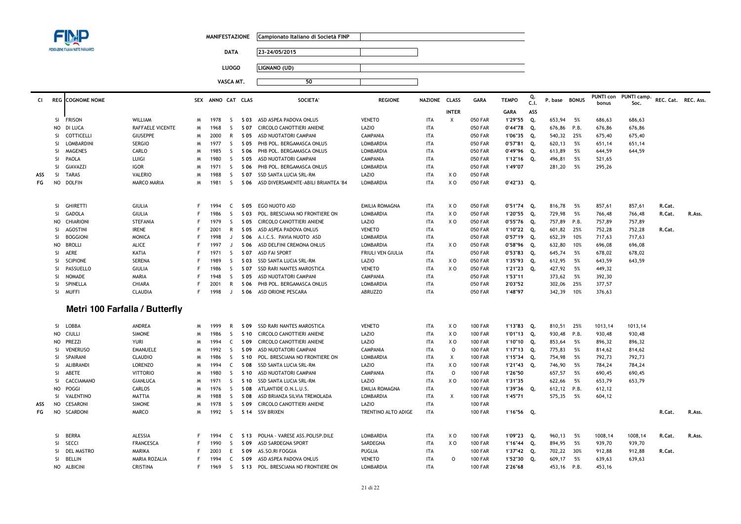| | | |
|---|---|---|
| **MANIFESTAZIONE** | Campionato Italiano di Società FINP | |
| **DATA** | 23-24/05/2015 | |
| **LUOGO** | LIGNANO (UD) | |
| **VASCA MT.** | 50 | |

| Cl | REG | COGNOME NOME | | SEX | ANNO | CAT | CLAS | SOCIETA' | REGIONE | NAZIONE | CLASS INTER | GARA | TEMPO GARA | Q. C.I. ASS | P. base | BONUS | PUNTI con bonus | PUNTI camp. Soc. | REC. Cat. | REC. Ass. |
|---|---|---|---|---|---|---|---|---|---|---|---|---|---|---|---|---|---|---|---|---|
| | SI | FRISON | WILLIAM | M | 1978 | S | S 03 | ASD ASPEA PADOVA ONLUS | VENETO | ITA | X | 050 FAR | 1'29"55 | Q. | 653,94 | 5% | 686,63 | 686,63 | | |
| | NO | DI LUCA | RAFFAELE VICENTE | M | 1968 | S | S 07 | CIRCOLO CANOTTIERI ANIENE | LAZIO | ITA | | 050 FAR | 0'44"78 | Q. | 676,86 | P.B. | 676,86 | 676,86 | | |
| | SI | COTTICELLI | GIUSEPPE | M | 2000 | R | S 05 | ASD NUOTATORI CAMPANI | CAMPANIA | ITA | | 050 FAR | 1'06"35 | Q. | 540,32 | 25% | 675,40 | 675,40 | | |
| | SI | LOMBARDINI | SERGIO | M | 1977 | S | S 05 | PHB POL. BERGAMASCA ONLUS | LOMBARDIA | ITA | | 050 FAR | 0'57"81 | Q. | 620,13 | 5% | 651,14 | 651,14 | | |
| | SI | MAGENES | CARLO | M | 1985 | S | S 06 | PHB POL. BERGAMASCA ONLUS | LOMBARDIA | ITA | | 050 FAR | 0'49"96 | Q. | 613,89 | 5% | 644,59 | 644,59 | | |
| | SI | PAOLA | LUIGI | M | 1980 | S | S 05 | ASD NUOTATORI CAMPANI | CAMPANIA | ITA | | 050 FAR | 1'12"16 | Q. | 496,81 | 5% | 521,65 | | | |
| | SI | GIAVAZZI | IGOR | M | 1971 | S | S 06 | PHB POL. BERGAMASCA ONLUS | LOMBARDIA | ITA | | 050 FAR | 1'49"07 | | 281,20 | 5% | 295,26 | | | |
| ASS | SI | TARAS | VALERIO | M | 1988 | S | S 07 | SSD SANTA LUCIA SRL-RM | LAZIO | ITA | X O | 050 FAR | | | | | | | | |
| FG | NO | DOLFIN | MARCO MARIA | M | 1981 | S | S 06 | ASD DIVERSAMENTE-ABILI BRIANTEA '84 | LOMBARDIA | ITA | X O | 050 FAR | 0'42"33 | Q. | | | | | | |
| | SI | GHIRETTI | GIULIA | F | 1994 | C | S 05 | EGO NUOTO ASD | EMILIA ROMAGNA | ITA | X O | 050 FAR | 0'51"74 | Q. | 816,78 | 5% | 857,61 | 857,61 | R.Cat. | |
| | SI | GADOLA | GIULIA | F | 1986 | S | S 03 | POL. BRESCIANA NO FRONTIERE ON | LOMBARDIA | ITA | X O | 050 FAR | 1'20"55 | Q. | 729,98 | 5% | 766,48 | 766,48 | R.Cat. | R.Ass. |
| | NO | CHIARIONI | STEFANIA | F | 1979 | S | S 05 | CIRCOLO CANOTTIERI ANIENE | LAZIO | ITA | X O | 050 FAR | 0'55"76 | Q. | 757,89 | P.B. | 757,89 | 757,89 | | |
| | SI | AGOSTINI | IRENE | F | 2001 | R | S 05 | ASD ASPEA PADOVA ONLUS | VENETO | ITA | | 050 FAR | 1'10"22 | Q. | 601,82 | 25% | 752,28 | 752,28 | R.Cat. | |
| | SI | BOGGIONI | MONICA | F | 1998 | J | S 06 | A.I.C.S. PAVIA NUOTO ASD | LOMBARDIA | ITA | | 050 FAR | 0'57"19 | Q. | 652,39 | 10% | 717,63 | 717,63 | | |
| | NO | BROLLI | ALICE | F | 1997 | J | S 06 | ASD DELFINI CREMONA ONLUS | LOMBARDIA | ITA | X O | 050 FAR | 0'58"96 | Q. | 632,80 | 10% | 696,08 | 696,08 | | |
| | SI | AERE | KATIA | F | 1971 | S | S 07 | ASD FAI SPORT | FRIULI VEN GIULIA | ITA | | 050 FAR | 0'53"83 | Q. | 645,74 | 5% | 678,02 | 678,02 | | |
| | SI | SCIPIONE | SERENA | F | 1989 | S | S 03 | SSD SANTA LUCIA SRL-RM | LAZIO | ITA | X O | 050 FAR | 1'35"93 | Q. | 612,95 | 5% | 643,59 | 643,59 | | |
| | SI | PASSUELLO | GIULIA | F | 1986 | S | S 07 | SSD RARI NANTES MAROSTICA | VENETO | ITA | X O | 050 FAR | 1'21"23 | Q. | 427,92 | 5% | 449,32 | | | |
| | SI | NOMADE | MARIA | F | 1948 | S | S 05 | ASD NUOTATORI CAMPANI | CAMPANIA | ITA | | 050 FAR | 1'53"11 | | 373,62 | 5% | 392,30 | | | |
| | SI | SPINELLA | CHIARA | F | 2001 | R | S 06 | PHB POL. BERGAMASCA ONLUS | LOMBARDIA | ITA | | 050 FAR | 2'03"52 | | 302,06 | 25% | 377,57 | | | |
| | SI | MUFFI | CLAUDIA | F | 1998 | J | S 06 | ASD ORIONE PESCARA | ABRUZZO | ITA | | 050 FAR | 1'48"97 | | 342,39 | 10% | 376,63 | | | |

## Metri 100 Farfalla / Butterfly

| Cl | REG | COGNOME NOME | | SEX | ANNO | CAT | CLAS | SOCIETA' | REGIONE | NAZIONE | CLASS INTER | GARA | TEMPO GARA | Q. C.I. ASS | P. base | BONUS | PUNTI con bonus | PUNTI camp. Soc. | REC. Cat. | REC. Ass. |
|---|---|---|---|---|---|---|---|---|---|---|---|---|---|---|---|---|---|---|---|---|
| | SI | LOBBA | ANDREA | M | 1999 | R | S 09 | SSD RARI NANTES MAROSTICA | VENETO | ITA | X O | 100 FAR | 1'13"83 | Q. | 810,51 | 25% | 1013,14 | 1013,14 | | |
| | NO | CIULLI | SIMONE | M | 1986 | S | S 10 | CIRCOLO CANOTTIERI ANIENE | LAZIO | ITA | X O | 100 FAR | 1'01"13 | Q. | 930,48 | P.B. | 930,48 | 930,48 | | |
| | NO | PREZZI | YURI | M | 1994 | C | S 09 | CIRCOLO CANOTTIERI ANIENE | LAZIO | ITA | X O | 100 FAR | 1'10"10 | Q. | 853,64 | 5% | 896,32 | 896,32 | | |
| | SI | VENERUSO | EMANUELE | M | 1992 | S | S 09 | ASD NUOTATORI CAMPANI | CAMPANIA | ITA | O | 100 FAR | 1'17"13 | Q. | 775,83 | 5% | 814,62 | 814,62 | | |
| | SI | SPAIRANI | CLAUDIO | M | 1986 | S | S 10 | POL. BRESCIANA NO FRONTIERE ON | LOMBARDIA | ITA | X | 100 FAR | 1'15"34 | Q. | 754,98 | 5% | 792,73 | 792,73 | | |
| | SI | ALIBRANDI | LORENZO | M | 1994 | C | S 08 | SSD SANTA LUCIA SRL-RM | LAZIO | ITA | X O | 100 FAR | 1'21"43 | Q. | 746,90 | 5% | 784,24 | 784,24 | | |
| | SI | ABETE | VITTORIO | M | 1980 | S | S 10 | ASD NUOTATORI CAMPANI | CAMPANIA | ITA | O | 100 FAR | 1'26"50 | | 657,57 | 5% | 690,45 | 690,45 | | |
| | SI | CACCIAMANO | GIANLUCA | M | 1971 | S | S 10 | SSD SANTA LUCIA SRL-RM | LAZIO | ITA | X O | 100 FAR | 1'31"35 | | 622,66 | 5% | 653,79 | 653,79 | | |
| | NO | POGGI | CARLOS | M | 1976 | S | S 08 | ATLANTIDE O.N.L.U.S. | EMILIA ROMAGNA | ITA | | 100 FAR | 1'39"36 | Q. | 612,12 | P.B. | 612,12 | | | |
| | SI | VALENTINO | MATTIA | M | 1988 | S | S 08 | ASD BRIANZA SILVIA TREMOLADA | LOMBARDIA | ITA | X | 100 FAR | 1'45"71 | | 575,35 | 5% | 604,12 | | | |
| ASS | NO | CESARONI | SIMONE | M | 1978 | S | S 09 | CIRCOLO CANOTTIERI ANIENE | LAZIO | ITA | | 100 FAR | | | | | | | | |
| FG | NO | SCARDONI | MARCO | M | 1992 | S | S 14 | SSV BRIXEN | TRENTINO ALTO ADIGE | ITA | | 100 FAR | 1'16"56 | Q. | | | | | R.Cat. | R.Ass. |
| | SI | BERRA | ALESSIA | F | 1994 | C | S 13 | POLHA - VARESE ASS.POLISP.DILE | LOMBARDIA | ITA | X O | 100 FAR | 1'09"23 | Q. | 960,13 | 5% | 1008,14 | 1008,14 | R.Cat. | R.Ass. |
| | SI | SECCI | FRANCESCA | F | 1990 | S | S 09 | ASD SARDEGNA SPORT | SARDEGNA | ITA | X O | 100 FAR | 1'16"44 | Q. | 894,95 | 5% | 939,70 | 939,70 | | |
| | SI | DEL MASTRO | MARIKA | F | 2003 | E | S 09 | AS.SO.RI FOGGIA | PUGLIA | ITA | | 100 FAR | 1'37"42 | Q. | 702,22 | 30% | 912,88 | 912,88 | R.Cat. | |
| | SI | BELLIN | MARIA ROZALIA | F | 1994 | C | S 09 | ASD ASPEA PADOVA ONLUS | VENETO | ITA | O | 100 FAR | 1'52"30 | Q. | 609,17 | 5% | 639,63 | 639,63 | | |
| | NO | ALBICINI | CRISTINA | F | 1969 | S | S 13 | POL. BRESCIANA NO FRONTIERE ON | LOMBARDIA | ITA | | 100 FAR | 2'26"68 | | 453,16 | P.B. | 453,16 | | | |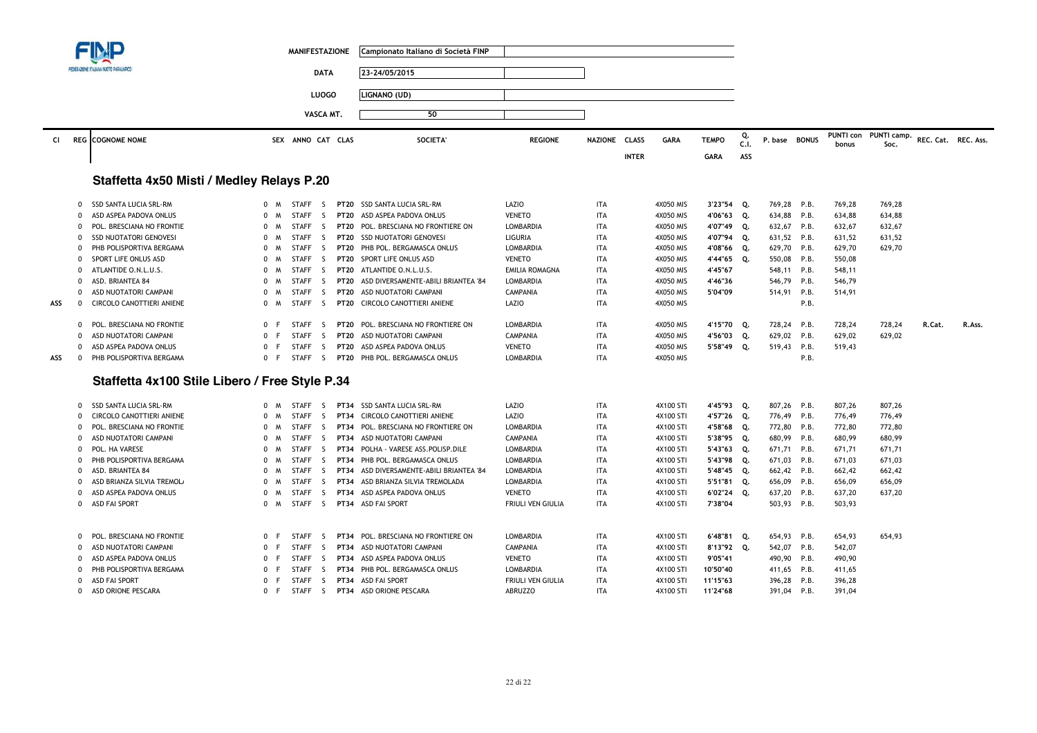| | | |
|---|---|---|
| **MANIFESTAZIONE** | Campionato Italiano di Società FINP | |
| **DATA** | 23-24/05/2015 | |
| **LUOGO** | LIGNANO (UD) | |
| **VASCA MT.** | 50 | |

## Staffetta 4x50 Misti / Medley Relays P.20

| Cl | REG | COGNOME NOME | SEX | ANNO | CAT | CLAS | SOCIETA' | REGIONE | NAZIONE | CLASS INTER | GARA | TEMPO GARA | Q. C.I. ASS | P. base | BONUS | PUNTI con bonus | PUNTI camp. Soc. | REC. Cat. | REC. Ass. |
|---|---|---|---|---|---|---|---|---|---|---|---|---|---|---|---|---|---|---|---|
| | 0 | SSD SANTA LUCIA SRL-RM | 0 | M | STAFF | S | PT20 SSD SANTA LUCIA SRL-RM | LAZIO | ITA | | 4X050 MIS | 3'23"54 | Q. | 769,28 | P.B. | 769,28 | 769,28 | | |
| | 0 | ASD ASPEA PADOVA ONLUS | 0 | M | STAFF | S | PT20 ASD ASPEA PADOVA ONLUS | VENETO | ITA | | 4X050 MIS | 4'06"63 | Q. | 634,88 | P.B. | 634,88 | 634,88 | | |
| | 0 | POL. BRESCIANA NO FRONTIE | 0 | M | STAFF | S | PT20 POL. BRESCIANA NO FRONTIERE ON | LOMBARDIA | ITA | | 4X050 MIS | 4'07"49 | Q. | 632,67 | P.B. | 632,67 | 632,67 | | |
| | 0 | SSD NUOTATORI GENOVESI | 0 | M | STAFF | S | PT20 SSD NUOTATORI GENOVESI | LIGURIA | ITA | | 4X050 MIS | 4'07"94 | Q. | 631,52 | P.B. | 631,52 | 631,52 | | |
| | 0 | PHB POLISPORTIVA BERGAMA | 0 | M | STAFF | S | PT20 PHB POL. BERGAMASCA ONLUS | LOMBARDIA | ITA | | 4X050 MIS | 4'08"66 | Q. | 629,70 | P.B. | 629,70 | 629,70 | | |
| | 0 | SPORT LIFE ONLUS ASD | 0 | M | STAFF | S | PT20 SPORT LIFE ONLUS ASD | VENETO | ITA | | 4X050 MIS | 4'44"65 | Q. | 550,08 | P.B. | 550,08 | | | |
| | 0 | ATLANTIDE O.N.L.U.S. | 0 | M | STAFF | S | PT20 ATLANTIDE O.N.L.U.S. | EMILIA ROMAGNA | ITA | | 4X050 MIS | 4'45"67 | | 548,11 | P.B. | 548,11 | | | |
| | 0 | ASD. BRIANTEA 84 | 0 | M | STAFF | S | PT20 ASD DIVERSAMENTE-ABILI BRIANTEA '84 | LOMBARDIA | ITA | | 4X050 MIS | 4'46"36 | | 546,79 | P.B. | 546,79 | | | |
| | 0 | ASD NUOTATORI CAMPANI | 0 | M | STAFF | S | PT20 ASD NUOTATORI CAMPANI | CAMPANIA | ITA | | 4X050 MIS | 5'04"09 | | 514,91 | P.B. | 514,91 | | | |
| ASS | 0 | CIRCOLO CANOTTIERI ANIENE | 0 | M | STAFF | S | PT20 CIRCOLO CANOTTIERI ANIENE | LAZIO | ITA | | 4X050 MIS | | | | P.B. | | | | |
| | 0 | POL. BRESCIANA NO FRONTIE | 0 | F | STAFF | S | PT20 POL. BRESCIANA NO FRONTIERE ON | LOMBARDIA | ITA | | 4X050 MIS | 4'15"70 | Q. | 728,24 | P.B. | 728,24 | 728,24 | R.Cat. | R.Ass. |
| | 0 | ASD NUOTATORI CAMPANI | 0 | F | STAFF | S | PT20 ASD NUOTATORI CAMPANI | CAMPANIA | ITA | | 4X050 MIS | 4'56"03 | Q. | 629,02 | P.B. | 629,02 | 629,02 | | |
| | 0 | ASD ASPEA PADOVA ONLUS | 0 | F | STAFF | S | PT20 ASD ASPEA PADOVA ONLUS | VENETO | ITA | | 4X050 MIS | 5'58"49 | Q. | 519,43 | P.B. | 519,43 | | | |
| ASS | 0 | PHB POLISPORTIVA BERGAMA | 0 | F | STAFF | S | PT20 PHB POL. BERGAMASCA ONLUS | LOMBARDIA | ITA | | 4X050 MIS | | | | P.B. | | | | |

## Staffetta 4x100 Stile Libero / Free Style P.34

| Cl | REG | COGNOME NOME | SEX | ANNO | CAT | CLAS | SOCIETA' | REGIONE | NAZIONE | CLASS INTER | GARA | TEMPO GARA | Q. C.I. ASS | P. base | BONUS | PUNTI con bonus | PUNTI camp. Soc. | REC. Cat. | REC. Ass. |
|---|---|---|---|---|---|---|---|---|---|---|---|---|---|---|---|---|---|---|---|
| | 0 | SSD SANTA LUCIA SRL-RM | 0 | M | STAFF | S | PT34 SSD SANTA LUCIA SRL-RM | LAZIO | ITA | | 4X100 STI | 4'45"93 | Q. | 807,26 | P.B. | 807,26 | 807,26 | | |
| | 0 | CIRCOLO CANOTTIERI ANIENE | 0 | M | STAFF | S | PT34 CIRCOLO CANOTTIERI ANIENE | LAZIO | ITA | | 4X100 STI | 4'57"26 | Q. | 776,49 | P.B. | 776,49 | 776,49 | | |
| | 0 | POL. BRESCIANA NO FRONTIE | 0 | M | STAFF | S | PT34 POL. BRESCIANA NO FRONTIERE ON | LOMBARDIA | ITA | | 4X100 STI | 4'58"68 | Q. | 772,80 | P.B. | 772,80 | 772,80 | | |
| | 0 | ASD NUOTATORI CAMPANI | 0 | M | STAFF | S | PT34 ASD NUOTATORI CAMPANI | CAMPANIA | ITA | | 4X100 STI | 5'38"95 | Q. | 680,99 | P.B. | 680,99 | 680,99 | | |
| | 0 | POL. HA VARESE | 0 | M | STAFF | S | PT34 POLHA - VARESE ASS.POLISP.DILE | LOMBARDIA | ITA | | 4X100 STI | 5'43"63 | Q. | 671,71 | P.B. | 671,71 | 671,71 | | |
| | 0 | PHB POLISPORTIVA BERGAMA | 0 | M | STAFF | S | PT34 PHB POL. BERGAMASCA ONLUS | LOMBARDIA | ITA | | 4X100 STI | 5'43"98 | Q. | 671,03 | P.B. | 671,03 | 671,03 | | |
| | 0 | ASD. BRIANTEA 84 | 0 | M | STAFF | S | PT34 ASD DIVERSAMENTE-ABILI BRIANTEA '84 | LOMBARDIA | ITA | | 4X100 STI | 5'48"45 | Q. | 662,42 | P.B. | 662,42 | 662,42 | | |
| | 0 | ASD BRIANZA SILVIA TREMOL/ | 0 | M | STAFF | S | PT34 ASD BRIANZA SILVIA TREMOLADA | LOMBARDIA | ITA | | 4X100 STI | 5'51"81 | Q. | 656,09 | P.B. | 656,09 | 656,09 | | |
| | 0 | ASD ASPEA PADOVA ONLUS | 0 | M | STAFF | S | PT34 ASD ASPEA PADOVA ONLUS | VENETO | ITA | | 4X100 STI | 6'02"24 | Q. | 637,20 | P.B. | 637,20 | 637,20 | | |
| | 0 | ASD FAI SPORT | 0 | M | STAFF | S | PT34 ASD FAI SPORT | FRIULI VEN GIULIA | ITA | | 4X100 STI | 7'38"04 | | 503,93 | P.B. | 503,93 | | | |
| | 0 | POL. BRESCIANA NO FRONTIE | 0 | F | STAFF | S | PT34 POL. BRESCIANA NO FRONTIERE ON | LOMBARDIA | ITA | | 4X100 STI | 6'48"81 | Q. | 654,93 | P.B. | 654,93 | 654,93 | | |
| | 0 | ASD NUOTATORI CAMPANI | 0 | F | STAFF | S | PT34 ASD NUOTATORI CAMPANI | CAMPANIA | ITA | | 4X100 STI | 8'13"92 | Q. | 542,07 | P.B. | 542,07 | | | |
| | 0 | ASD ASPEA PADOVA ONLUS | 0 | F | STAFF | S | PT34 ASD ASPEA PADOVA ONLUS | VENETO | ITA | | 4X100 STI | 9'05"41 | | 490,90 | P.B. | 490,90 | | | |
| | 0 | PHB POLISPORTIVA BERGAMA | 0 | F | STAFF | S | PT34 PHB POL. BERGAMASCA ONLUS | LOMBARDIA | ITA | | 4X100 STI | 10'50"40 | | 411,65 | P.B. | 411,65 | | | |
| | 0 | ASD FAI SPORT | 0 | F | STAFF | S | PT34 ASD FAI SPORT | FRIULI VEN GIULIA | ITA | | 4X100 STI | 11'15"63 | | 396,28 | P.B. | 396,28 | | | |
| | 0 | ASD ORIONE PESCARA | 0 | F | STAFF | S | PT34 ASD ORIONE PESCARA | ABRUZZO | ITA | | 4X100 STI | 11'24"68 | | 391,04 | P.B. | 391,04 | | | |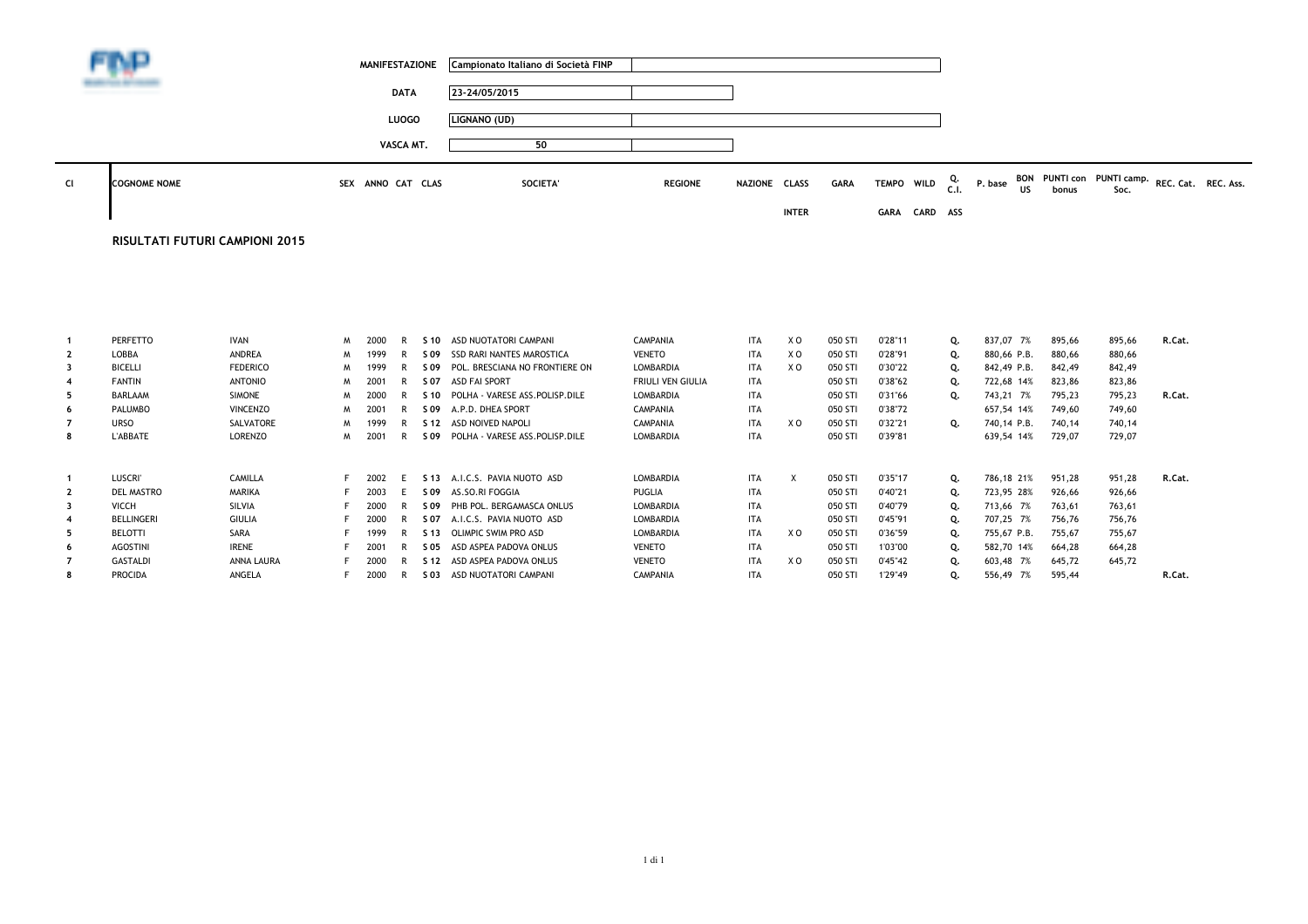| MANIFESTAZIONE | Campionato Italiano di Società FINP |
|---|---|
| DATA | 23-24/05/2015 |
| LUOGO | LIGNANO (UD) |
| VASCA MT. | 50 |

## RISULTATI FUTURI CAMPIONI 2015

| Cl | COGNOME | NOME | SEX | ANNO | CAT | CLAS | SOCIETA' | REGIONE | NAZIONE | CLASS INTER | GARA | TEMPO GARA | WILD CARD | Q. C.I. ASS | P. base | BON US | PUNTI con bonus | PUNTI camp. Soc. | REC. Cat. | REC. Ass. |
|---|---|---|---|---|---|---|---|---|---|---|---|---|---|---|---|---|---|---|---|---|
| 1 | PERFETTO | IVAN | M | 2000 | R | S 10 | ASD NUOTATORI CAMPANI | CAMPANIA | ITA | X O | 050 STI | 0'28"11 | | Q. | 837,07 | 7% | 895,66 | 895,66 | R.Cat. | |
| 2 | LOBBA | ANDREA | M | 1999 | R | S 09 | SSD RARI NANTES MAROSTICA | VENETO | ITA | X O | 050 STI | 0'28"91 | | Q. | 880,66 | P.B. | 880,66 | 880,66 | | |
| 3 | BICELLI | FEDERICO | M | 1999 | R | S 09 | POL. BRESCIANA NO FRONTIERE ON | LOMBARDIA | ITA | X O | 050 STI | 0'30"22 | | Q. | 842,49 | P.B. | 842,49 | 842,49 | | |
| 4 | FANTIN | ANTONIO | M | 2001 | R | S 07 | ASD FAI SPORT | FRIULI VEN GIULIA | ITA | | 050 STI | 0'38"62 | | Q. | 722,68 | 14% | 823,86 | 823,86 | | |
| 5 | BARLAAM | SIMONE | M | 2000 | R | S 10 | POLHA - VARESE ASS.POLISP.DILE | LOMBARDIA | ITA | | 050 STI | 0'31"66 | | Q. | 743,21 | 7% | 795,23 | 795,23 | R.Cat. | |
| 6 | PALUMBO | VINCENZO | M | 2001 | R | S 09 | A.P.D. DHEA SPORT | CAMPANIA | ITA | | 050 STI | 0'38"72 | | | 657,54 | 14% | 749,60 | 749,60 | | |
| 7 | URSO | SALVATORE | M | 1999 | R | S 12 | ASD NOIVED NAPOLI | CAMPANIA | ITA | X O | 050 STI | 0'32"21 | | Q. | 740,14 | P.B. | 740,14 | 740,14 | | |
| 8 | L'ABBATE | LORENZO | M | 2001 | R | S 09 | POLHA - VARESE ASS.POLISP.DILE | LOMBARDIA | ITA | | 050 STI | 0'39"81 | | | 639,54 | 14% | 729,07 | 729,07 | | |
| 1 | LUSCRI' | CAMILLA | F | 2002 | E | S 13 | A.I.C.S. PAVIA NUOTO ASD | LOMBARDIA | ITA | X | 050 STI | 0'35"17 | | Q. | 786,18 | 21% | 951,28 | 951,28 | R.Cat. | |
| 2 | DEL MASTRO | MARIKA | F | 2003 | E | S 09 | AS.SO.RI FOGGIA | PUGLIA | ITA | | 050 STI | 0'40"21 | | Q. | 723,95 | 28% | 926,66 | 926,66 | | |
| 3 | VICCH | SILVIA | F | 2000 | R | S 09 | PHB POL. BERGAMASCA ONLUS | LOMBARDIA | ITA | | 050 STI | 0'40"79 | | Q. | 713,66 | 7% | 763,61 | 763,61 | | |
| 4 | BELLINGERI | GIULIA | F | 2000 | R | S 07 | A.I.C.S. PAVIA NUOTO ASD | LOMBARDIA | ITA | | 050 STI | 0'45"91 | | Q. | 707,25 | 7% | 756,76 | 756,76 | | |
| 5 | BELOTTI | SARA | F | 1999 | R | S 13 | OLIMPIC SWIM PRO ASD | LOMBARDIA | ITA | X O | 050 STI | 0'36"59 | | Q. | 755,67 | P.B. | 755,67 | 755,67 | | |
| 6 | AGOSTINI | IRENE | F | 2001 | R | S 05 | ASD ASPEA PADOVA ONLUS | VENETO | ITA | | 050 STI | 1'03"00 | | Q. | 582,70 | 14% | 664,28 | 664,28 | | |
| 7 | GASTALDI | ANNA LAURA | F | 2000 | R | S 12 | ASD ASPEA PADOVA ONLUS | VENETO | ITA | X O | 050 STI | 0'45"42 | | Q. | 603,48 | 7% | 645,72 | 645,72 | | |
| 8 | PROCIDA | ANGELA | F | 2000 | R | S 03 | ASD NUOTATORI CAMPANI | CAMPANIA | ITA | | 050 STI | 1'29"49 | | Q. | 556,49 | 7% | 595,44 | | R.Cat. | |